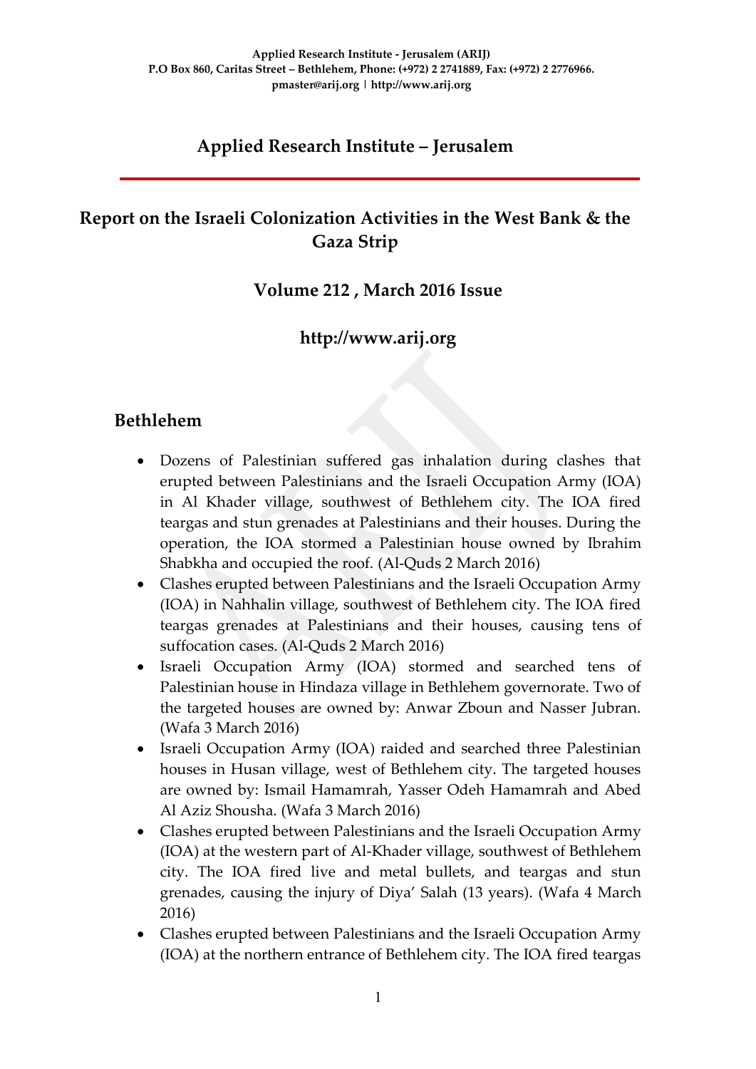Applied Research Institute - Jerusalem (ARIJ)
P.O Box 860, Caritas Street – Bethlehem, Phone: (+972) 2 2741889, Fax: (+972) 2 2776966.
pmaster@arij.org | http://www.arij.org

# Applied Research Institute – Jerusalem

## Report on the Israeli Colonization Activities in the West Bank & the Gaza Strip

### Volume 212 , March 2016 Issue

### http://www.arij.org

## Bethlehem

- Dozens of Palestinian suffered gas inhalation during clashes that erupted between Palestinians and the Israeli Occupation Army (IOA) in Al Khader village, southwest of Bethlehem city. The IOA fired teargas and stun grenades at Palestinians and their houses. During the operation, the IOA stormed a Palestinian house owned by Ibrahim Shabkha and occupied the roof. (Al-Quds 2 March 2016)
- Clashes erupted between Palestinians and the Israeli Occupation Army (IOA) in Nahhalin village, southwest of Bethlehem city. The IOA fired teargas grenades at Palestinians and their houses, causing tens of suffocation cases. (Al-Quds 2 March 2016)
- Israeli Occupation Army (IOA) stormed and searched tens of Palestinian house in Hindaza village in Bethlehem governorate. Two of the targeted houses are owned by: Anwar Zboun and Nasser Jubran. (Wafa 3 March 2016)
- Israeli Occupation Army (IOA) raided and searched three Palestinian houses in Husan village, west of Bethlehem city. The targeted houses are owned by: Ismail Hamamrah, Yasser Odeh Hamamrah and Abed Al Aziz Shousha. (Wafa 3 March 2016)
- Clashes erupted between Palestinians and the Israeli Occupation Army (IOA) at the western part of Al-Khader village, southwest of Bethlehem city. The IOA fired live and metal bullets, and teargas and stun grenades, causing the injury of Diya' Salah (13 years). (Wafa 4 March 2016)
- Clashes erupted between Palestinians and the Israeli Occupation Army (IOA) at the northern entrance of Bethlehem city. The IOA fired teargas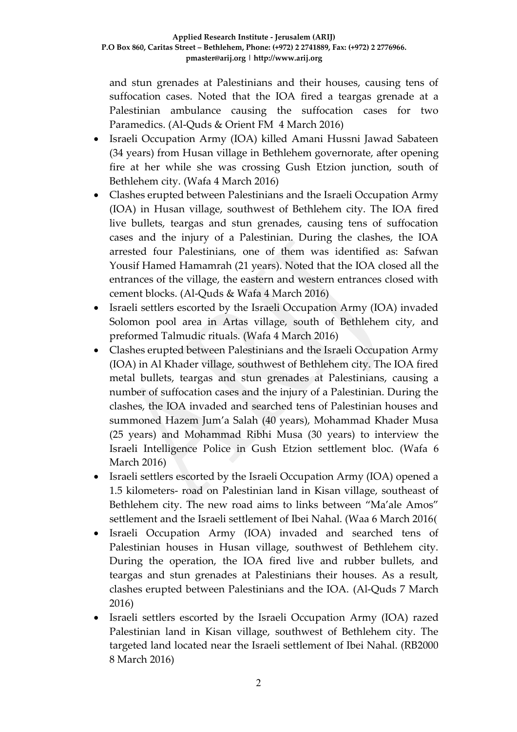and stun grenades at Palestinians and their houses, causing tens of suffocation cases. Noted that the IOA fired a teargas grenade at a Palestinian ambulance causing the suffocation cases for two Paramedics. (Al-Quds & Orient FM 4 March 2016)

- Israeli Occupation Army (IOA) killed Amani Hussni Jawad Sabateen (34 years) from Husan village in Bethlehem governorate, after opening fire at her while she was crossing Gush Etzion junction, south of Bethlehem city. (Wafa 4 March 2016)
- Clashes erupted between Palestinians and the Israeli Occupation Army (IOA) in Husan village, southwest of Bethlehem city. The IOA fired live bullets, teargas and stun grenades, causing tens of suffocation cases and the injury of a Palestinian. During the clashes, the IOA arrested four Palestinians, one of them was identified as: Safwan Yousif Hamed Hamamrah (21 years). Noted that the IOA closed all the entrances of the village, the eastern and western entrances closed with cement blocks. (Al-Quds & Wafa 4 March 2016)
- Israeli settlers escorted by the Israeli Occupation Army (IOA) invaded Solomon pool area in Artas village, south of Bethlehem city, and preformed Talmudic rituals. (Wafa 4 March 2016)
- Clashes erupted between Palestinians and the Israeli Occupation Army (IOA) in Al Khader village, southwest of Bethlehem city. The IOA fired metal bullets, teargas and stun grenades at Palestinians, causing a number of suffocation cases and the injury of a Palestinian. During the clashes, the IOA invaded and searched tens of Palestinian houses and summoned Hazem Jum'a Salah (40 years), Mohammad Khader Musa (25 years) and Mohammad Ribhi Musa (30 years) to interview the Israeli Intelligence Police in Gush Etzion settlement bloc. (Wafa 6 March 2016)
- Israeli settlers escorted by the Israeli Occupation Army (IOA) opened a 1.5 kilometers- road on Palestinian land in Kisan village, southeast of Bethlehem city. The new road aims to links between "Ma'ale Amos" settlement and the Israeli settlement of Ibei Nahal. (Waa 6 March 2016(
- Israeli Occupation Army (IOA) invaded and searched tens of Palestinian houses in Husan village, southwest of Bethlehem city. During the operation, the IOA fired live and rubber bullets, and teargas and stun grenades at Palestinians their houses. As a result, clashes erupted between Palestinians and the IOA. (Al-Quds 7 March 2016)
- Israeli settlers escorted by the Israeli Occupation Army (IOA) razed Palestinian land in Kisan village, southwest of Bethlehem city. The targeted land located near the Israeli settlement of Ibei Nahal. (RB2000 8 March 2016)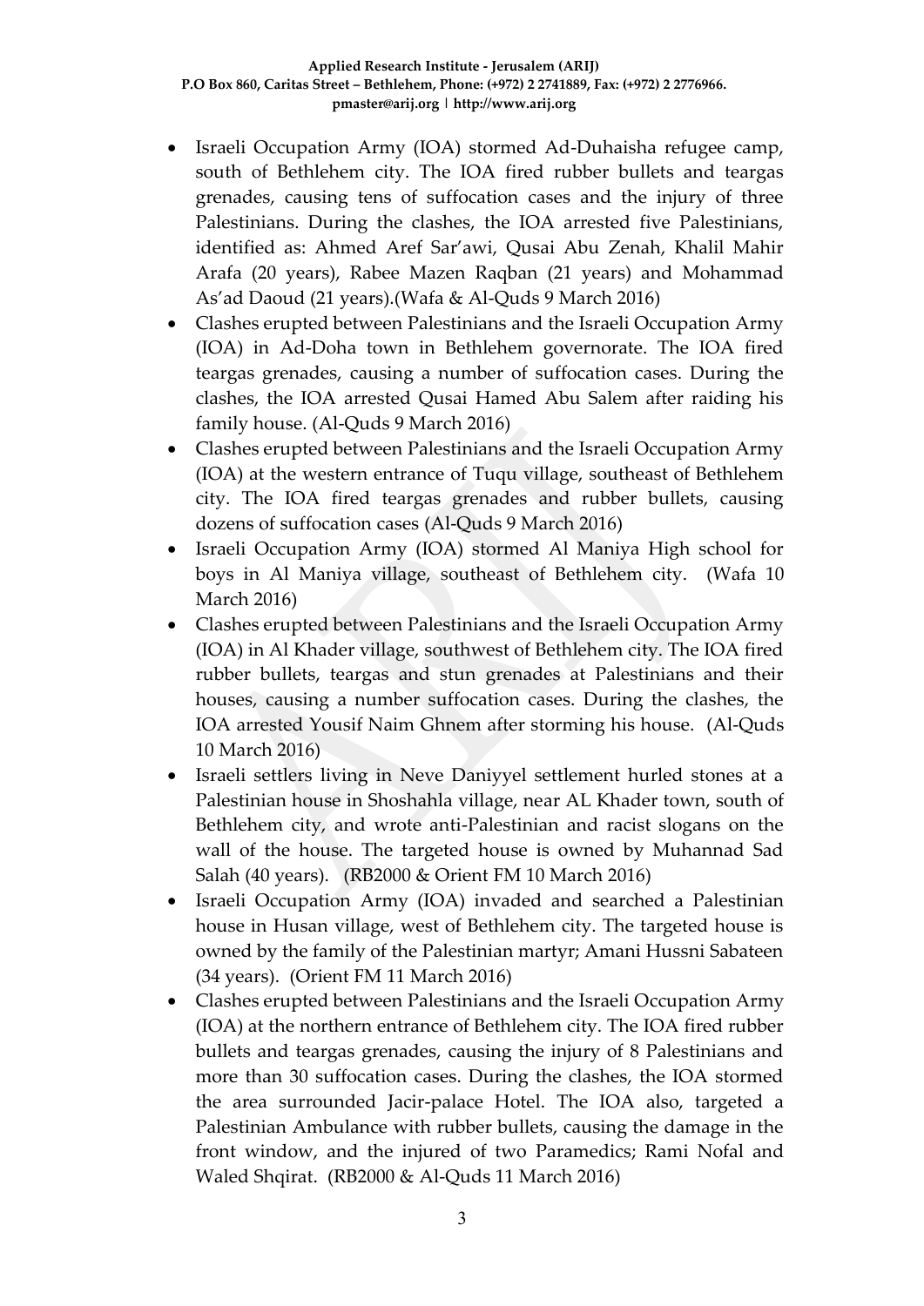- Israeli Occupation Army (IOA) stormed Ad-Duhaisha refugee camp, south of Bethlehem city. The IOA fired rubber bullets and teargas grenades, causing tens of suffocation cases and the injury of three Palestinians. During the clashes, the IOA arrested five Palestinians, identified as: Ahmed Aref Sar'awi, Qusai Abu Zenah, Khalil Mahir Arafa (20 years), Rabee Mazen Raqban (21 years) and Mohammad As'ad Daoud (21 years).(Wafa & Al-Quds 9 March 2016)
- Clashes erupted between Palestinians and the Israeli Occupation Army (IOA) in Ad-Doha town in Bethlehem governorate. The IOA fired teargas grenades, causing a number of suffocation cases. During the clashes, the IOA arrested Qusai Hamed Abu Salem after raiding his family house. (Al-Quds 9 March 2016)
- Clashes erupted between Palestinians and the Israeli Occupation Army (IOA) at the western entrance of Tuqu village, southeast of Bethlehem city. The IOA fired teargas grenades and rubber bullets, causing dozens of suffocation cases (Al-Quds 9 March 2016)
- Israeli Occupation Army (IOA) stormed Al Maniya High school for boys in Al Maniya village, southeast of Bethlehem city. (Wafa 10 March 2016)
- Clashes erupted between Palestinians and the Israeli Occupation Army (IOA) in Al Khader village, southwest of Bethlehem city. The IOA fired rubber bullets, teargas and stun grenades at Palestinians and their houses, causing a number suffocation cases. During the clashes, the IOA arrested Yousif Naim Ghnem after storming his house. (Al-Quds 10 March 2016)
- Israeli settlers living in Neve Daniyyel settlement hurled stones at a Palestinian house in Shoshahla village, near AL Khader town, south of Bethlehem city, and wrote anti-Palestinian and racist slogans on the wall of the house. The targeted house is owned by Muhannad Sad Salah (40 years). (RB2000 & Orient FM 10 March 2016)
- Israeli Occupation Army (IOA) invaded and searched a Palestinian house in Husan village, west of Bethlehem city. The targeted house is owned by the family of the Palestinian martyr; Amani Hussni Sabateen (34 years). (Orient FM 11 March 2016)
- Clashes erupted between Palestinians and the Israeli Occupation Army (IOA) at the northern entrance of Bethlehem city. The IOA fired rubber bullets and teargas grenades, causing the injury of 8 Palestinians and more than 30 suffocation cases. During the clashes, the IOA stormed the area surrounded Jacir-palace Hotel. The IOA also, targeted a Palestinian Ambulance with rubber bullets, causing the damage in the front window, and the injured of two Paramedics; Rami Nofal and Waled Shqirat. (RB2000 & Al-Quds 11 March 2016)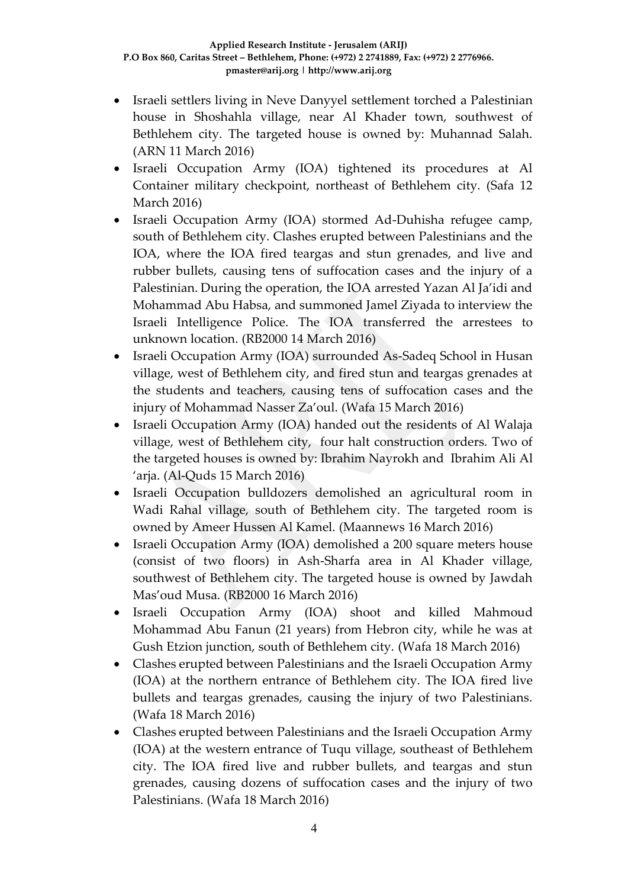- Israeli settlers living in Neve Danyyel settlement torched a Palestinian house in Shoshahla village, near Al Khader town, southwest of Bethlehem city. The targeted house is owned by: Muhannad Salah. (ARN 11 March 2016)
- Israeli Occupation Army (IOA) tightened its procedures at Al Container military checkpoint, northeast of Bethlehem city. (Safa 12 March 2016)
- Israeli Occupation Army (IOA) stormed Ad-Duhisha refugee camp, south of Bethlehem city. Clashes erupted between Palestinians and the IOA, where the IOA fired teargas and stun grenades, and live and rubber bullets, causing tens of suffocation cases and the injury of a Palestinian. During the operation, the IOA arrested Yazan Al Ja'idi and Mohammad Abu Habsa, and summoned Jamel Ziyada to interview the Israeli Intelligence Police. The IOA transferred the arrestees to unknown location. (RB2000 14 March 2016)
- Israeli Occupation Army (IOA) surrounded As-Sadeq School in Husan village, west of Bethlehem city, and fired stun and teargas grenades at the students and teachers, causing tens of suffocation cases and the injury of Mohammad Nasser Za'oul. (Wafa 15 March 2016)
- Israeli Occupation Army (IOA) handed out the residents of Al Walaja village, west of Bethlehem city, four halt construction orders. Two of the targeted houses is owned by: Ibrahim Nayrokh and Ibrahim Ali Al 'arja. (Al-Quds 15 March 2016)
- Israeli Occupation bulldozers demolished an agricultural room in Wadi Rahal village, south of Bethlehem city. The targeted room is owned by Ameer Hussen Al Kamel. (Maannews 16 March 2016)
- Israeli Occupation Army (IOA) demolished a 200 square meters house (consist of two floors) in Ash-Sharfa area in Al Khader village, southwest of Bethlehem city. The targeted house is owned by Jawdah Mas'oud Musa. (RB2000 16 March 2016)
- Israeli Occupation Army (IOA) shoot and killed Mahmoud Mohammad Abu Fanun (21 years) from Hebron city, while he was at Gush Etzion junction, south of Bethlehem city. (Wafa 18 March 2016)
- Clashes erupted between Palestinians and the Israeli Occupation Army (IOA) at the northern entrance of Bethlehem city. The IOA fired live bullets and teargas grenades, causing the injury of two Palestinians. (Wafa 18 March 2016)
- Clashes erupted between Palestinians and the Israeli Occupation Army (IOA) at the western entrance of Tuqu village, southeast of Bethlehem city. The IOA fired live and rubber bullets, and teargas and stun grenades, causing dozens of suffocation cases and the injury of two Palestinians. (Wafa 18 March 2016)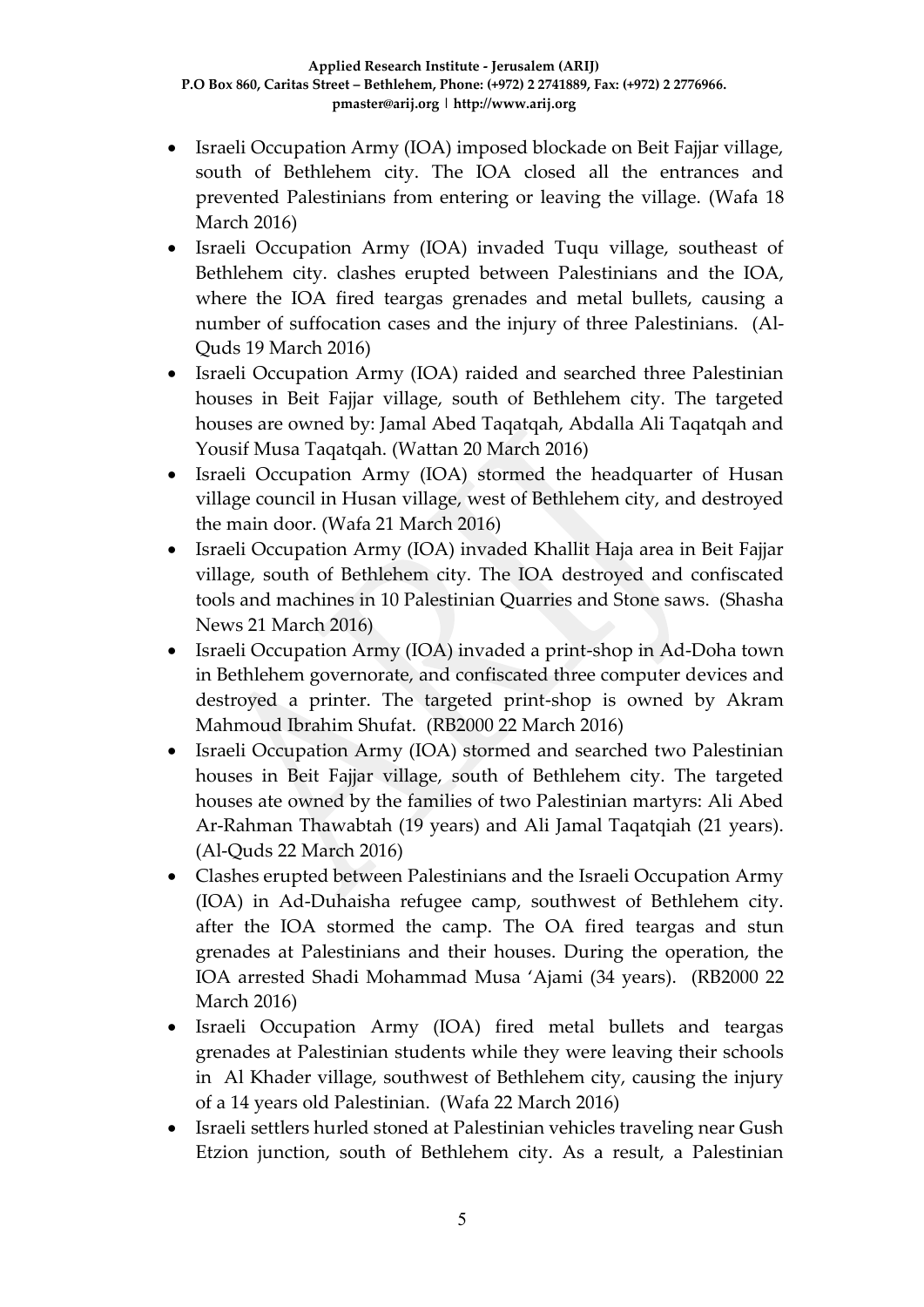- Israeli Occupation Army (IOA) imposed blockade on Beit Fajjar village, south of Bethlehem city. The IOA closed all the entrances and prevented Palestinians from entering or leaving the village. (Wafa 18 March 2016)
- Israeli Occupation Army (IOA) invaded Tuqu village, southeast of Bethlehem city. clashes erupted between Palestinians and the IOA, where the IOA fired teargas grenades and metal bullets, causing a number of suffocation cases and the injury of three Palestinians. (Al-Quds 19 March 2016)
- Israeli Occupation Army (IOA) raided and searched three Palestinian houses in Beit Fajjar village, south of Bethlehem city. The targeted houses are owned by: Jamal Abed Taqatqah, Abdalla Ali Taqatqah and Yousif Musa Taqatqah. (Wattan 20 March 2016)
- Israeli Occupation Army (IOA) stormed the headquarter of Husan village council in Husan village, west of Bethlehem city, and destroyed the main door. (Wafa 21 March 2016)
- Israeli Occupation Army (IOA) invaded Khallit Haja area in Beit Fajjar village, south of Bethlehem city. The IOA destroyed and confiscated tools and machines in 10 Palestinian Quarries and Stone saws. (Shasha News 21 March 2016)
- Israeli Occupation Army (IOA) invaded a print-shop in Ad-Doha town in Bethlehem governorate, and confiscated three computer devices and destroyed a printer. The targeted print-shop is owned by Akram Mahmoud Ibrahim Shufat. (RB2000 22 March 2016)
- Israeli Occupation Army (IOA) stormed and searched two Palestinian houses in Beit Fajjar village, south of Bethlehem city. The targeted houses ate owned by the families of two Palestinian martyrs: Ali Abed Ar-Rahman Thawabtah (19 years) and Ali Jamal Taqatqiah (21 years). (Al-Quds 22 March 2016)
- Clashes erupted between Palestinians and the Israeli Occupation Army (IOA) in Ad-Duhaisha refugee camp, southwest of Bethlehem city. after the IOA stormed the camp. The OA fired teargas and stun grenades at Palestinians and their houses. During the operation, the IOA arrested Shadi Mohammad Musa 'Ajami (34 years). (RB2000 22 March 2016)
- Israeli Occupation Army (IOA) fired metal bullets and teargas grenades at Palestinian students while they were leaving their schools in Al Khader village, southwest of Bethlehem city, causing the injury of a 14 years old Palestinian. (Wafa 22 March 2016)
- Israeli settlers hurled stoned at Palestinian vehicles traveling near Gush Etzion junction, south of Bethlehem city. As a result, a Palestinian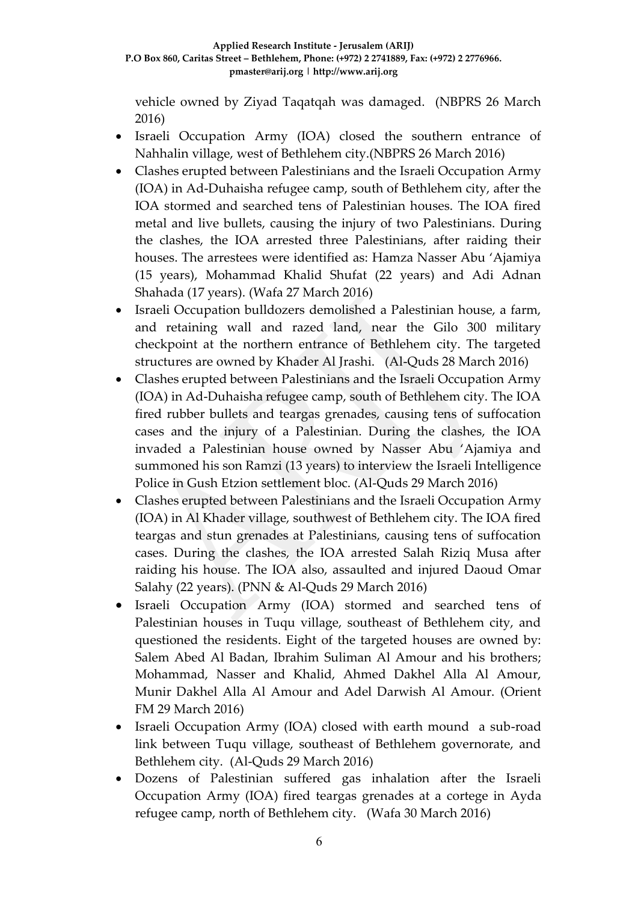vehicle owned by Ziyad Taqatqah was damaged. (NBPRS 26 March 2016)

- Israeli Occupation Army (IOA) closed the southern entrance of Nahhalin village, west of Bethlehem city.(NBPRS 26 March 2016)
- Clashes erupted between Palestinians and the Israeli Occupation Army (IOA) in Ad-Duhaisha refugee camp, south of Bethlehem city, after the IOA stormed and searched tens of Palestinian houses. The IOA fired metal and live bullets, causing the injury of two Palestinians. During the clashes, the IOA arrested three Palestinians, after raiding their houses. The arrestees were identified as: Hamza Nasser Abu 'Ajamiya (15 years), Mohammad Khalid Shufat (22 years) and Adi Adnan Shahada (17 years). (Wafa 27 March 2016)
- Israeli Occupation bulldozers demolished a Palestinian house, a farm, and retaining wall and razed land, near the Gilo 300 military checkpoint at the northern entrance of Bethlehem city. The targeted structures are owned by Khader Al Jrashi. (Al-Quds 28 March 2016)
- Clashes erupted between Palestinians and the Israeli Occupation Army (IOA) in Ad-Duhaisha refugee camp, south of Bethlehem city. The IOA fired rubber bullets and teargas grenades, causing tens of suffocation cases and the injury of a Palestinian. During the clashes, the IOA invaded a Palestinian house owned by Nasser Abu 'Ajamiya and summoned his son Ramzi (13 years) to interview the Israeli Intelligence Police in Gush Etzion settlement bloc. (Al-Quds 29 March 2016)
- Clashes erupted between Palestinians and the Israeli Occupation Army (IOA) in Al Khader village, southwest of Bethlehem city. The IOA fired teargas and stun grenades at Palestinians, causing tens of suffocation cases. During the clashes, the IOA arrested Salah Riziq Musa after raiding his house. The IOA also, assaulted and injured Daoud Omar Salahy (22 years). (PNN & Al-Quds 29 March 2016)
- Israeli Occupation Army (IOA) stormed and searched tens of Palestinian houses in Tuqu village, southeast of Bethlehem city, and questioned the residents. Eight of the targeted houses are owned by: Salem Abed Al Badan, Ibrahim Suliman Al Amour and his brothers; Mohammad, Nasser and Khalid, Ahmed Dakhel Alla Al Amour, Munir Dakhel Alla Al Amour and Adel Darwish Al Amour. (Orient FM 29 March 2016)
- Israeli Occupation Army (IOA) closed with earth mound a sub-road link between Tuqu village, southeast of Bethlehem governorate, and Bethlehem city. (Al-Quds 29 March 2016)
- Dozens of Palestinian suffered gas inhalation after the Israeli Occupation Army (IOA) fired teargas grenades at a cortege in Ayda refugee camp, north of Bethlehem city. (Wafa 30 March 2016)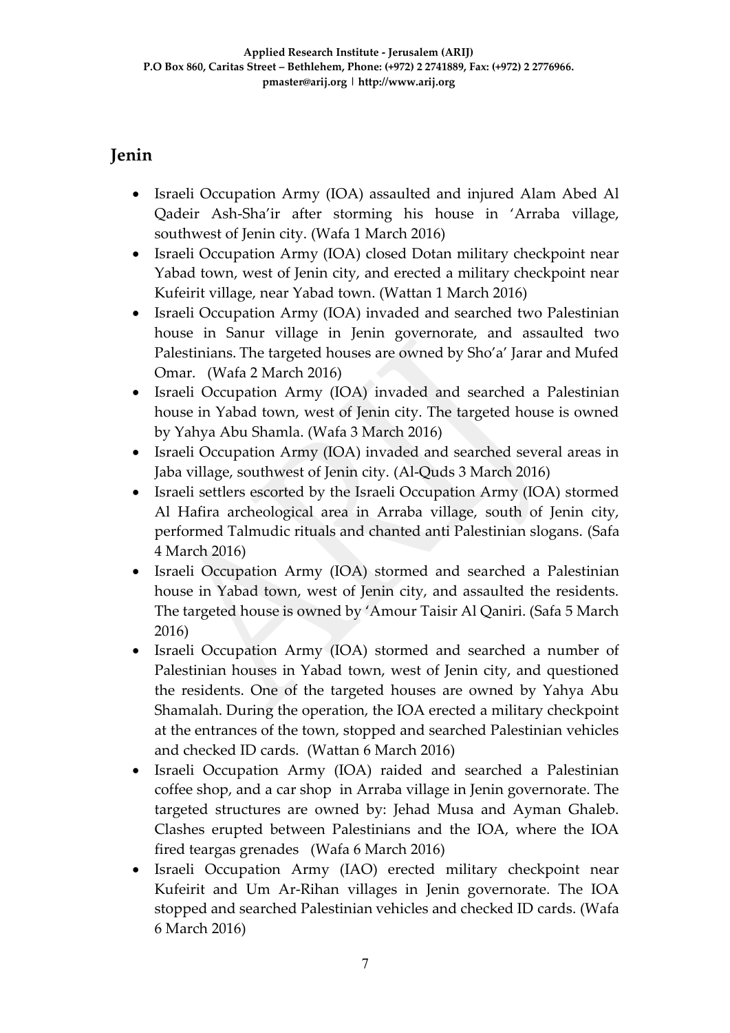## Jenin

- Israeli Occupation Army (IOA) assaulted and injured Alam Abed Al Qadeir Ash-Sha'ir after storming his house in 'Arraba village, southwest of Jenin city. (Wafa 1 March 2016)
- Israeli Occupation Army (IOA) closed Dotan military checkpoint near Yabad town, west of Jenin city, and erected a military checkpoint near Kufeirit village, near Yabad town. (Wattan 1 March 2016)
- Israeli Occupation Army (IOA) invaded and searched two Palestinian house in Sanur village in Jenin governorate, and assaulted two Palestinians. The targeted houses are owned by Sho'a' Jarar and Mufed Omar. (Wafa 2 March 2016)
- Israeli Occupation Army (IOA) invaded and searched a Palestinian house in Yabad town, west of Jenin city. The targeted house is owned by Yahya Abu Shamla. (Wafa 3 March 2016)
- Israeli Occupation Army (IOA) invaded and searched several areas in Jaba village, southwest of Jenin city. (Al-Quds 3 March 2016)
- Israeli settlers escorted by the Israeli Occupation Army (IOA) stormed Al Hafira archeological area in Arraba village, south of Jenin city, performed Talmudic rituals and chanted anti Palestinian slogans. (Safa 4 March 2016)
- Israeli Occupation Army (IOA) stormed and searched a Palestinian house in Yabad town, west of Jenin city, and assaulted the residents. The targeted house is owned by 'Amour Taisir Al Qaniri. (Safa 5 March 2016)
- Israeli Occupation Army (IOA) stormed and searched a number of Palestinian houses in Yabad town, west of Jenin city, and questioned the residents. One of the targeted houses are owned by Yahya Abu Shamalah. During the operation, the IOA erected a military checkpoint at the entrances of the town, stopped and searched Palestinian vehicles and checked ID cards. (Wattan 6 March 2016)
- Israeli Occupation Army (IOA) raided and searched a Palestinian coffee shop, and a car shop in Arraba village in Jenin governorate. The targeted structures are owned by: Jehad Musa and Ayman Ghaleb. Clashes erupted between Palestinians and the IOA, where the IOA fired teargas grenades (Wafa 6 March 2016)
- Israeli Occupation Army (IAO) erected military checkpoint near Kufeirit and Um Ar-Rihan villages in Jenin governorate. The IOA stopped and searched Palestinian vehicles and checked ID cards. (Wafa 6 March 2016)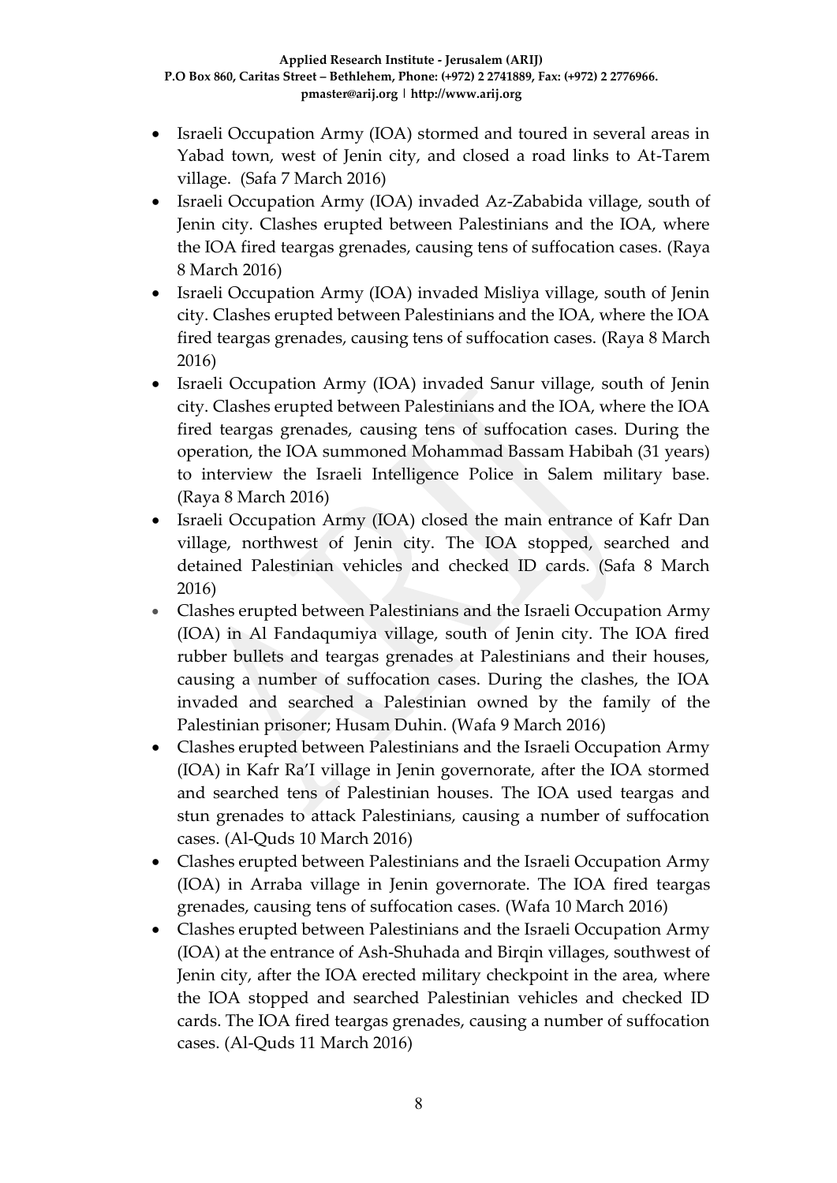- Israeli Occupation Army (IOA) stormed and toured in several areas in Yabad town, west of Jenin city, and closed a road links to At-Tarem village. (Safa 7 March 2016)
- Israeli Occupation Army (IOA) invaded Az-Zababida village, south of Jenin city. Clashes erupted between Palestinians and the IOA, where the IOA fired teargas grenades, causing tens of suffocation cases. (Raya 8 March 2016)
- Israeli Occupation Army (IOA) invaded Misliya village, south of Jenin city. Clashes erupted between Palestinians and the IOA, where the IOA fired teargas grenades, causing tens of suffocation cases. (Raya 8 March 2016)
- Israeli Occupation Army (IOA) invaded Sanur village, south of Jenin city. Clashes erupted between Palestinians and the IOA, where the IOA fired teargas grenades, causing tens of suffocation cases. During the operation, the IOA summoned Mohammad Bassam Habibah (31 years) to interview the Israeli Intelligence Police in Salem military base. (Raya 8 March 2016)
- Israeli Occupation Army (IOA) closed the main entrance of Kafr Dan village, northwest of Jenin city. The IOA stopped, searched and detained Palestinian vehicles and checked ID cards. (Safa 8 March 2016)
- Clashes erupted between Palestinians and the Israeli Occupation Army (IOA) in Al Fandaqumiya village, south of Jenin city. The IOA fired rubber bullets and teargas grenades at Palestinians and their houses, causing a number of suffocation cases. During the clashes, the IOA invaded and searched a Palestinian owned by the family of the Palestinian prisoner; Husam Duhin. (Wafa 9 March 2016)
- Clashes erupted between Palestinians and the Israeli Occupation Army (IOA) in Kafr Ra'I village in Jenin governorate, after the IOA stormed and searched tens of Palestinian houses. The IOA used teargas and stun grenades to attack Palestinians, causing a number of suffocation cases. (Al-Quds 10 March 2016)
- Clashes erupted between Palestinians and the Israeli Occupation Army (IOA) in Arraba village in Jenin governorate. The IOA fired teargas grenades, causing tens of suffocation cases. (Wafa 10 March 2016)
- Clashes erupted between Palestinians and the Israeli Occupation Army (IOA) at the entrance of Ash-Shuhada and Birqin villages, southwest of Jenin city, after the IOA erected military checkpoint in the area, where the IOA stopped and searched Palestinian vehicles and checked ID cards. The IOA fired teargas grenades, causing a number of suffocation cases. (Al-Quds 11 March 2016)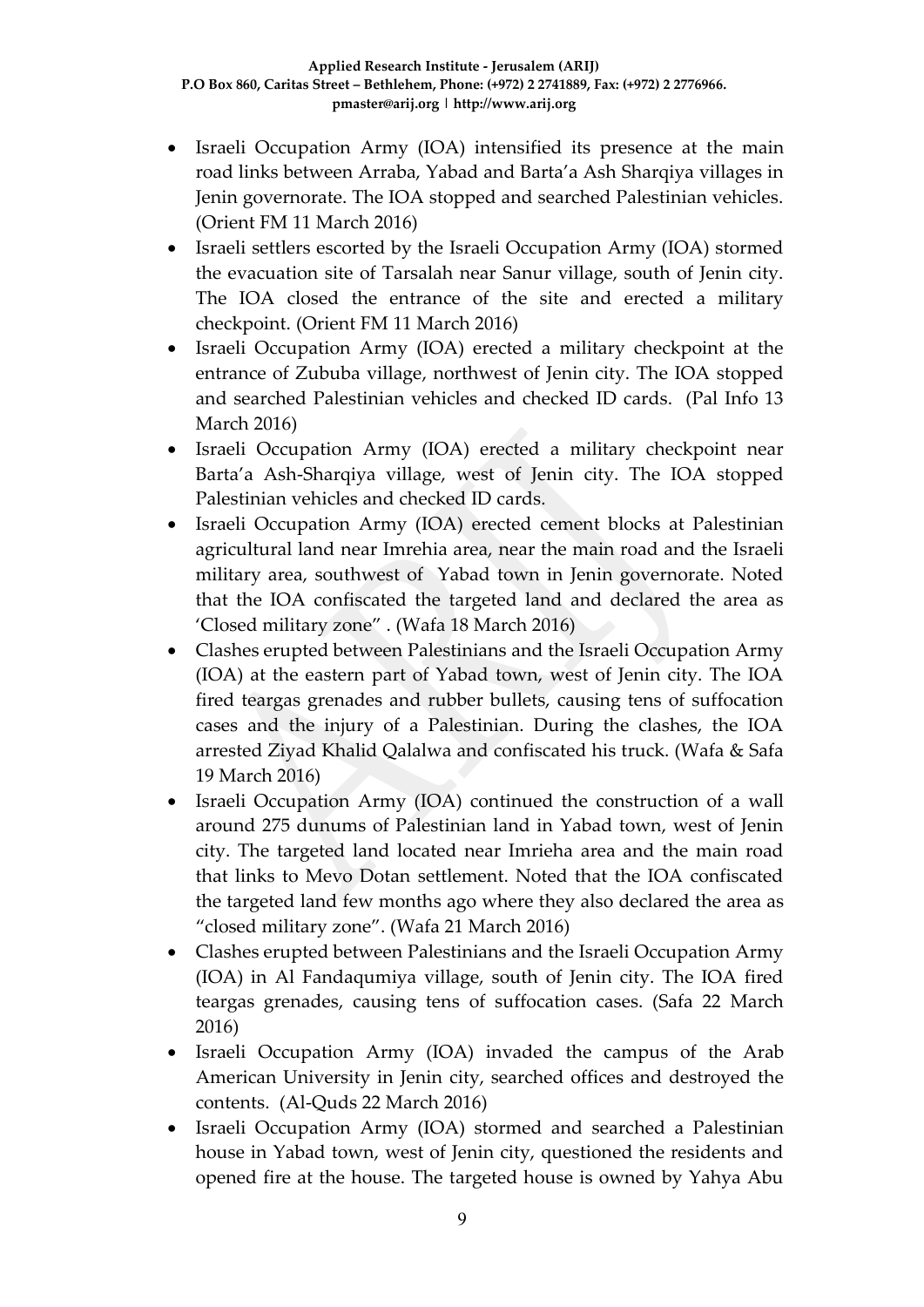- Israeli Occupation Army (IOA) intensified its presence at the main road links between Arraba, Yabad and Barta'a Ash Sharqiya villages in Jenin governorate. The IOA stopped and searched Palestinian vehicles. (Orient FM 11 March 2016)
- Israeli settlers escorted by the Israeli Occupation Army (IOA) stormed the evacuation site of Tarsalah near Sanur village, south of Jenin city. The IOA closed the entrance of the site and erected a military checkpoint. (Orient FM 11 March 2016)
- Israeli Occupation Army (IOA) erected a military checkpoint at the entrance of Zububa village, northwest of Jenin city. The IOA stopped and searched Palestinian vehicles and checked ID cards. (Pal Info 13 March 2016)
- Israeli Occupation Army (IOA) erected a military checkpoint near Barta'a Ash-Sharqiya village, west of Jenin city. The IOA stopped Palestinian vehicles and checked ID cards.
- Israeli Occupation Army (IOA) erected cement blocks at Palestinian agricultural land near Imrehia area, near the main road and the Israeli military area, southwest of Yabad town in Jenin governorate. Noted that the IOA confiscated the targeted land and declared the area as 'Closed military zone" . (Wafa 18 March 2016)
- Clashes erupted between Palestinians and the Israeli Occupation Army (IOA) at the eastern part of Yabad town, west of Jenin city. The IOA fired teargas grenades and rubber bullets, causing tens of suffocation cases and the injury of a Palestinian. During the clashes, the IOA arrested Ziyad Khalid Qalalwa and confiscated his truck. (Wafa & Safa 19 March 2016)
- Israeli Occupation Army (IOA) continued the construction of a wall around 275 dunums of Palestinian land in Yabad town, west of Jenin city. The targeted land located near Imrieha area and the main road that links to Mevo Dotan settlement. Noted that the IOA confiscated the targeted land few months ago where they also declared the area as "closed military zone". (Wafa 21 March 2016)
- Clashes erupted between Palestinians and the Israeli Occupation Army (IOA) in Al Fandaqumiya village, south of Jenin city. The IOA fired teargas grenades, causing tens of suffocation cases. (Safa 22 March 2016)
- Israeli Occupation Army (IOA) invaded the campus of the Arab American University in Jenin city, searched offices and destroyed the contents. (Al-Quds 22 March 2016)
- Israeli Occupation Army (IOA) stormed and searched a Palestinian house in Yabad town, west of Jenin city, questioned the residents and opened fire at the house. The targeted house is owned by Yahya Abu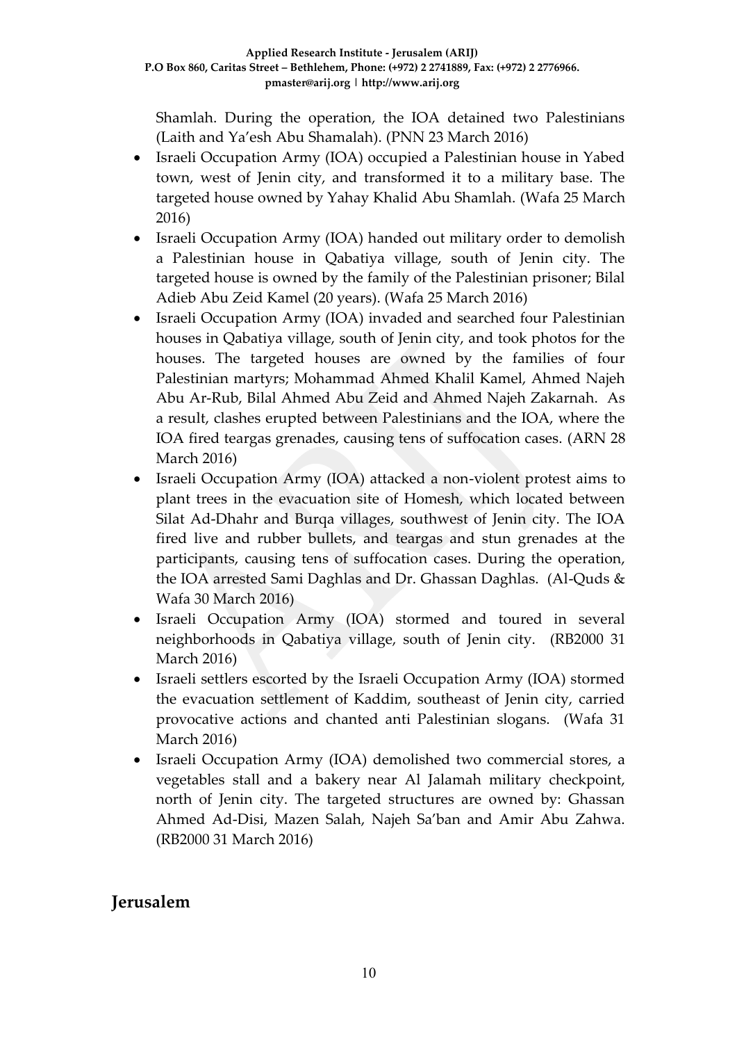Shamlah. During the operation, the IOA detained two Palestinians (Laith and Ya'esh Abu Shamalah). (PNN 23 March 2016)

- Israeli Occupation Army (IOA) occupied a Palestinian house in Yabed town, west of Jenin city, and transformed it to a military base. The targeted house owned by Yahay Khalid Abu Shamlah. (Wafa 25 March 2016)
- Israeli Occupation Army (IOA) handed out military order to demolish a Palestinian house in Qabatiya village, south of Jenin city. The targeted house is owned by the family of the Palestinian prisoner; Bilal Adieb Abu Zeid Kamel (20 years). (Wafa 25 March 2016)
- Israeli Occupation Army (IOA) invaded and searched four Palestinian houses in Qabatiya village, south of Jenin city, and took photos for the houses. The targeted houses are owned by the families of four Palestinian martyrs; Mohammad Ahmed Khalil Kamel, Ahmed Najeh Abu Ar-Rub, Bilal Ahmed Abu Zeid and Ahmed Najeh Zakarnah. As a result, clashes erupted between Palestinians and the IOA, where the IOA fired teargas grenades, causing tens of suffocation cases. (ARN 28 March 2016)
- Israeli Occupation Army (IOA) attacked a non-violent protest aims to plant trees in the evacuation site of Homesh, which located between Silat Ad-Dhahr and Burqa villages, southwest of Jenin city. The IOA fired live and rubber bullets, and teargas and stun grenades at the participants, causing tens of suffocation cases. During the operation, the IOA arrested Sami Daghlas and Dr. Ghassan Daghlas. (Al-Quds & Wafa 30 March 2016)
- Israeli Occupation Army (IOA) stormed and toured in several neighborhoods in Qabatiya village, south of Jenin city. (RB2000 31 March 2016)
- Israeli settlers escorted by the Israeli Occupation Army (IOA) stormed the evacuation settlement of Kaddim, southeast of Jenin city, carried provocative actions and chanted anti Palestinian slogans. (Wafa 31 March 2016)
- Israeli Occupation Army (IOA) demolished two commercial stores, a vegetables stall and a bakery near Al Jalamah military checkpoint, north of Jenin city. The targeted structures are owned by: Ghassan Ahmed Ad-Disi, Mazen Salah, Najeh Sa'ban and Amir Abu Zahwa. (RB2000 31 March 2016)

## Jerusalem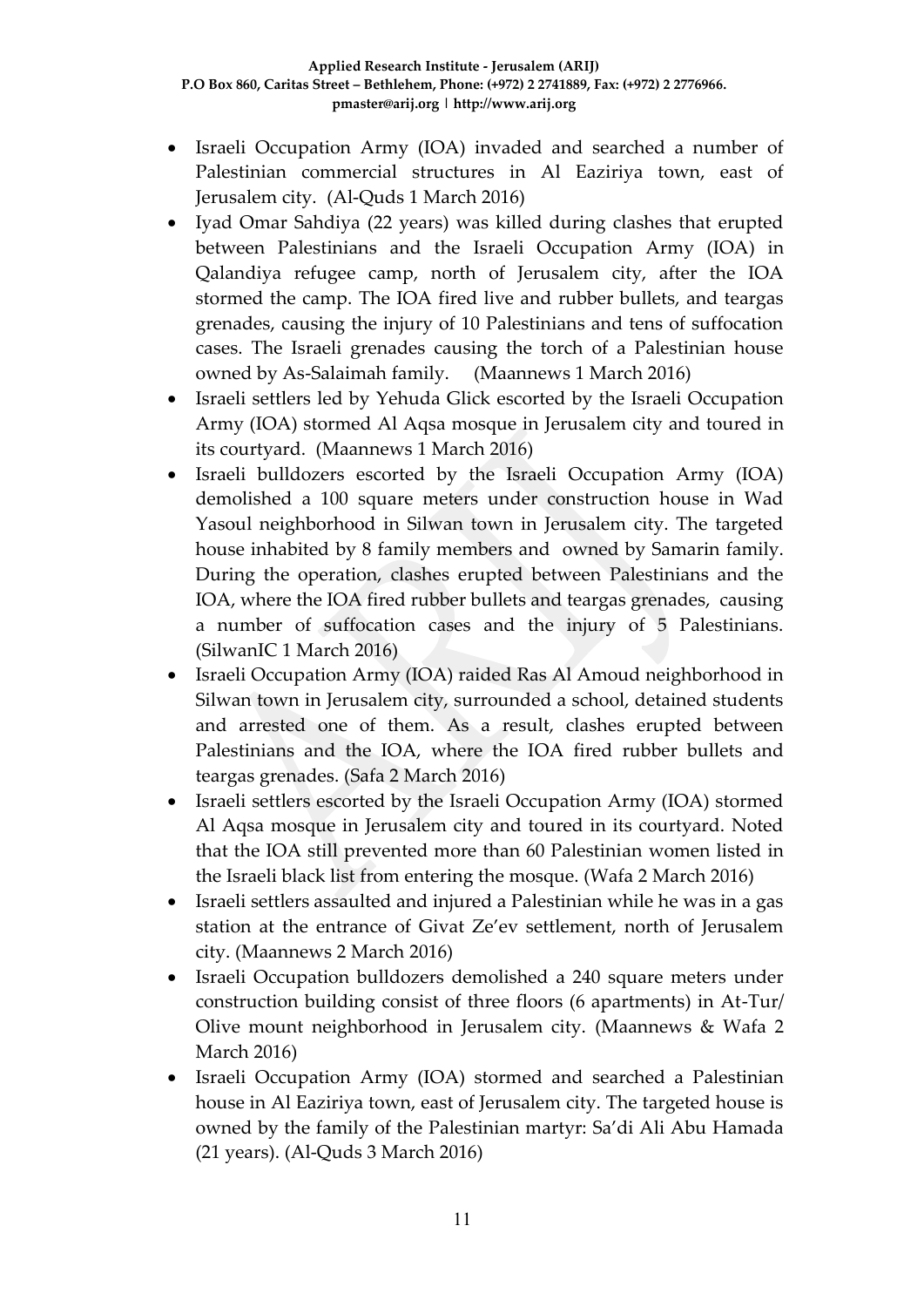- Israeli Occupation Army (IOA) invaded and searched a number of Palestinian commercial structures in Al Eaziriya town, east of Jerusalem city. (Al-Quds 1 March 2016)
- Iyad Omar Sahdiya (22 years) was killed during clashes that erupted between Palestinians and the Israeli Occupation Army (IOA) in Qalandiya refugee camp, north of Jerusalem city, after the IOA stormed the camp. The IOA fired live and rubber bullets, and teargas grenades, causing the injury of 10 Palestinians and tens of suffocation cases. The Israeli grenades causing the torch of a Palestinian house owned by As-Salaimah family. (Maannews 1 March 2016)
- Israeli settlers led by Yehuda Glick escorted by the Israeli Occupation Army (IOA) stormed Al Aqsa mosque in Jerusalem city and toured in its courtyard. (Maannews 1 March 2016)
- Israeli bulldozers escorted by the Israeli Occupation Army (IOA) demolished a 100 square meters under construction house in Wad Yasoul neighborhood in Silwan town in Jerusalem city. The targeted house inhabited by 8 family members and owned by Samarin family. During the operation, clashes erupted between Palestinians and the IOA, where the IOA fired rubber bullets and teargas grenades, causing a number of suffocation cases and the injury of 5 Palestinians. (SilwanIC 1 March 2016)
- Israeli Occupation Army (IOA) raided Ras Al Amoud neighborhood in Silwan town in Jerusalem city, surrounded a school, detained students and arrested one of them. As a result, clashes erupted between Palestinians and the IOA, where the IOA fired rubber bullets and teargas grenades. (Safa 2 March 2016)
- Israeli settlers escorted by the Israeli Occupation Army (IOA) stormed Al Aqsa mosque in Jerusalem city and toured in its courtyard. Noted that the IOA still prevented more than 60 Palestinian women listed in the Israeli black list from entering the mosque. (Wafa 2 March 2016)
- Israeli settlers assaulted and injured a Palestinian while he was in a gas station at the entrance of Givat Ze'ev settlement, north of Jerusalem city. (Maannews 2 March 2016)
- Israeli Occupation bulldozers demolished a 240 square meters under construction building consist of three floors (6 apartments) in At-Tur/ Olive mount neighborhood in Jerusalem city. (Maannews & Wafa 2 March 2016)
- Israeli Occupation Army (IOA) stormed and searched a Palestinian house in Al Eaziriya town, east of Jerusalem city. The targeted house is owned by the family of the Palestinian martyr: Sa'di Ali Abu Hamada (21 years). (Al-Quds 3 March 2016)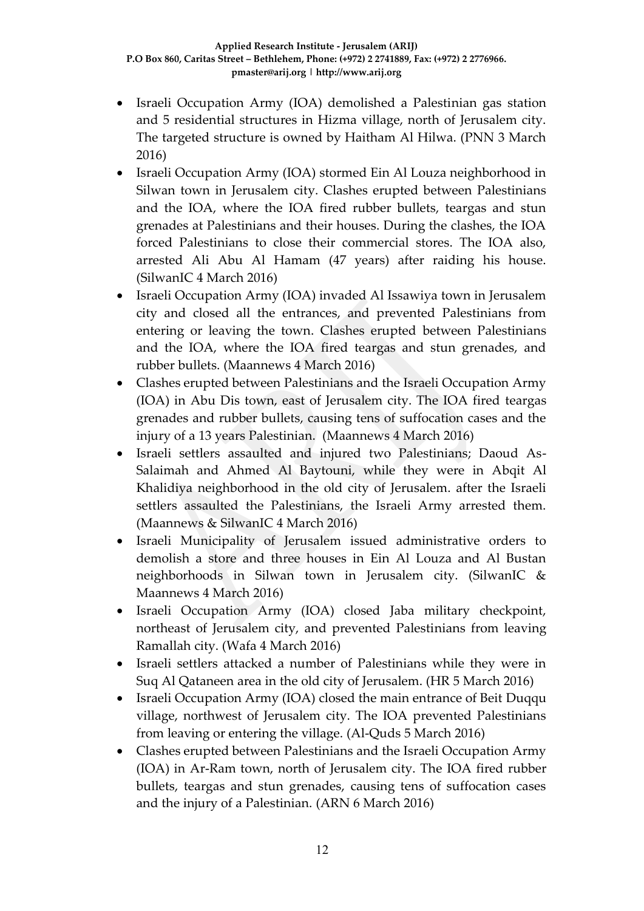- Israeli Occupation Army (IOA) demolished a Palestinian gas station and 5 residential structures in Hizma village, north of Jerusalem city. The targeted structure is owned by Haitham Al Hilwa. (PNN 3 March 2016)
- Israeli Occupation Army (IOA) stormed Ein Al Louza neighborhood in Silwan town in Jerusalem city. Clashes erupted between Palestinians and the IOA, where the IOA fired rubber bullets, teargas and stun grenades at Palestinians and their houses. During the clashes, the IOA forced Palestinians to close their commercial stores. The IOA also, arrested Ali Abu Al Hamam (47 years) after raiding his house. (SilwanIC 4 March 2016)
- Israeli Occupation Army (IOA) invaded Al Issawiya town in Jerusalem city and closed all the entrances, and prevented Palestinians from entering or leaving the town. Clashes erupted between Palestinians and the IOA, where the IOA fired teargas and stun grenades, and rubber bullets. (Maannews 4 March 2016)
- Clashes erupted between Palestinians and the Israeli Occupation Army (IOA) in Abu Dis town, east of Jerusalem city. The IOA fired teargas grenades and rubber bullets, causing tens of suffocation cases and the injury of a 13 years Palestinian. (Maannews 4 March 2016)
- Israeli settlers assaulted and injured two Palestinians; Daoud As-Salaimah and Ahmed Al Baytouni, while they were in Abqit Al Khalidiya neighborhood in the old city of Jerusalem. after the Israeli settlers assaulted the Palestinians, the Israeli Army arrested them. (Maannews & SilwanIC 4 March 2016)
- Israeli Municipality of Jerusalem issued administrative orders to demolish a store and three houses in Ein Al Louza and Al Bustan neighborhoods in Silwan town in Jerusalem city. (SilwanIC & Maannews 4 March 2016)
- Israeli Occupation Army (IOA) closed Jaba military checkpoint, northeast of Jerusalem city, and prevented Palestinians from leaving Ramallah city. (Wafa 4 March 2016)
- Israeli settlers attacked a number of Palestinians while they were in Suq Al Qataneen area in the old city of Jerusalem. (HR 5 March 2016)
- Israeli Occupation Army (IOA) closed the main entrance of Beit Duqqu village, northwest of Jerusalem city. The IOA prevented Palestinians from leaving or entering the village. (Al-Quds 5 March 2016)
- Clashes erupted between Palestinians and the Israeli Occupation Army (IOA) in Ar-Ram town, north of Jerusalem city. The IOA fired rubber bullets, teargas and stun grenades, causing tens of suffocation cases and the injury of a Palestinian. (ARN 6 March 2016)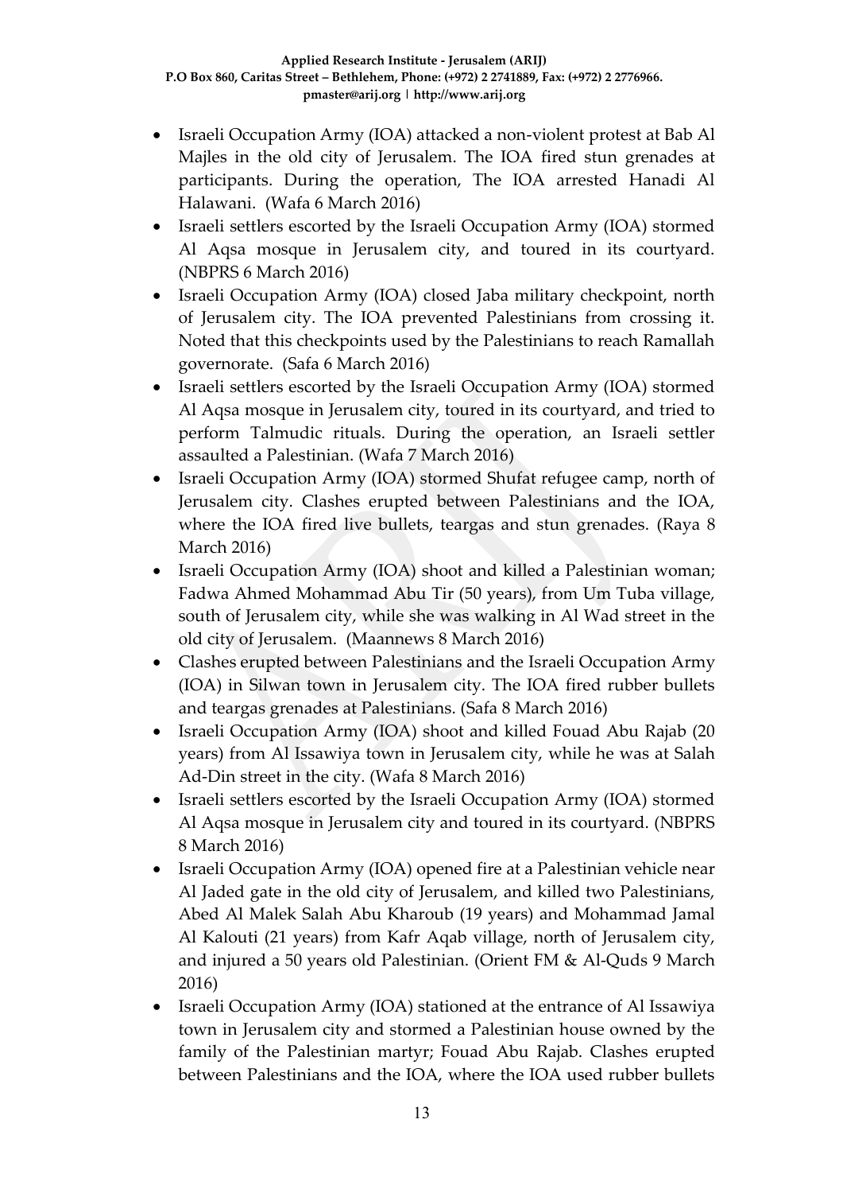- Israeli Occupation Army (IOA) attacked a non-violent protest at Bab Al Majles in the old city of Jerusalem. The IOA fired stun grenades at participants. During the operation, The IOA arrested Hanadi Al Halawani. (Wafa 6 March 2016)
- Israeli settlers escorted by the Israeli Occupation Army (IOA) stormed Al Aqsa mosque in Jerusalem city, and toured in its courtyard. (NBPRS 6 March 2016)
- Israeli Occupation Army (IOA) closed Jaba military checkpoint, north of Jerusalem city. The IOA prevented Palestinians from crossing it. Noted that this checkpoints used by the Palestinians to reach Ramallah governorate. (Safa 6 March 2016)
- Israeli settlers escorted by the Israeli Occupation Army (IOA) stormed Al Aqsa mosque in Jerusalem city, toured in its courtyard, and tried to perform Talmudic rituals. During the operation, an Israeli settler assaulted a Palestinian. (Wafa 7 March 2016)
- Israeli Occupation Army (IOA) stormed Shufat refugee camp, north of Jerusalem city. Clashes erupted between Palestinians and the IOA, where the IOA fired live bullets, teargas and stun grenades. (Raya 8 March 2016)
- Israeli Occupation Army (IOA) shoot and killed a Palestinian woman; Fadwa Ahmed Mohammad Abu Tir (50 years), from Um Tuba village, south of Jerusalem city, while she was walking in Al Wad street in the old city of Jerusalem. (Maannews 8 March 2016)
- Clashes erupted between Palestinians and the Israeli Occupation Army (IOA) in Silwan town in Jerusalem city. The IOA fired rubber bullets and teargas grenades at Palestinians. (Safa 8 March 2016)
- Israeli Occupation Army (IOA) shoot and killed Fouad Abu Rajab (20 years) from Al Issawiya town in Jerusalem city, while he was at Salah Ad-Din street in the city. (Wafa 8 March 2016)
- Israeli settlers escorted by the Israeli Occupation Army (IOA) stormed Al Aqsa mosque in Jerusalem city and toured in its courtyard. (NBPRS 8 March 2016)
- Israeli Occupation Army (IOA) opened fire at a Palestinian vehicle near Al Jaded gate in the old city of Jerusalem, and killed two Palestinians, Abed Al Malek Salah Abu Kharoub (19 years) and Mohammad Jamal Al Kalouti (21 years) from Kafr Aqab village, north of Jerusalem city, and injured a 50 years old Palestinian. (Orient FM & Al-Quds 9 March 2016)
- Israeli Occupation Army (IOA) stationed at the entrance of Al Issawiya town in Jerusalem city and stormed a Palestinian house owned by the family of the Palestinian martyr; Fouad Abu Rajab. Clashes erupted between Palestinians and the IOA, where the IOA used rubber bullets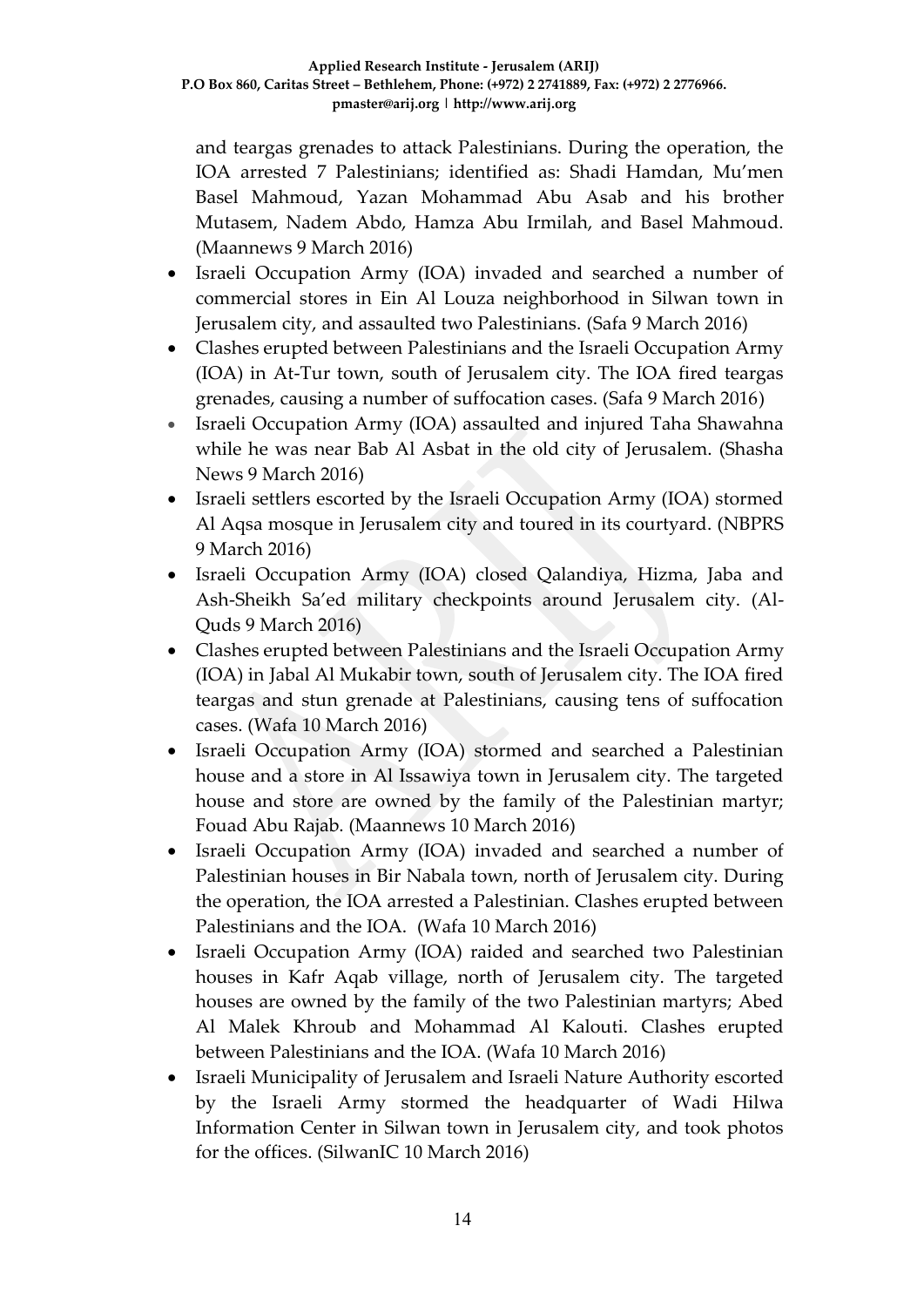and teargas grenades to attack Palestinians. During the operation, the IOA arrested 7 Palestinians; identified as: Shadi Hamdan, Mu'men Basel Mahmoud, Yazan Mohammad Abu Asab and his brother Mutasem, Nadem Abdo, Hamza Abu Irmilah, and Basel Mahmoud. (Maannews 9 March 2016)

- Israeli Occupation Army (IOA) invaded and searched a number of commercial stores in Ein Al Louza neighborhood in Silwan town in Jerusalem city, and assaulted two Palestinians. (Safa 9 March 2016)
- Clashes erupted between Palestinians and the Israeli Occupation Army (IOA) in At-Tur town, south of Jerusalem city. The IOA fired teargas grenades, causing a number of suffocation cases. (Safa 9 March 2016)
- Israeli Occupation Army (IOA) assaulted and injured Taha Shawahna while he was near Bab Al Asbat in the old city of Jerusalem. (Shasha News 9 March 2016)
- Israeli settlers escorted by the Israeli Occupation Army (IOA) stormed Al Aqsa mosque in Jerusalem city and toured in its courtyard. (NBPRS 9 March 2016)
- Israeli Occupation Army (IOA) closed Qalandiya, Hizma, Jaba and Ash-Sheikh Sa'ed military checkpoints around Jerusalem city. (Al-Quds 9 March 2016)
- Clashes erupted between Palestinians and the Israeli Occupation Army (IOA) in Jabal Al Mukabir town, south of Jerusalem city. The IOA fired teargas and stun grenade at Palestinians, causing tens of suffocation cases. (Wafa 10 March 2016)
- Israeli Occupation Army (IOA) stormed and searched a Palestinian house and a store in Al Issawiya town in Jerusalem city. The targeted house and store are owned by the family of the Palestinian martyr; Fouad Abu Rajab. (Maannews 10 March 2016)
- Israeli Occupation Army (IOA) invaded and searched a number of Palestinian houses in Bir Nabala town, north of Jerusalem city. During the operation, the IOA arrested a Palestinian. Clashes erupted between Palestinians and the IOA. (Wafa 10 March 2016)
- Israeli Occupation Army (IOA) raided and searched two Palestinian houses in Kafr Aqab village, north of Jerusalem city. The targeted houses are owned by the family of the two Palestinian martyrs; Abed Al Malek Khroub and Mohammad Al Kalouti. Clashes erupted between Palestinians and the IOA. (Wafa 10 March 2016)
- Israeli Municipality of Jerusalem and Israeli Nature Authority escorted by the Israeli Army stormed the headquarter of Wadi Hilwa Information Center in Silwan town in Jerusalem city, and took photos for the offices. (SilwanIC 10 March 2016)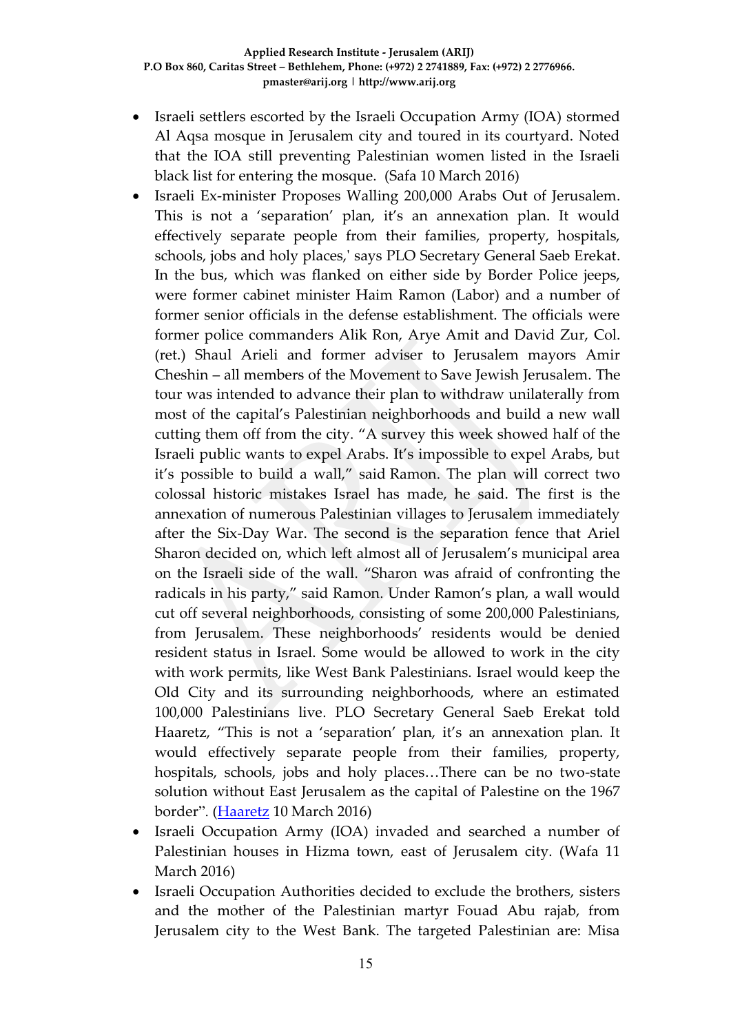- Israeli settlers escorted by the Israeli Occupation Army (IOA) stormed Al Aqsa mosque in Jerusalem city and toured in its courtyard. Noted that the IOA still preventing Palestinian women listed in the Israeli black list for entering the mosque. (Safa 10 March 2016)
- Israeli Ex-minister Proposes Walling 200,000 Arabs Out of Jerusalem. This is not a 'separation' plan, it's an annexation plan. It would effectively separate people from their families, property, hospitals, schools, jobs and holy places,' says PLO Secretary General Saeb Erekat. In the bus, which was flanked on either side by Border Police jeeps, were former cabinet minister Haim Ramon (Labor) and a number of former senior officials in the defense establishment. The officials were former police commanders Alik Ron, Arye Amit and David Zur, Col. (ret.) Shaul Arieli and former adviser to Jerusalem mayors Amir Cheshin – all members of the Movement to Save Jewish Jerusalem. The tour was intended to advance their plan to withdraw unilaterally from most of the capital's Palestinian neighborhoods and build a new wall cutting them off from the city. "A survey this week showed half of the Israeli public wants to expel Arabs. It's impossible to expel Arabs, but it's possible to build a wall," said Ramon. The plan will correct two colossal historic mistakes Israel has made, he said. The first is the annexation of numerous Palestinian villages to Jerusalem immediately after the Six-Day War. The second is the separation fence that Ariel Sharon decided on, which left almost all of Jerusalem's municipal area on the Israeli side of the wall. "Sharon was afraid of confronting the radicals in his party," said Ramon. Under Ramon's plan, a wall would cut off several neighborhoods, consisting of some 200,000 Palestinians, from Jerusalem. These neighborhoods' residents would be denied resident status in Israel. Some would be allowed to work in the city with work permits, like West Bank Palestinians. Israel would keep the Old City and its surrounding neighborhoods, where an estimated 100,000 Palestinians live. PLO Secretary General Saeb Erekat told Haaretz, "This is not a 'separation' plan, it's an annexation plan. It would effectively separate people from their families, property, hospitals, schools, jobs and holy places…There can be no two-state solution without East Jerusalem as the capital of Palestine on the 1967 border". (Haaretz 10 March 2016)
- Israeli Occupation Army (IOA) invaded and searched a number of Palestinian houses in Hizma town, east of Jerusalem city. (Wafa 11 March 2016)
- Israeli Occupation Authorities decided to exclude the brothers, sisters and the mother of the Palestinian martyr Fouad Abu rajab, from Jerusalem city to the West Bank. The targeted Palestinian are: Misa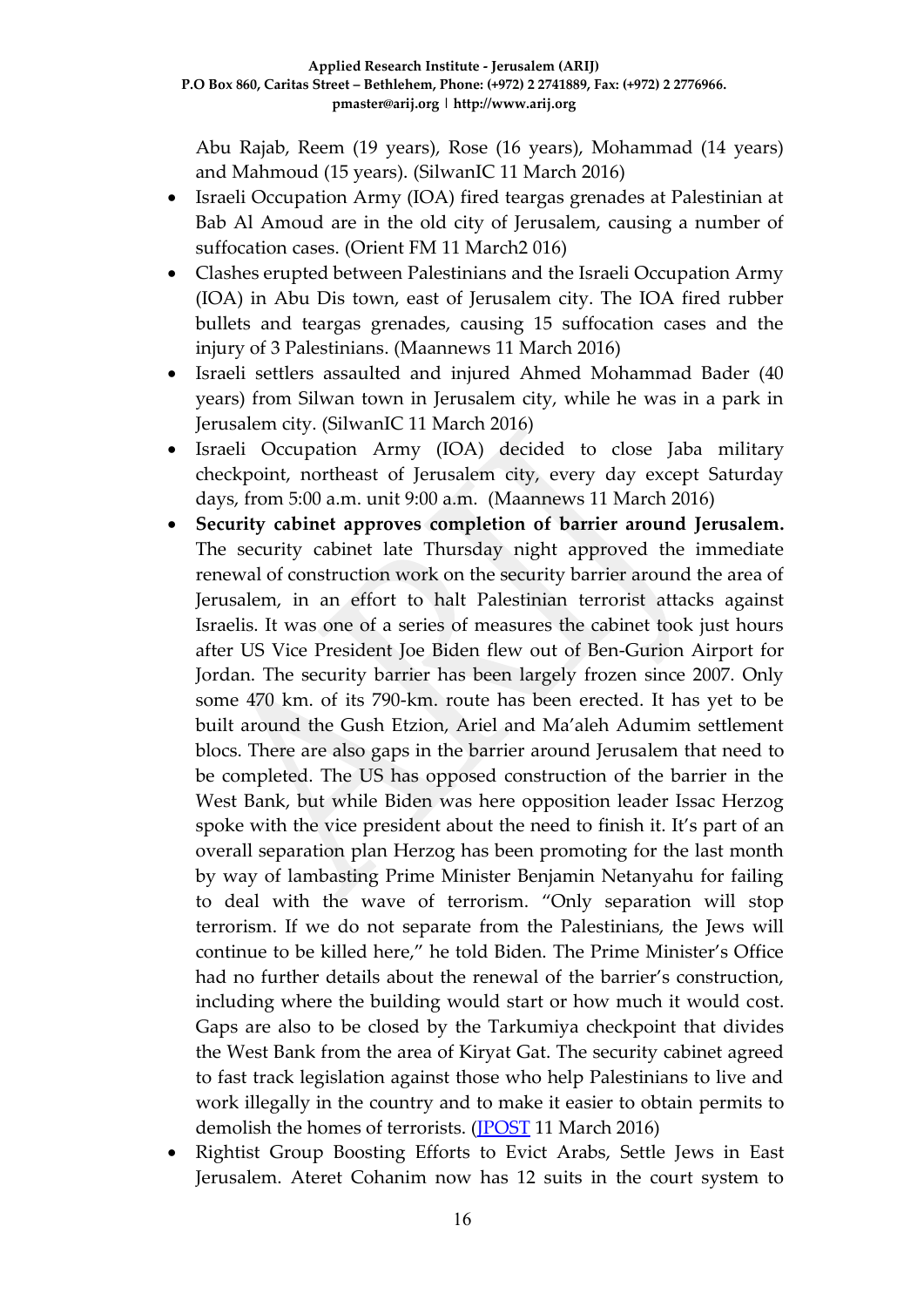Abu Rajab, Reem (19 years), Rose (16 years), Mohammad (14 years) and Mahmoud (15 years). (SilwanIC 11 March 2016)

- Israeli Occupation Army (IOA) fired teargas grenades at Palestinian at Bab Al Amoud are in the old city of Jerusalem, causing a number of suffocation cases. (Orient FM 11 March2 016)
- Clashes erupted between Palestinians and the Israeli Occupation Army (IOA) in Abu Dis town, east of Jerusalem city. The IOA fired rubber bullets and teargas grenades, causing 15 suffocation cases and the injury of 3 Palestinians. (Maannews 11 March 2016)
- Israeli settlers assaulted and injured Ahmed Mohammad Bader (40 years) from Silwan town in Jerusalem city, while he was in a park in Jerusalem city. (SilwanIC 11 March 2016)
- Israeli Occupation Army (IOA) decided to close Jaba military checkpoint, northeast of Jerusalem city, every day except Saturday days, from 5:00 a.m. unit 9:00 a.m. (Maannews 11 March 2016)
- **Security cabinet approves completion of barrier around Jerusalem.** The security cabinet late Thursday night approved the immediate renewal of construction work on the security barrier around the area of Jerusalem, in an effort to halt Palestinian terrorist attacks against Israelis. It was one of a series of measures the cabinet took just hours after US Vice President Joe Biden flew out of Ben-Gurion Airport for Jordan. The security barrier has been largely frozen since 2007. Only some 470 km. of its 790-km. route has been erected. It has yet to be built around the Gush Etzion, Ariel and Ma'aleh Adumim settlement blocs. There are also gaps in the barrier around Jerusalem that need to be completed. The US has opposed construction of the barrier in the West Bank, but while Biden was here opposition leader Issac Herzog spoke with the vice president about the need to finish it. It's part of an overall separation plan Herzog has been promoting for the last month by way of lambasting Prime Minister Benjamin Netanyahu for failing to deal with the wave of terrorism. "Only separation will stop terrorism. If we do not separate from the Palestinians, the Jews will continue to be killed here," he told Biden. The Prime Minister's Office had no further details about the renewal of the barrier's construction, including where the building would start or how much it would cost. Gaps are also to be closed by the Tarkumiya checkpoint that divides the West Bank from the area of Kiryat Gat. The security cabinet agreed to fast track legislation against those who help Palestinians to live and work illegally in the country and to make it easier to obtain permits to demolish the homes of terrorists. (JPOST 11 March 2016)
- Rightist Group Boosting Efforts to Evict Arabs, Settle Jews in East Jerusalem. Ateret Cohanim now has 12 suits in the court system to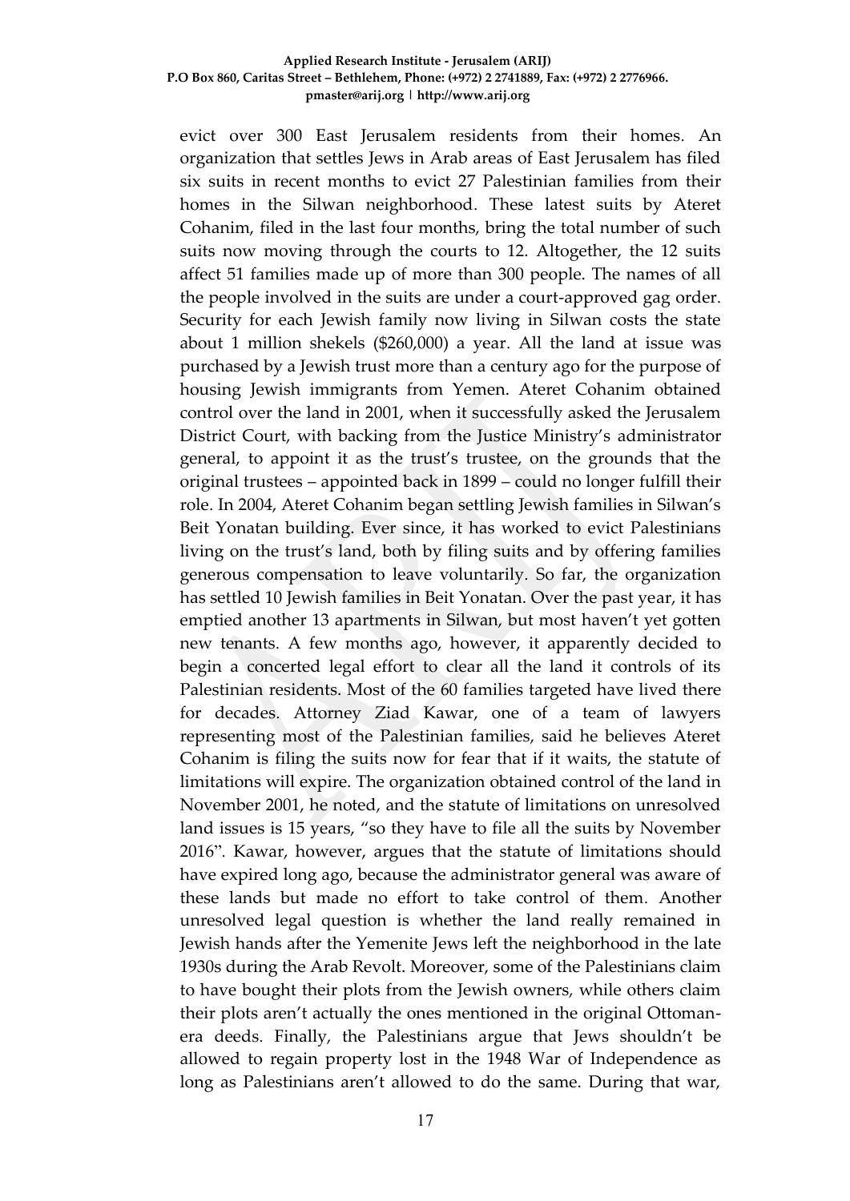evict over 300 East Jerusalem residents from their homes. An organization that settles Jews in Arab areas of East Jerusalem has filed six suits in recent months to evict 27 Palestinian families from their homes in the Silwan neighborhood. These latest suits by Ateret Cohanim, filed in the last four months, bring the total number of such suits now moving through the courts to 12. Altogether, the 12 suits affect 51 families made up of more than 300 people. The names of all the people involved in the suits are under a court-approved gag order. Security for each Jewish family now living in Silwan costs the state about 1 million shekels ($260,000) a year. All the land at issue was purchased by a Jewish trust more than a century ago for the purpose of housing Jewish immigrants from Yemen. Ateret Cohanim obtained control over the land in 2001, when it successfully asked the Jerusalem District Court, with backing from the Justice Ministry's administrator general, to appoint it as the trust's trustee, on the grounds that the original trustees – appointed back in 1899 – could no longer fulfill their role. In 2004, Ateret Cohanim began settling Jewish families in Silwan's Beit Yonatan building. Ever since, it has worked to evict Palestinians living on the trust's land, both by filing suits and by offering families generous compensation to leave voluntarily. So far, the organization has settled 10 Jewish families in Beit Yonatan. Over the past year, it has emptied another 13 apartments in Silwan, but most haven't yet gotten new tenants. A few months ago, however, it apparently decided to begin a concerted legal effort to clear all the land it controls of its Palestinian residents. Most of the 60 families targeted have lived there for decades. Attorney Ziad Kawar, one of a team of lawyers representing most of the Palestinian families, said he believes Ateret Cohanim is filing the suits now for fear that if it waits, the statute of limitations will expire. The organization obtained control of the land in November 2001, he noted, and the statute of limitations on unresolved land issues is 15 years, "so they have to file all the suits by November 2016". Kawar, however, argues that the statute of limitations should have expired long ago, because the administrator general was aware of these lands but made no effort to take control of them. Another unresolved legal question is whether the land really remained in Jewish hands after the Yemenite Jews left the neighborhood in the late 1930s during the Arab Revolt. Moreover, some of the Palestinians claim to have bought their plots from the Jewish owners, while others claim their plots aren't actually the ones mentioned in the original Ottoman-era deeds. Finally, the Palestinians argue that Jews shouldn't be allowed to regain property lost in the 1948 War of Independence as long as Palestinians aren't allowed to do the same. During that war,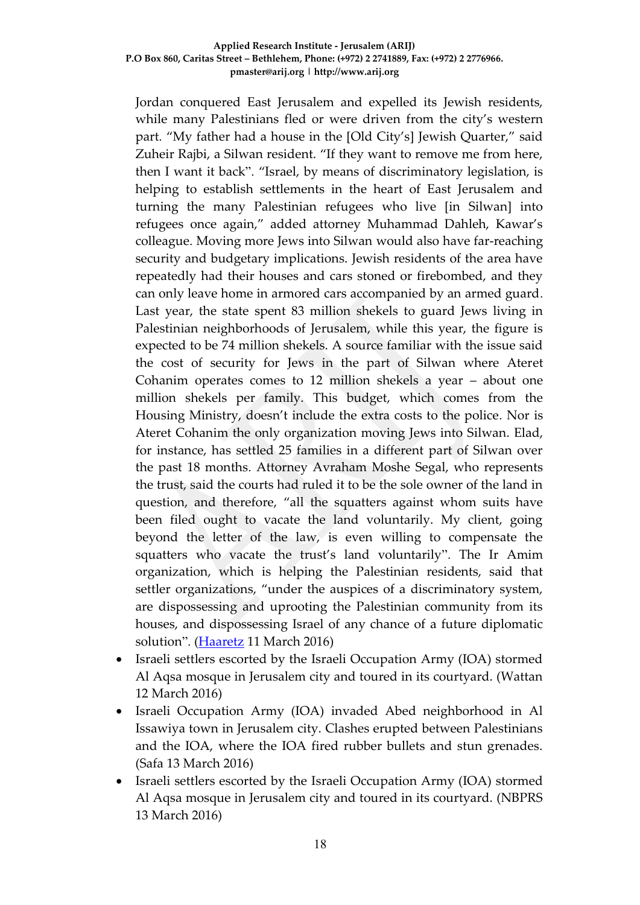Jordan conquered East Jerusalem and expelled its Jewish residents, while many Palestinians fled or were driven from the city's western part. "My father had a house in the [Old City's] Jewish Quarter," said Zuheir Rajbi, a Silwan resident. "If they want to remove me from here, then I want it back". "Israel, by means of discriminatory legislation, is helping to establish settlements in the heart of East Jerusalem and turning the many Palestinian refugees who live [in Silwan] into refugees once again," added attorney Muhammad Dahleh, Kawar's colleague. Moving more Jews into Silwan would also have far-reaching security and budgetary implications. Jewish residents of the area have repeatedly had their houses and cars stoned or firebombed, and they can only leave home in armored cars accompanied by an armed guard. Last year, the state spent 83 million shekels to guard Jews living in Palestinian neighborhoods of Jerusalem, while this year, the figure is expected to be 74 million shekels. A source familiar with the issue said the cost of security for Jews in the part of Silwan where Ateret Cohanim operates comes to 12 million shekels a year – about one million shekels per family. This budget, which comes from the Housing Ministry, doesn't include the extra costs to the police. Nor is Ateret Cohanim the only organization moving Jews into Silwan. Elad, for instance, has settled 25 families in a different part of Silwan over the past 18 months. Attorney Avraham Moshe Segal, who represents the trust, said the courts had ruled it to be the sole owner of the land in question, and therefore, "all the squatters against whom suits have been filed ought to vacate the land voluntarily. My client, going beyond the letter of the law, is even willing to compensate the squatters who vacate the trust's land voluntarily". The Ir Amim organization, which is helping the Palestinian residents, said that settler organizations, "under the auspices of a discriminatory system, are dispossessing and uprooting the Palestinian community from its houses, and dispossessing Israel of any chance of a future diplomatic solution". (Haaretz 11 March 2016)

- Israeli settlers escorted by the Israeli Occupation Army (IOA) stormed Al Aqsa mosque in Jerusalem city and toured in its courtyard. (Wattan 12 March 2016)
- Israeli Occupation Army (IOA) invaded Abed neighborhood in Al Issawiya town in Jerusalem city. Clashes erupted between Palestinians and the IOA, where the IOA fired rubber bullets and stun grenades. (Safa 13 March 2016)
- Israeli settlers escorted by the Israeli Occupation Army (IOA) stormed Al Aqsa mosque in Jerusalem city and toured in its courtyard. (NBPRS 13 March 2016)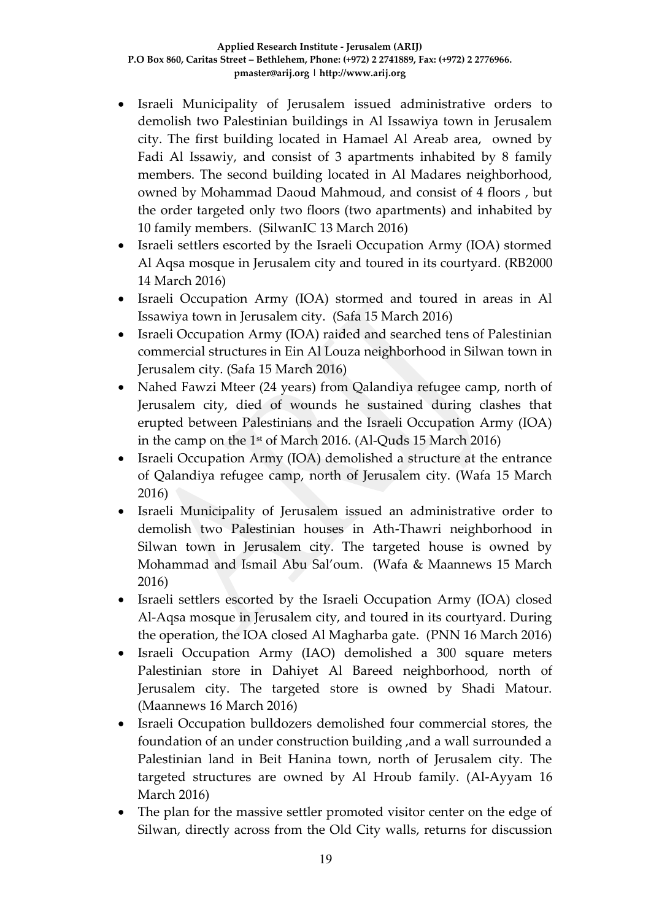- Israeli Municipality of Jerusalem issued administrative orders to demolish two Palestinian buildings in Al Issawiya town in Jerusalem city. The first building located in Hamael Al Areab area, owned by Fadi Al Issawiy, and consist of 3 apartments inhabited by 8 family members. The second building located in Al Madares neighborhood, owned by Mohammad Daoud Mahmoud, and consist of 4 floors , but the order targeted only two floors (two apartments) and inhabited by 10 family members. (SilwanIC 13 March 2016)
- Israeli settlers escorted by the Israeli Occupation Army (IOA) stormed Al Aqsa mosque in Jerusalem city and toured in its courtyard. (RB2000 14 March 2016)
- Israeli Occupation Army (IOA) stormed and toured in areas in Al Issawiya town in Jerusalem city. (Safa 15 March 2016)
- Israeli Occupation Army (IOA) raided and searched tens of Palestinian commercial structures in Ein Al Louza neighborhood in Silwan town in Jerusalem city. (Safa 15 March 2016)
- Nahed Fawzi Mteer (24 years) from Qalandiya refugee camp, north of Jerusalem city, died of wounds he sustained during clashes that erupted between Palestinians and the Israeli Occupation Army (IOA) in the camp on the 1st of March 2016. (Al-Quds 15 March 2016)
- Israeli Occupation Army (IOA) demolished a structure at the entrance of Qalandiya refugee camp, north of Jerusalem city. (Wafa 15 March 2016)
- Israeli Municipality of Jerusalem issued an administrative order to demolish two Palestinian houses in Ath-Thawri neighborhood in Silwan town in Jerusalem city. The targeted house is owned by Mohammad and Ismail Abu Sal'oum. (Wafa & Maannews 15 March 2016)
- Israeli settlers escorted by the Israeli Occupation Army (IOA) closed Al-Aqsa mosque in Jerusalem city, and toured in its courtyard. During the operation, the IOA closed Al Magharba gate. (PNN 16 March 2016)
- Israeli Occupation Army (IAO) demolished a 300 square meters Palestinian store in Dahiyet Al Bareed neighborhood, north of Jerusalem city. The targeted store is owned by Shadi Matour. (Maannews 16 March 2016)
- Israeli Occupation bulldozers demolished four commercial stores, the foundation of an under construction building ,and a wall surrounded a Palestinian land in Beit Hanina town, north of Jerusalem city. The targeted structures are owned by Al Hroub family. (Al-Ayyam 16 March 2016)
- The plan for the massive settler promoted visitor center on the edge of Silwan, directly across from the Old City walls, returns for discussion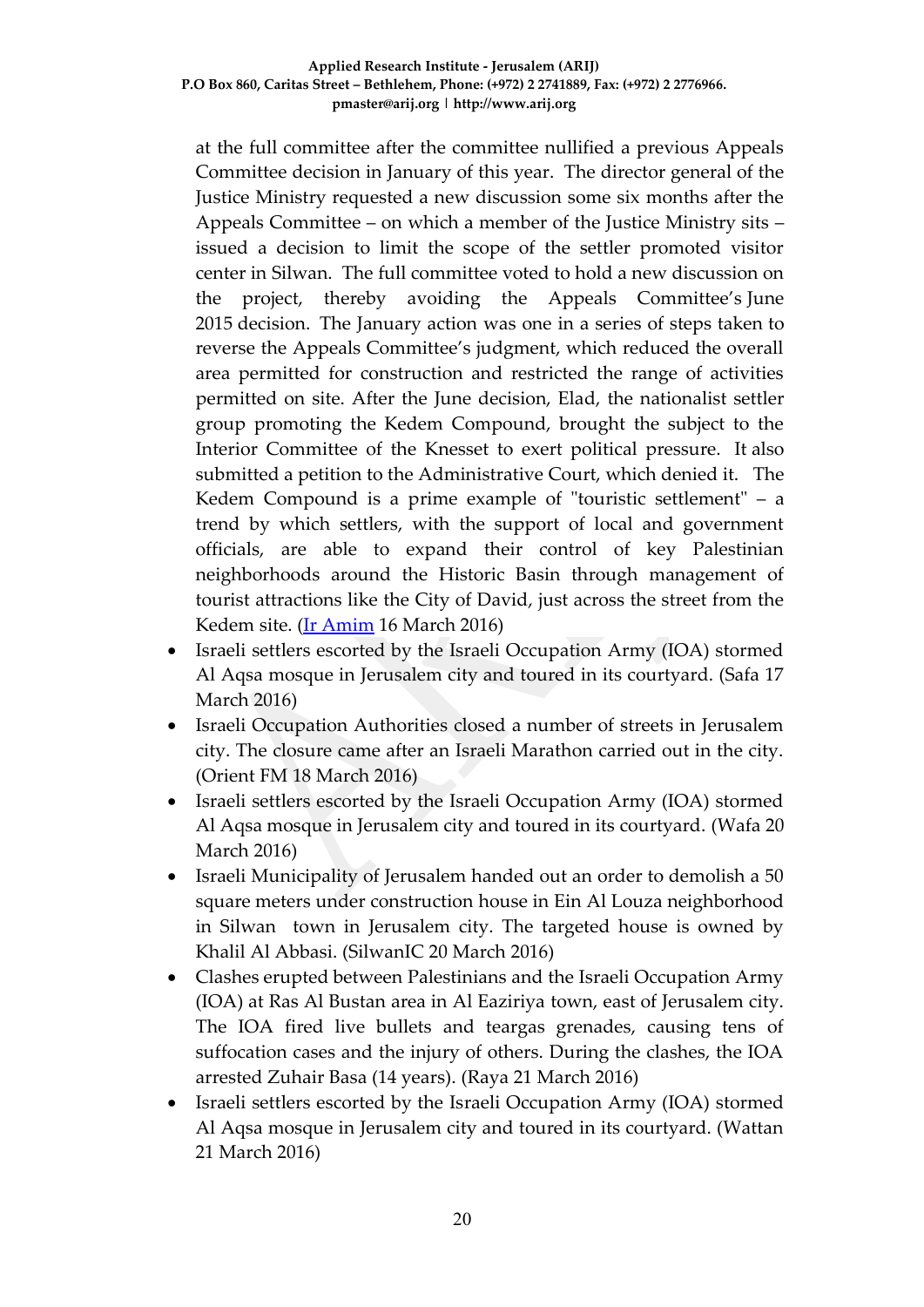at the full committee after the committee nullified a previous Appeals Committee decision in January of this year. The director general of the Justice Ministry requested a new discussion some six months after the Appeals Committee – on which a member of the Justice Ministry sits – issued a decision to limit the scope of the settler promoted visitor center in Silwan. The full committee voted to hold a new discussion on the project, thereby avoiding the Appeals Committee's June 2015 decision. The January action was one in a series of steps taken to reverse the Appeals Committee's judgment, which reduced the overall area permitted for construction and restricted the range of activities permitted on site. After the June decision, Elad, the nationalist settler group promoting the Kedem Compound, brought the subject to the Interior Committee of the Knesset to exert political pressure. It also submitted a petition to the Administrative Court, which denied it. The Kedem Compound is a prime example of "touristic settlement" – a trend by which settlers, with the support of local and government officials, are able to expand their control of key Palestinian neighborhoods around the Historic Basin through management of tourist attractions like the City of David, just across the street from the Kedem site. (Ir Amim 16 March 2016)

- Israeli settlers escorted by the Israeli Occupation Army (IOA) stormed Al Aqsa mosque in Jerusalem city and toured in its courtyard. (Safa 17 March 2016)
- Israeli Occupation Authorities closed a number of streets in Jerusalem city. The closure came after an Israeli Marathon carried out in the city. (Orient FM 18 March 2016)
- Israeli settlers escorted by the Israeli Occupation Army (IOA) stormed Al Aqsa mosque in Jerusalem city and toured in its courtyard. (Wafa 20 March 2016)
- Israeli Municipality of Jerusalem handed out an order to demolish a 50 square meters under construction house in Ein Al Louza neighborhood in Silwan town in Jerusalem city. The targeted house is owned by Khalil Al Abbasi. (SilwanIC 20 March 2016)
- Clashes erupted between Palestinians and the Israeli Occupation Army (IOA) at Ras Al Bustan area in Al Eaziriya town, east of Jerusalem city. The IOA fired live bullets and teargas grenades, causing tens of suffocation cases and the injury of others. During the clashes, the IOA arrested Zuhair Basa (14 years). (Raya 21 March 2016)
- Israeli settlers escorted by the Israeli Occupation Army (IOA) stormed Al Aqsa mosque in Jerusalem city and toured in its courtyard. (Wattan 21 March 2016)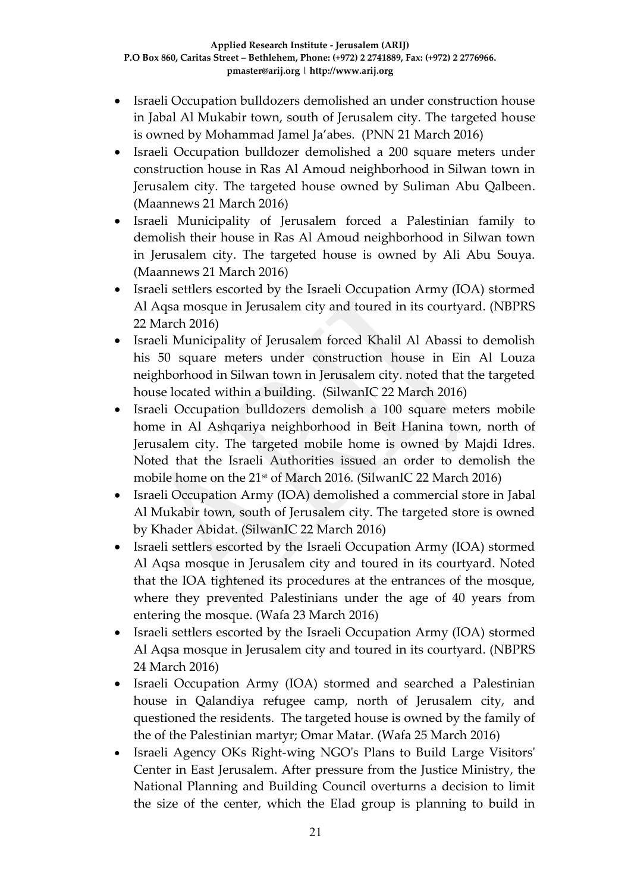- Israeli Occupation bulldozers demolished an under construction house in Jabal Al Mukabir town, south of Jerusalem city. The targeted house is owned by Mohammad Jamel Ja'abes. (PNN 21 March 2016)
- Israeli Occupation bulldozer demolished a 200 square meters under construction house in Ras Al Amoud neighborhood in Silwan town in Jerusalem city. The targeted house owned by Suliman Abu Qalbeen. (Maannews 21 March 2016)
- Israeli Municipality of Jerusalem forced a Palestinian family to demolish their house in Ras Al Amoud neighborhood in Silwan town in Jerusalem city. The targeted house is owned by Ali Abu Souya. (Maannews 21 March 2016)
- Israeli settlers escorted by the Israeli Occupation Army (IOA) stormed Al Aqsa mosque in Jerusalem city and toured in its courtyard. (NBPRS 22 March 2016)
- Israeli Municipality of Jerusalem forced Khalil Al Abassi to demolish his 50 square meters under construction house in Ein Al Louza neighborhood in Silwan town in Jerusalem city. noted that the targeted house located within a building. (SilwanIC 22 March 2016)
- Israeli Occupation bulldozers demolish a 100 square meters mobile home in Al Ashqariya neighborhood in Beit Hanina town, north of Jerusalem city. The targeted mobile home is owned by Majdi Idres. Noted that the Israeli Authorities issued an order to demolish the mobile home on the 21st of March 2016. (SilwanIC 22 March 2016)
- Israeli Occupation Army (IOA) demolished a commercial store in Jabal Al Mukabir town, south of Jerusalem city. The targeted store is owned by Khader Abidat. (SilwanIC 22 March 2016)
- Israeli settlers escorted by the Israeli Occupation Army (IOA) stormed Al Aqsa mosque in Jerusalem city and toured in its courtyard. Noted that the IOA tightened its procedures at the entrances of the mosque, where they prevented Palestinians under the age of 40 years from entering the mosque. (Wafa 23 March 2016)
- Israeli settlers escorted by the Israeli Occupation Army (IOA) stormed Al Aqsa mosque in Jerusalem city and toured in its courtyard. (NBPRS 24 March 2016)
- Israeli Occupation Army (IOA) stormed and searched a Palestinian house in Qalandiya refugee camp, north of Jerusalem city, and questioned the residents. The targeted house is owned by the family of the of the Palestinian martyr; Omar Matar. (Wafa 25 March 2016)
- Israeli Agency OKs Right-wing NGO's Plans to Build Large Visitors' Center in East Jerusalem. After pressure from the Justice Ministry, the National Planning and Building Council overturns a decision to limit the size of the center, which the Elad group is planning to build in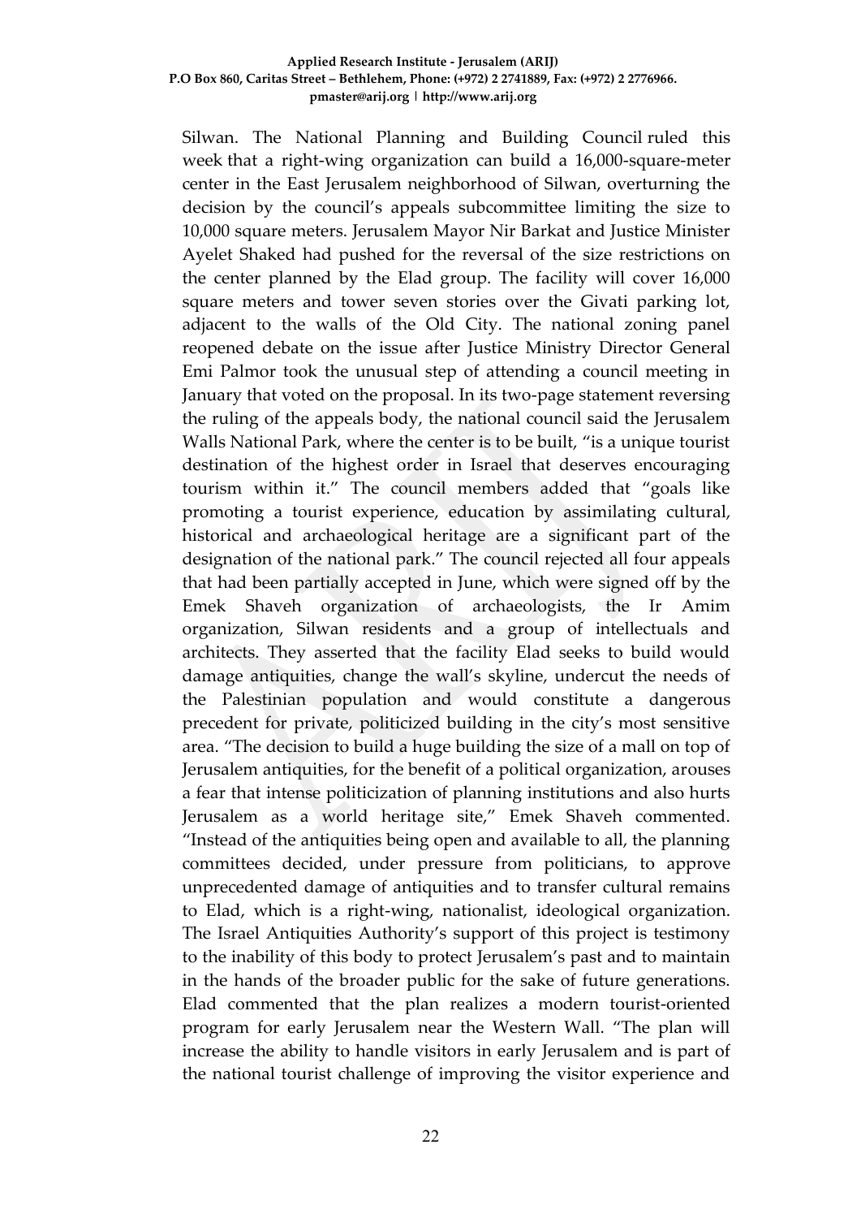Silwan. The National Planning and Building Council ruled this week that a right-wing organization can build a 16,000-square-meter center in the East Jerusalem neighborhood of Silwan, overturning the decision by the council's appeals subcommittee limiting the size to 10,000 square meters. Jerusalem Mayor Nir Barkat and Justice Minister Ayelet Shaked had pushed for the reversal of the size restrictions on the center planned by the Elad group. The facility will cover 16,000 square meters and tower seven stories over the Givati parking lot, adjacent to the walls of the Old City. The national zoning panel reopened debate on the issue after Justice Ministry Director General Emi Palmor took the unusual step of attending a council meeting in January that voted on the proposal. In its two-page statement reversing the ruling of the appeals body, the national council said the Jerusalem Walls National Park, where the center is to be built, "is a unique tourist destination of the highest order in Israel that deserves encouraging tourism within it." The council members added that "goals like promoting a tourist experience, education by assimilating cultural, historical and archaeological heritage are a significant part of the designation of the national park." The council rejected all four appeals that had been partially accepted in June, which were signed off by the Emek Shaveh organization of archaeologists, the Ir Amim organization, Silwan residents and a group of intellectuals and architects. They asserted that the facility Elad seeks to build would damage antiquities, change the wall's skyline, undercut the needs of the Palestinian population and would constitute a dangerous precedent for private, politicized building in the city's most sensitive area. "The decision to build a huge building the size of a mall on top of Jerusalem antiquities, for the benefit of a political organization, arouses a fear that intense politicization of planning institutions and also hurts Jerusalem as a world heritage site," Emek Shaveh commented. "Instead of the antiquities being open and available to all, the planning committees decided, under pressure from politicians, to approve unprecedented damage of antiquities and to transfer cultural remains to Elad, which is a right-wing, nationalist, ideological organization. The Israel Antiquities Authority's support of this project is testimony to the inability of this body to protect Jerusalem's past and to maintain in the hands of the broader public for the sake of future generations. Elad commented that the plan realizes a modern tourist-oriented program for early Jerusalem near the Western Wall. "The plan will increase the ability to handle visitors in early Jerusalem and is part of the national tourist challenge of improving the visitor experience and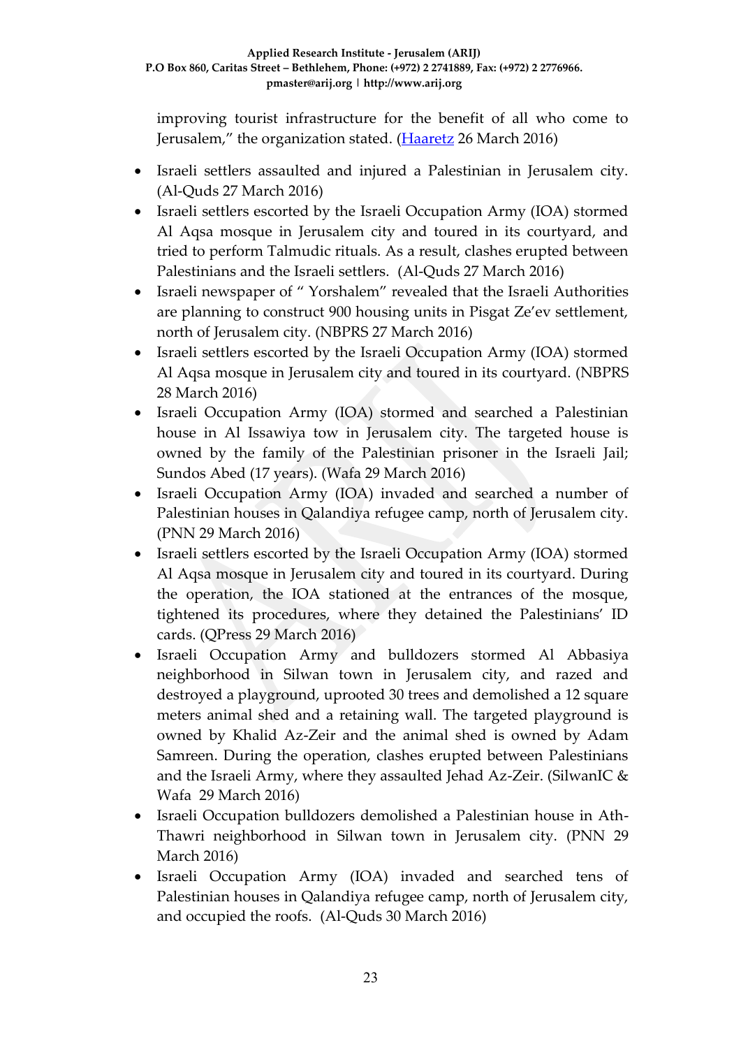improving tourist infrastructure for the benefit of all who come to Jerusalem," the organization stated. ([Haaretz](#) 26 March 2016)

- Israeli settlers assaulted and injured a Palestinian in Jerusalem city. (Al-Quds 27 March 2016)
- Israeli settlers escorted by the Israeli Occupation Army (IOA) stormed Al Aqsa mosque in Jerusalem city and toured in its courtyard, and tried to perform Talmudic rituals. As a result, clashes erupted between Palestinians and the Israeli settlers. (Al-Quds 27 March 2016)
- Israeli newspaper of " Yorshalem" revealed that the Israeli Authorities are planning to construct 900 housing units in Pisgat Ze'ev settlement, north of Jerusalem city. (NBPRS 27 March 2016)
- Israeli settlers escorted by the Israeli Occupation Army (IOA) stormed Al Aqsa mosque in Jerusalem city and toured in its courtyard. (NBPRS 28 March 2016)
- Israeli Occupation Army (IOA) stormed and searched a Palestinian house in Al Issawiya tow in Jerusalem city. The targeted house is owned by the family of the Palestinian prisoner in the Israeli Jail; Sundos Abed (17 years). (Wafa 29 March 2016)
- Israeli Occupation Army (IOA) invaded and searched a number of Palestinian houses in Qalandiya refugee camp, north of Jerusalem city. (PNN 29 March 2016)
- Israeli settlers escorted by the Israeli Occupation Army (IOA) stormed Al Aqsa mosque in Jerusalem city and toured in its courtyard. During the operation, the IOA stationed at the entrances of the mosque, tightened its procedures, where they detained the Palestinians' ID cards. (QPress 29 March 2016)
- Israeli Occupation Army and bulldozers stormed Al Abbasiya neighborhood in Silwan town in Jerusalem city, and razed and destroyed a playground, uprooted 30 trees and demolished a 12 square meters animal shed and a retaining wall. The targeted playground is owned by Khalid Az-Zeir and the animal shed is owned by Adam Samreen. During the operation, clashes erupted between Palestinians and the Israeli Army, where they assaulted Jehad Az-Zeir. (SilwanIC & Wafa 29 March 2016)
- Israeli Occupation bulldozers demolished a Palestinian house in Ath-Thawri neighborhood in Silwan town in Jerusalem city. (PNN 29 March 2016)
- Israeli Occupation Army (IOA) invaded and searched tens of Palestinian houses in Qalandiya refugee camp, north of Jerusalem city, and occupied the roofs. (Al-Quds 30 March 2016)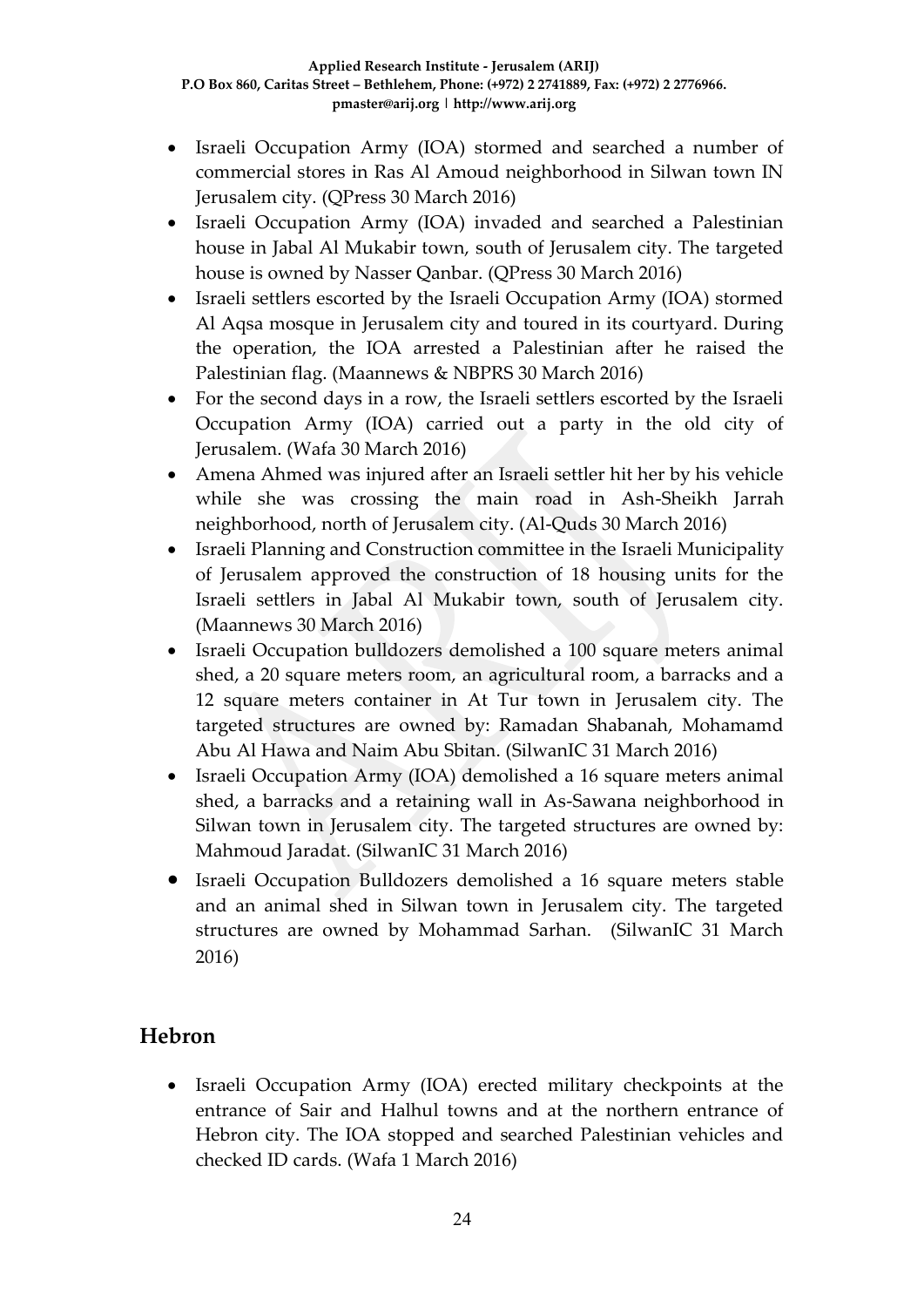- Israeli Occupation Army (IOA) stormed and searched a number of commercial stores in Ras Al Amoud neighborhood in Silwan town IN Jerusalem city. (QPress 30 March 2016)
- Israeli Occupation Army (IOA) invaded and searched a Palestinian house in Jabal Al Mukabir town, south of Jerusalem city. The targeted house is owned by Nasser Qanbar. (QPress 30 March 2016)
- Israeli settlers escorted by the Israeli Occupation Army (IOA) stormed Al Aqsa mosque in Jerusalem city and toured in its courtyard. During the operation, the IOA arrested a Palestinian after he raised the Palestinian flag. (Maannews & NBPRS 30 March 2016)
- For the second days in a row, the Israeli settlers escorted by the Israeli Occupation Army (IOA) carried out a party in the old city of Jerusalem. (Wafa 30 March 2016)
- Amena Ahmed was injured after an Israeli settler hit her by his vehicle while she was crossing the main road in Ash-Sheikh Jarrah neighborhood, north of Jerusalem city. (Al-Quds 30 March 2016)
- Israeli Planning and Construction committee in the Israeli Municipality of Jerusalem approved the construction of 18 housing units for the Israeli settlers in Jabal Al Mukabir town, south of Jerusalem city. (Maannews 30 March 2016)
- Israeli Occupation bulldozers demolished a 100 square meters animal shed, a 20 square meters room, an agricultural room, a barracks and a 12 square meters container in At Tur town in Jerusalem city. The targeted structures are owned by: Ramadan Shabanah, Mohamamd Abu Al Hawa and Naim Abu Sbitan. (SilwanIC 31 March 2016)
- Israeli Occupation Army (IOA) demolished a 16 square meters animal shed, a barracks and a retaining wall in As-Sawana neighborhood in Silwan town in Jerusalem city. The targeted structures are owned by: Mahmoud Jaradat. (SilwanIC 31 March 2016)
- Israeli Occupation Bulldozers demolished a 16 square meters stable and an animal shed in Silwan town in Jerusalem city. The targeted structures are owned by Mohammad Sarhan. (SilwanIC 31 March 2016)

## Hebron

- Israeli Occupation Army (IOA) erected military checkpoints at the entrance of Sair and Halhul towns and at the northern entrance of Hebron city. The IOA stopped and searched Palestinian vehicles and checked ID cards. (Wafa 1 March 2016)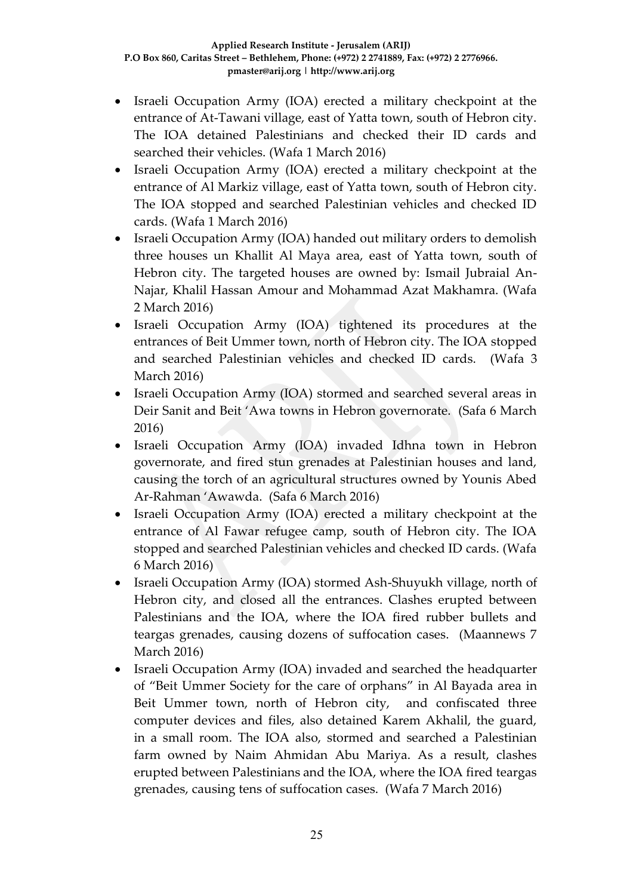- Israeli Occupation Army (IOA) erected a military checkpoint at the entrance of At-Tawani village, east of Yatta town, south of Hebron city. The IOA detained Palestinians and checked their ID cards and searched their vehicles. (Wafa 1 March 2016)
- Israeli Occupation Army (IOA) erected a military checkpoint at the entrance of Al Markiz village, east of Yatta town, south of Hebron city. The IOA stopped and searched Palestinian vehicles and checked ID cards. (Wafa 1 March 2016)
- Israeli Occupation Army (IOA) handed out military orders to demolish three houses un Khallit Al Maya area, east of Yatta town, south of Hebron city. The targeted houses are owned by: Ismail Jubraial An-Najar, Khalil Hassan Amour and Mohammad Azat Makhamra. (Wafa 2 March 2016)
- Israeli Occupation Army (IOA) tightened its procedures at the entrances of Beit Ummer town, north of Hebron city. The IOA stopped and searched Palestinian vehicles and checked ID cards. (Wafa 3 March 2016)
- Israeli Occupation Army (IOA) stormed and searched several areas in Deir Sanit and Beit 'Awa towns in Hebron governorate. (Safa 6 March 2016)
- Israeli Occupation Army (IOA) invaded Idhna town in Hebron governorate, and fired stun grenades at Palestinian houses and land, causing the torch of an agricultural structures owned by Younis Abed Ar-Rahman 'Awawda. (Safa 6 March 2016)
- Israeli Occupation Army (IOA) erected a military checkpoint at the entrance of Al Fawar refugee camp, south of Hebron city. The IOA stopped and searched Palestinian vehicles and checked ID cards. (Wafa 6 March 2016)
- Israeli Occupation Army (IOA) stormed Ash-Shuyukh village, north of Hebron city, and closed all the entrances. Clashes erupted between Palestinians and the IOA, where the IOA fired rubber bullets and teargas grenades, causing dozens of suffocation cases. (Maannews 7 March 2016)
- Israeli Occupation Army (IOA) invaded and searched the headquarter of "Beit Ummer Society for the care of orphans" in Al Bayada area in Beit Ummer town, north of Hebron city, and confiscated three computer devices and files, also detained Karem Akhalil, the guard, in a small room. The IOA also, stormed and searched a Palestinian farm owned by Naim Ahmidan Abu Mariya. As a result, clashes erupted between Palestinians and the IOA, where the IOA fired teargas grenades, causing tens of suffocation cases. (Wafa 7 March 2016)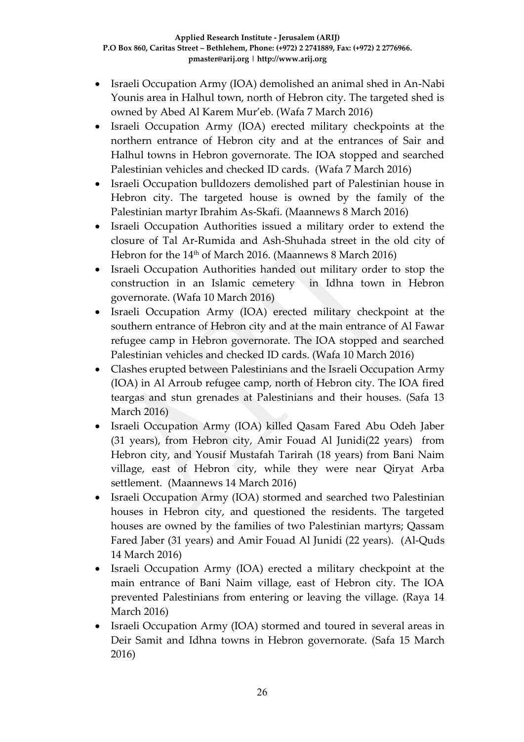- Israeli Occupation Army (IOA) demolished an animal shed in An-Nabi Younis area in Halhul town, north of Hebron city. The targeted shed is owned by Abed Al Karem Mur'eb. (Wafa 7 March 2016)
- Israeli Occupation Army (IOA) erected military checkpoints at the northern entrance of Hebron city and at the entrances of Sair and Halhul towns in Hebron governorate. The IOA stopped and searched Palestinian vehicles and checked ID cards. (Wafa 7 March 2016)
- Israeli Occupation bulldozers demolished part of Palestinian house in Hebron city. The targeted house is owned by the family of the Palestinian martyr Ibrahim As-Skafi. (Maannews 8 March 2016)
- Israeli Occupation Authorities issued a military order to extend the closure of Tal Ar-Rumida and Ash-Shuhada street in the old city of Hebron for the 14th of March 2016. (Maannews 8 March 2016)
- Israeli Occupation Authorities handed out military order to stop the construction in an Islamic cemetery in Idhna town in Hebron governorate. (Wafa 10 March 2016)
- Israeli Occupation Army (IOA) erected military checkpoint at the southern entrance of Hebron city and at the main entrance of Al Fawar refugee camp in Hebron governorate. The IOA stopped and searched Palestinian vehicles and checked ID cards. (Wafa 10 March 2016)
- Clashes erupted between Palestinians and the Israeli Occupation Army (IOA) in Al Arroub refugee camp, north of Hebron city. The IOA fired teargas and stun grenades at Palestinians and their houses. (Safa 13 March 2016)
- Israeli Occupation Army (IOA) killed Qasam Fared Abu Odeh Jaber (31 years), from Hebron city, Amir Fouad Al Junidi(22 years) from Hebron city, and Yousif Mustafah Tarirah (18 years) from Bani Naim village, east of Hebron city, while they were near Qiryat Arba settlement. (Maannews 14 March 2016)
- Israeli Occupation Army (IOA) stormed and searched two Palestinian houses in Hebron city, and questioned the residents. The targeted houses are owned by the families of two Palestinian martyrs; Qassam Fared Jaber (31 years) and Amir Fouad Al Junidi (22 years). (Al-Quds 14 March 2016)
- Israeli Occupation Army (IOA) erected a military checkpoint at the main entrance of Bani Naim village, east of Hebron city. The IOA prevented Palestinians from entering or leaving the village. (Raya 14 March 2016)
- Israeli Occupation Army (IOA) stormed and toured in several areas in Deir Samit and Idhna towns in Hebron governorate. (Safa 15 March 2016)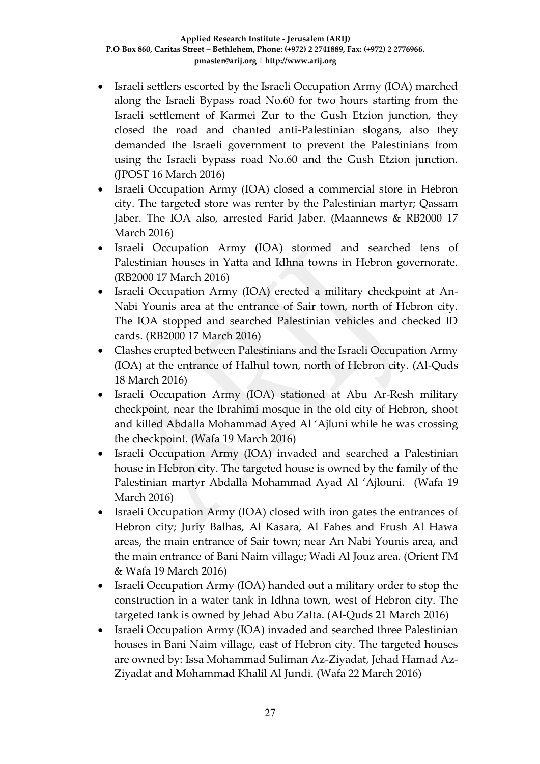- Israeli settlers escorted by the Israeli Occupation Army (IOA) marched along the Israeli Bypass road No.60 for two hours starting from the Israeli settlement of Karmei Zur to the Gush Etzion junction, they closed the road and chanted anti-Palestinian slogans, also they demanded the Israeli government to prevent the Palestinians from using the Israeli bypass road No.60 and the Gush Etzion junction. (JPOST 16 March 2016)
- Israeli Occupation Army (IOA) closed a commercial store in Hebron city. The targeted store was renter by the Palestinian martyr; Qassam Jaber. The IOA also, arrested Farid Jaber. (Maannews & RB2000 17 March 2016)
- Israeli Occupation Army (IOA) stormed and searched tens of Palestinian houses in Yatta and Idhna towns in Hebron governorate. (RB2000 17 March 2016)
- Israeli Occupation Army (IOA) erected a military checkpoint at An-Nabi Younis area at the entrance of Sair town, north of Hebron city. The IOA stopped and searched Palestinian vehicles and checked ID cards. (RB2000 17 March 2016)
- Clashes erupted between Palestinians and the Israeli Occupation Army (IOA) at the entrance of Halhul town, north of Hebron city. (Al-Quds 18 March 2016)
- Israeli Occupation Army (IOA) stationed at Abu Ar-Resh military checkpoint, near the Ibrahimi mosque in the old city of Hebron, shoot and killed Abdalla Mohammad Ayed Al 'Ajluni while he was crossing the checkpoint. (Wafa 19 March 2016)
- Israeli Occupation Army (IOA) invaded and searched a Palestinian house in Hebron city. The targeted house is owned by the family of the Palestinian martyr Abdalla Mohammad Ayad Al 'Ajlouni. (Wafa 19 March 2016)
- Israeli Occupation Army (IOA) closed with iron gates the entrances of Hebron city; Juriy Balhas, Al Kasara, Al Fahes and Frush Al Hawa areas, the main entrance of Sair town; near An Nabi Younis area, and the main entrance of Bani Naim village; Wadi Al Jouz area. (Orient FM & Wafa 19 March 2016)
- Israeli Occupation Army (IOA) handed out a military order to stop the construction in a water tank in Idhna town, west of Hebron city. The targeted tank is owned by Jehad Abu Zalta. (Al-Quds 21 March 2016)
- Israeli Occupation Army (IOA) invaded and searched three Palestinian houses in Bani Naim village, east of Hebron city. The targeted houses are owned by: Issa Mohammad Suliman Az-Ziyadat, Jehad Hamad Az-Ziyadat and Mohammad Khalil Al Jundi. (Wafa 22 March 2016)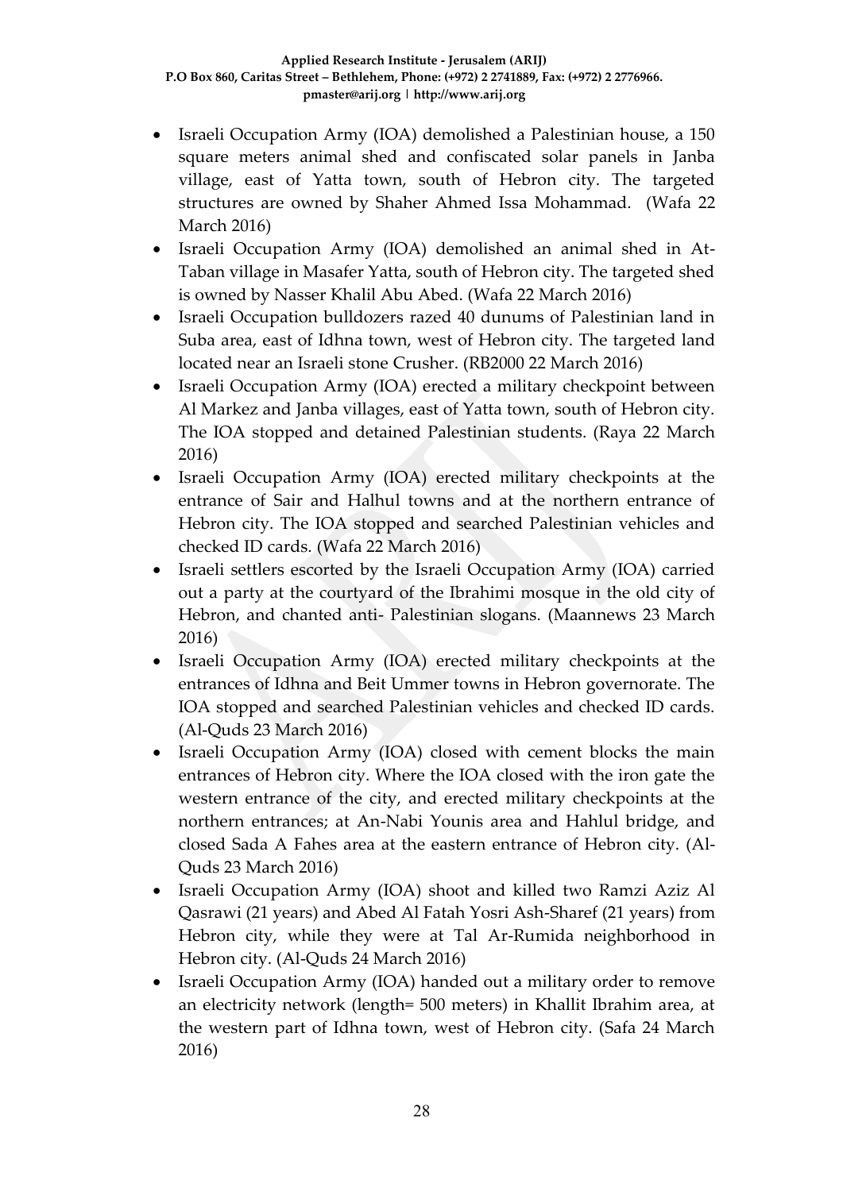- Israeli Occupation Army (IOA) demolished a Palestinian house, a 150 square meters animal shed and confiscated solar panels in Janba village, east of Yatta town, south of Hebron city. The targeted structures are owned by Shaher Ahmed Issa Mohammad. (Wafa 22 March 2016)
- Israeli Occupation Army (IOA) demolished an animal shed in At-Taban village in Masafer Yatta, south of Hebron city. The targeted shed is owned by Nasser Khalil Abu Abed. (Wafa 22 March 2016)
- Israeli Occupation bulldozers razed 40 dunums of Palestinian land in Suba area, east of Idhna town, west of Hebron city. The targeted land located near an Israeli stone Crusher. (RB2000 22 March 2016)
- Israeli Occupation Army (IOA) erected a military checkpoint between Al Markez and Janba villages, east of Yatta town, south of Hebron city. The IOA stopped and detained Palestinian students. (Raya 22 March 2016)
- Israeli Occupation Army (IOA) erected military checkpoints at the entrance of Sair and Halhul towns and at the northern entrance of Hebron city. The IOA stopped and searched Palestinian vehicles and checked ID cards. (Wafa 22 March 2016)
- Israeli settlers escorted by the Israeli Occupation Army (IOA) carried out a party at the courtyard of the Ibrahimi mosque in the old city of Hebron, and chanted anti- Palestinian slogans. (Maannews 23 March 2016)
- Israeli Occupation Army (IOA) erected military checkpoints at the entrances of Idhna and Beit Ummer towns in Hebron governorate. The IOA stopped and searched Palestinian vehicles and checked ID cards. (Al-Quds 23 March 2016)
- Israeli Occupation Army (IOA) closed with cement blocks the main entrances of Hebron city. Where the IOA closed with the iron gate the western entrance of the city, and erected military checkpoints at the northern entrances; at An-Nabi Younis area and Hahlul bridge, and closed Sada A Fahes area at the eastern entrance of Hebron city. (Al-Quds 23 March 2016)
- Israeli Occupation Army (IOA) shoot and killed two Ramzi Aziz Al Qasrawi (21 years) and Abed Al Fatah Yosri Ash-Sharef (21 years) from Hebron city, while they were at Tal Ar-Rumida neighborhood in Hebron city. (Al-Quds 24 March 2016)
- Israeli Occupation Army (IOA) handed out a military order to remove an electricity network (length= 500 meters) in Khallit Ibrahim area, at the western part of Idhna town, west of Hebron city. (Safa 24 March 2016)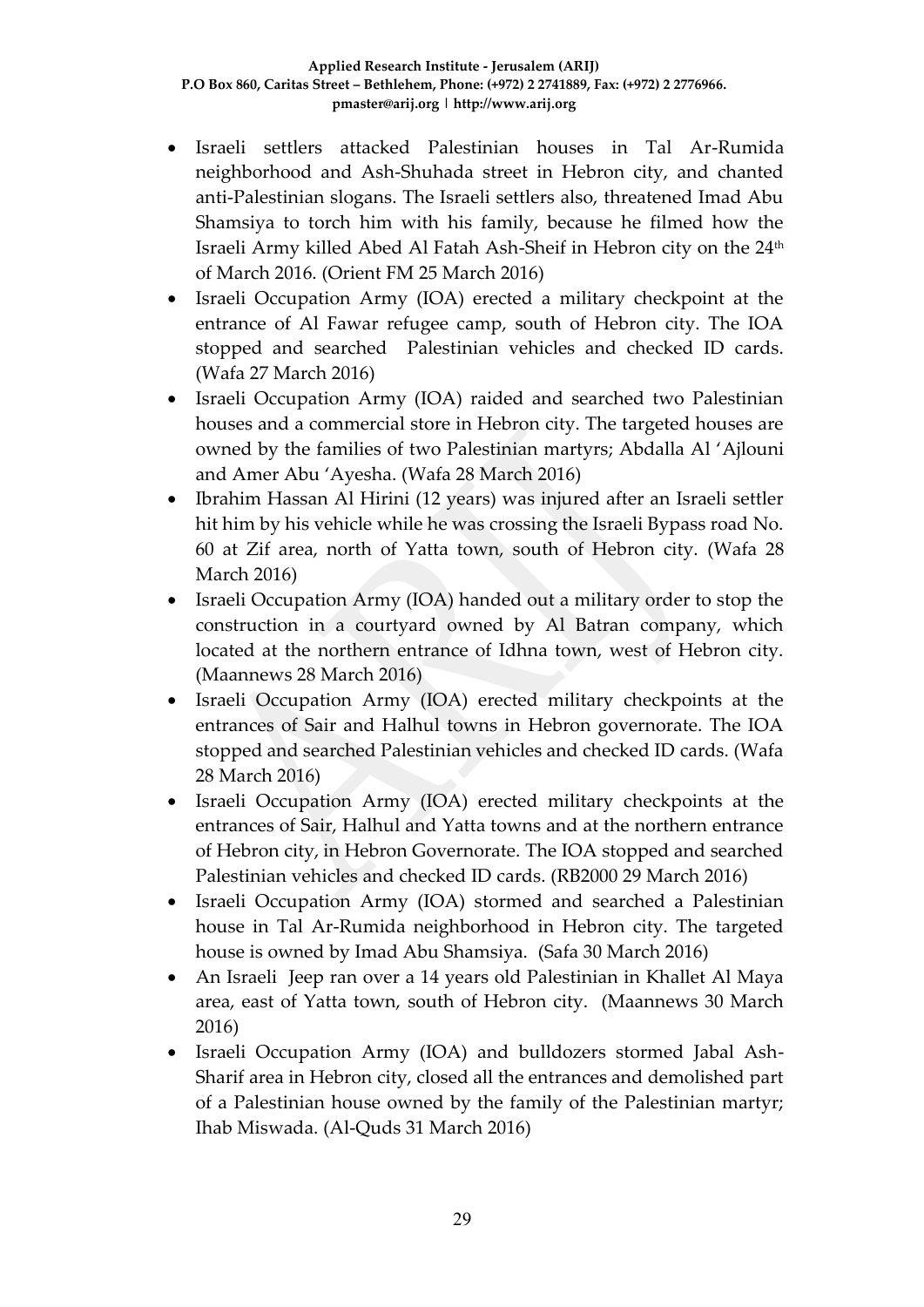- Israeli settlers attacked Palestinian houses in Tal Ar-Rumida neighborhood and Ash-Shuhada street in Hebron city, and chanted anti-Palestinian slogans. The Israeli settlers also, threatened Imad Abu Shamsiya to torch him with his family, because he filmed how the Israeli Army killed Abed Al Fatah Ash-Sheif in Hebron city on the 24th of March 2016. (Orient FM 25 March 2016)
- Israeli Occupation Army (IOA) erected a military checkpoint at the entrance of Al Fawar refugee camp, south of Hebron city. The IOA stopped and searched Palestinian vehicles and checked ID cards. (Wafa 27 March 2016)
- Israeli Occupation Army (IOA) raided and searched two Palestinian houses and a commercial store in Hebron city. The targeted houses are owned by the families of two Palestinian martyrs; Abdalla Al 'Ajlouni and Amer Abu 'Ayesha. (Wafa 28 March 2016)
- Ibrahim Hassan Al Hirini (12 years) was injured after an Israeli settler hit him by his vehicle while he was crossing the Israeli Bypass road No. 60 at Zif area, north of Yatta town, south of Hebron city. (Wafa 28 March 2016)
- Israeli Occupation Army (IOA) handed out a military order to stop the construction in a courtyard owned by Al Batran company, which located at the northern entrance of Idhna town, west of Hebron city. (Maannews 28 March 2016)
- Israeli Occupation Army (IOA) erected military checkpoints at the entrances of Sair and Halhul towns in Hebron governorate. The IOA stopped and searched Palestinian vehicles and checked ID cards. (Wafa 28 March 2016)
- Israeli Occupation Army (IOA) erected military checkpoints at the entrances of Sair, Halhul and Yatta towns and at the northern entrance of Hebron city, in Hebron Governorate. The IOA stopped and searched Palestinian vehicles and checked ID cards. (RB2000 29 March 2016)
- Israeli Occupation Army (IOA) stormed and searched a Palestinian house in Tal Ar-Rumida neighborhood in Hebron city. The targeted house is owned by Imad Abu Shamsiya. (Safa 30 March 2016)
- An Israeli Jeep ran over a 14 years old Palestinian in Khallet Al Maya area, east of Yatta town, south of Hebron city. (Maannews 30 March 2016)
- Israeli Occupation Army (IOA) and bulldozers stormed Jabal Ash-Sharif area in Hebron city, closed all the entrances and demolished part of a Palestinian house owned by the family of the Palestinian martyr; Ihab Miswada. (Al-Quds 31 March 2016)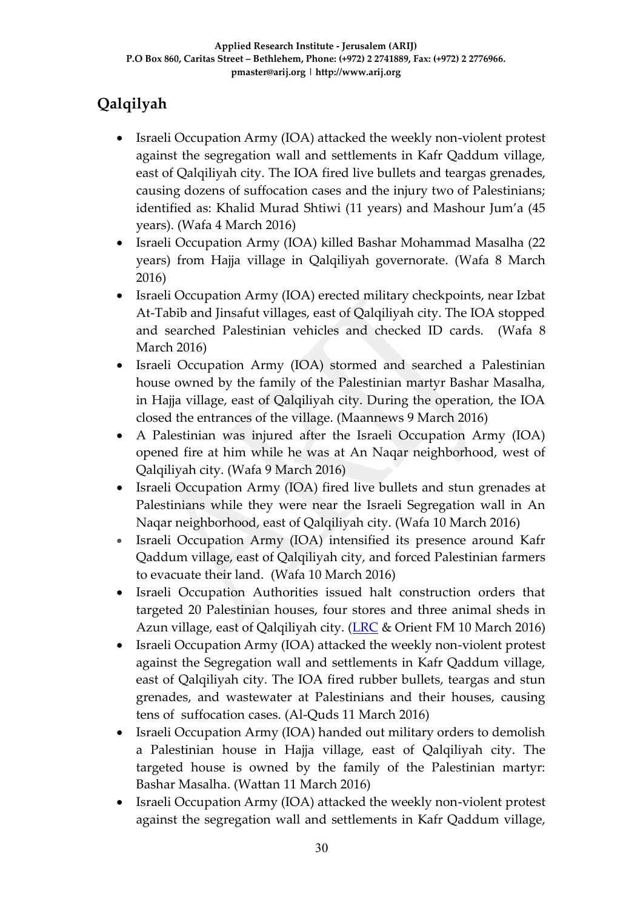## Qalqilyah

- Israeli Occupation Army (IOA) attacked the weekly non-violent protest against the segregation wall and settlements in Kafr Qaddum village, east of Qalqiliyah city. The IOA fired live bullets and teargas grenades, causing dozens of suffocation cases and the injury two of Palestinians; identified as: Khalid Murad Shtiwi (11 years) and Mashour Jum'a (45 years). (Wafa 4 March 2016)
- Israeli Occupation Army (IOA) killed Bashar Mohammad Masalha (22 years) from Hajja village in Qalqiliyah governorate. (Wafa 8 March 2016)
- Israeli Occupation Army (IOA) erected military checkpoints, near Izbat At-Tabib and Jinsafut villages, east of Qalqiliyah city. The IOA stopped and searched Palestinian vehicles and checked ID cards. (Wafa 8 March 2016)
- Israeli Occupation Army (IOA) stormed and searched a Palestinian house owned by the family of the Palestinian martyr Bashar Masalha, in Hajja village, east of Qalqiliyah city. During the operation, the IOA closed the entrances of the village. (Maannews 9 March 2016)
- A Palestinian was injured after the Israeli Occupation Army (IOA) opened fire at him while he was at An Naqar neighborhood, west of Qalqiliyah city. (Wafa 9 March 2016)
- Israeli Occupation Army (IOA) fired live bullets and stun grenades at Palestinians while they were near the Israeli Segregation wall in An Naqar neighborhood, east of Qalqiliyah city. (Wafa 10 March 2016)
- Israeli Occupation Army (IOA) intensified its presence around Kafr Qaddum village, east of Qalqiliyah city, and forced Palestinian farmers to evacuate their land. (Wafa 10 March 2016)
- Israeli Occupation Authorities issued halt construction orders that targeted 20 Palestinian houses, four stores and three animal sheds in Azun village, east of Qalqiliyah city. (LRC & Orient FM 10 March 2016)
- Israeli Occupation Army (IOA) attacked the weekly non-violent protest against the Segregation wall and settlements in Kafr Qaddum village, east of Qalqiliyah city. The IOA fired rubber bullets, teargas and stun grenades, and wastewater at Palestinians and their houses, causing tens of suffocation cases. (Al-Quds 11 March 2016)
- Israeli Occupation Army (IOA) handed out military orders to demolish a Palestinian house in Hajja village, east of Qalqiliyah city. The targeted house is owned by the family of the Palestinian martyr: Bashar Masalha. (Wattan 11 March 2016)
- Israeli Occupation Army (IOA) attacked the weekly non-violent protest against the segregation wall and settlements in Kafr Qaddum village,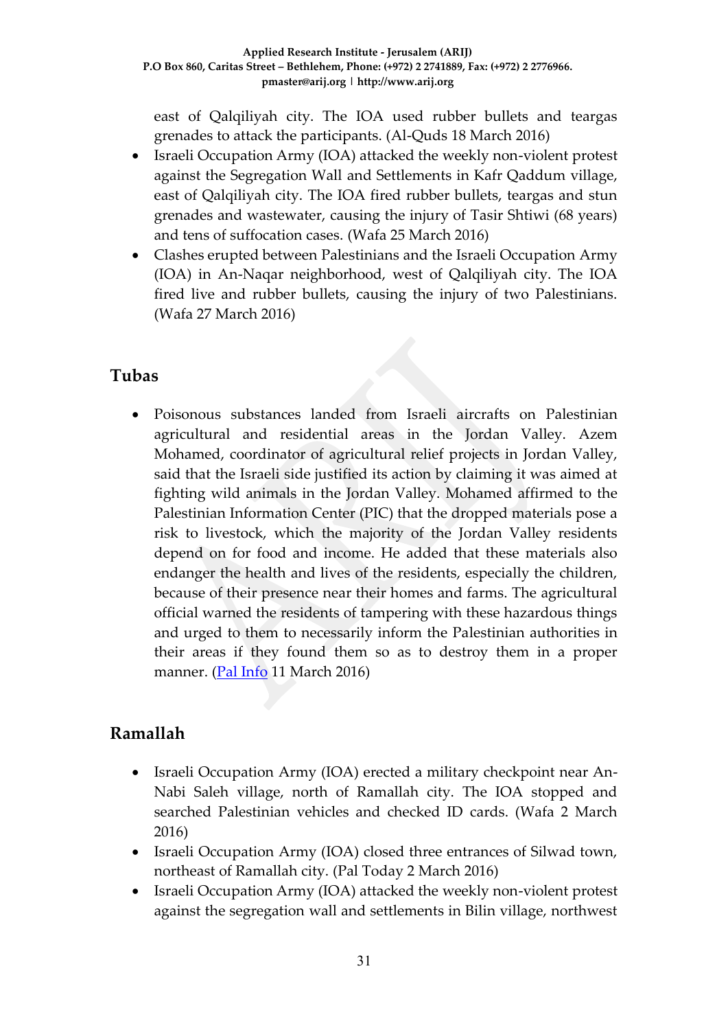east of Qalqiliyah city. The IOA used rubber bullets and teargas grenades to attack the participants. (Al-Quds 18 March 2016)

- Israeli Occupation Army (IOA) attacked the weekly non-violent protest against the Segregation Wall and Settlements in Kafr Qaddum village, east of Qalqiliyah city. The IOA fired rubber bullets, teargas and stun grenades and wastewater, causing the injury of Tasir Shtiwi (68 years) and tens of suffocation cases. (Wafa 25 March 2016)
- Clashes erupted between Palestinians and the Israeli Occupation Army (IOA) in An-Naqar neighborhood, west of Qalqiliyah city. The IOA fired live and rubber bullets, causing the injury of two Palestinians. (Wafa 27 March 2016)

## Tubas

- Poisonous substances landed from Israeli aircrafts on Palestinian agricultural and residential areas in the Jordan Valley. Azem Mohamed, coordinator of agricultural relief projects in Jordan Valley, said that the Israeli side justified its action by claiming it was aimed at fighting wild animals in the Jordan Valley. Mohamed affirmed to the Palestinian Information Center (PIC) that the dropped materials pose a risk to livestock, which the majority of the Jordan Valley residents depend on for food and income. He added that these materials also endanger the health and lives of the residents, especially the children, because of their presence near their homes and farms. The agricultural official warned the residents of tampering with these hazardous things and urged to them to necessarily inform the Palestinian authorities in their areas if they found them so as to destroy them in a proper manner. (Pal Info 11 March 2016)

## Ramallah

- Israeli Occupation Army (IOA) erected a military checkpoint near An-Nabi Saleh village, north of Ramallah city. The IOA stopped and searched Palestinian vehicles and checked ID cards. (Wafa 2 March 2016)
- Israeli Occupation Army (IOA) closed three entrances of Silwad town, northeast of Ramallah city. (Pal Today 2 March 2016)
- Israeli Occupation Army (IOA) attacked the weekly non-violent protest against the segregation wall and settlements in Bilin village, northwest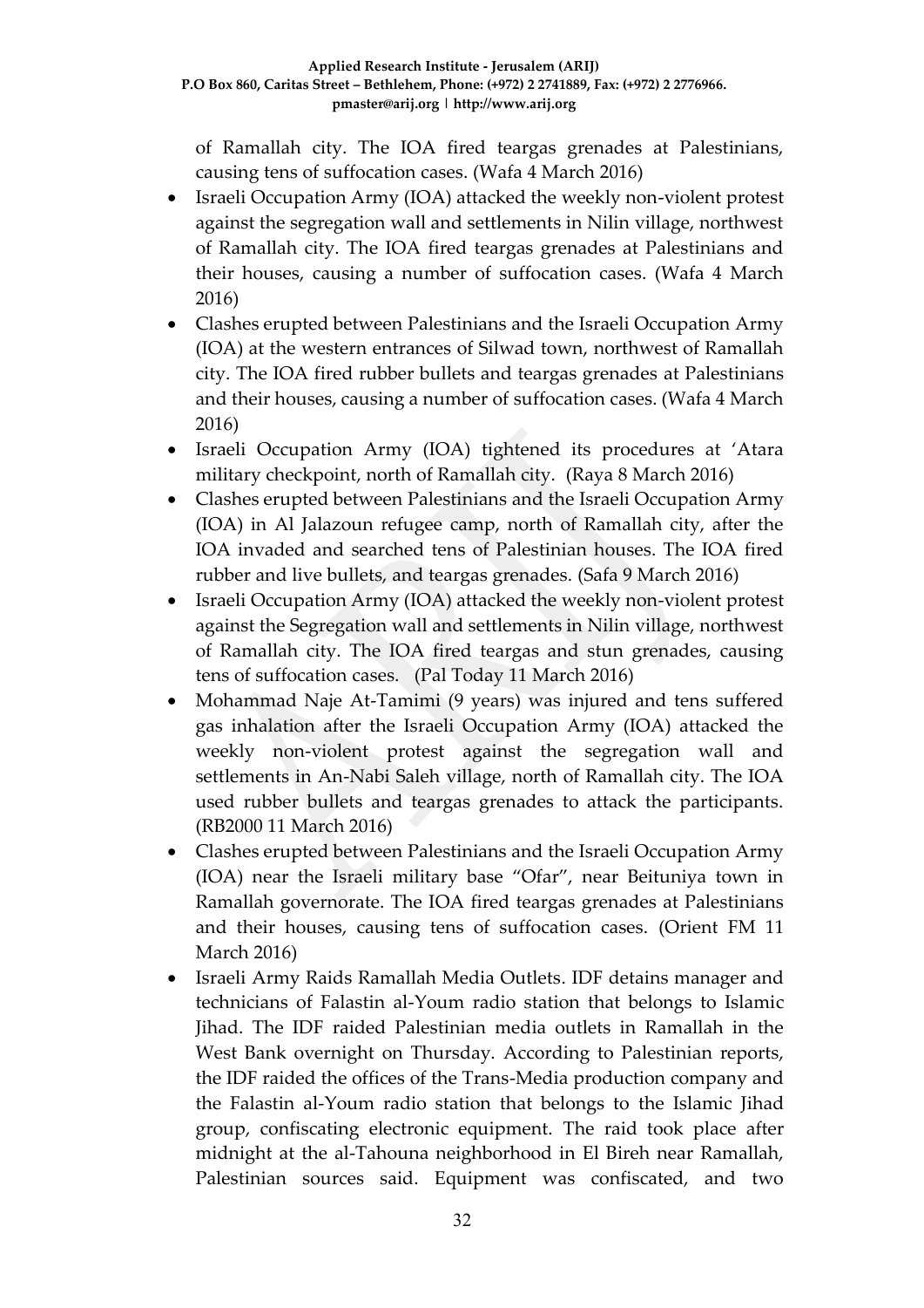of Ramallah city. The IOA fired teargas grenades at Palestinians, causing tens of suffocation cases. (Wafa 4 March 2016)

- Israeli Occupation Army (IOA) attacked the weekly non-violent protest against the segregation wall and settlements in Nilin village, northwest of Ramallah city. The IOA fired teargas grenades at Palestinians and their houses, causing a number of suffocation cases. (Wafa 4 March 2016)
- Clashes erupted between Palestinians and the Israeli Occupation Army (IOA) at the western entrances of Silwad town, northwest of Ramallah city. The IOA fired rubber bullets and teargas grenades at Palestinians and their houses, causing a number of suffocation cases. (Wafa 4 March 2016)
- Israeli Occupation Army (IOA) tightened its procedures at 'Atara military checkpoint, north of Ramallah city. (Raya 8 March 2016)
- Clashes erupted between Palestinians and the Israeli Occupation Army (IOA) in Al Jalazoun refugee camp, north of Ramallah city, after the IOA invaded and searched tens of Palestinian houses. The IOA fired rubber and live bullets, and teargas grenades. (Safa 9 March 2016)
- Israeli Occupation Army (IOA) attacked the weekly non-violent protest against the Segregation wall and settlements in Nilin village, northwest of Ramallah city. The IOA fired teargas and stun grenades, causing tens of suffocation cases. (Pal Today 11 March 2016)
- Mohammad Naje At-Tamimi (9 years) was injured and tens suffered gas inhalation after the Israeli Occupation Army (IOA) attacked the weekly non-violent protest against the segregation wall and settlements in An-Nabi Saleh village, north of Ramallah city. The IOA used rubber bullets and teargas grenades to attack the participants. (RB2000 11 March 2016)
- Clashes erupted between Palestinians and the Israeli Occupation Army (IOA) near the Israeli military base "Ofar", near Beituniya town in Ramallah governorate. The IOA fired teargas grenades at Palestinians and their houses, causing tens of suffocation cases. (Orient FM 11 March 2016)
- Israeli Army Raids Ramallah Media Outlets. IDF detains manager and technicians of Falastin al-Youm radio station that belongs to Islamic Jihad. The IDF raided Palestinian media outlets in Ramallah in the West Bank overnight on Thursday. According to Palestinian reports, the IDF raided the offices of the Trans-Media production company and the Falastin al-Youm radio station that belongs to the Islamic Jihad group, confiscating electronic equipment. The raid took place after midnight at the al-Tahouna neighborhood in El Bireh near Ramallah, Palestinian sources said. Equipment was confiscated, and two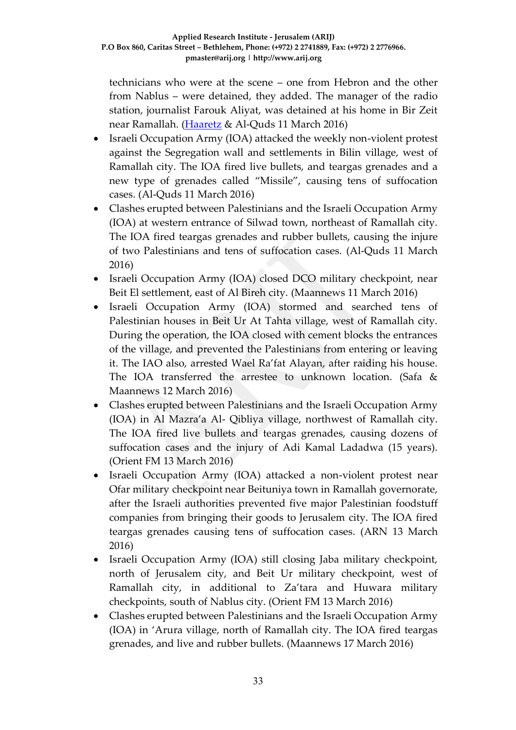technicians who were at the scene – one from Hebron and the other from Nablus – were detained, they added. The manager of the radio station, journalist Farouk Aliyat, was detained at his home in Bir Zeit near Ramallah. (Haaretz & Al-Quds 11 March 2016)

- Israeli Occupation Army (IOA) attacked the weekly non-violent protest against the Segregation wall and settlements in Bilin village, west of Ramallah city. The IOA fired live bullets, and teargas grenades and a new type of grenades called "Missile", causing tens of suffocation cases. (Al-Quds 11 March 2016)
- Clashes erupted between Palestinians and the Israeli Occupation Army (IOA) at western entrance of Silwad town, northeast of Ramallah city. The IOA fired teargas grenades and rubber bullets, causing the injure of two Palestinians and tens of suffocation cases. (Al-Quds 11 March 2016)
- Israeli Occupation Army (IOA) closed DCO military checkpoint, near Beit El settlement, east of Al Bireh city. (Maannews 11 March 2016)
- Israeli Occupation Army (IOA) stormed and searched tens of Palestinian houses in Beit Ur At Tahta village, west of Ramallah city. During the operation, the IOA closed with cement blocks the entrances of the village, and prevented the Palestinians from entering or leaving it. The IAO also, arrested Wael Ra'fat Alayan, after raiding his house. The IOA transferred the arrestee to unknown location. (Safa & Maannews 12 March 2016)
- Clashes erupted between Palestinians and the Israeli Occupation Army (IOA) in Al Mazra'a Al- Qibliya village, northwest of Ramallah city. The IOA fired live bullets and teargas grenades, causing dozens of suffocation cases and the injury of Adi Kamal Ladadwa (15 years). (Orient FM 13 March 2016)
- Israeli Occupation Army (IOA) attacked a non-violent protest near Ofar military checkpoint near Beituniya town in Ramallah governorate, after the Israeli authorities prevented five major Palestinian foodstuff companies from bringing their goods to Jerusalem city. The IOA fired teargas grenades causing tens of suffocation cases. (ARN 13 March 2016)
- Israeli Occupation Army (IOA) still closing Jaba military checkpoint, north of Jerusalem city, and Beit Ur military checkpoint, west of Ramallah city, in additional to Za'tara and Huwara military checkpoints, south of Nablus city. (Orient FM 13 March 2016)
- Clashes erupted between Palestinians and the Israeli Occupation Army (IOA) in 'Arura village, north of Ramallah city. The IOA fired teargas grenades, and live and rubber bullets. (Maannews 17 March 2016)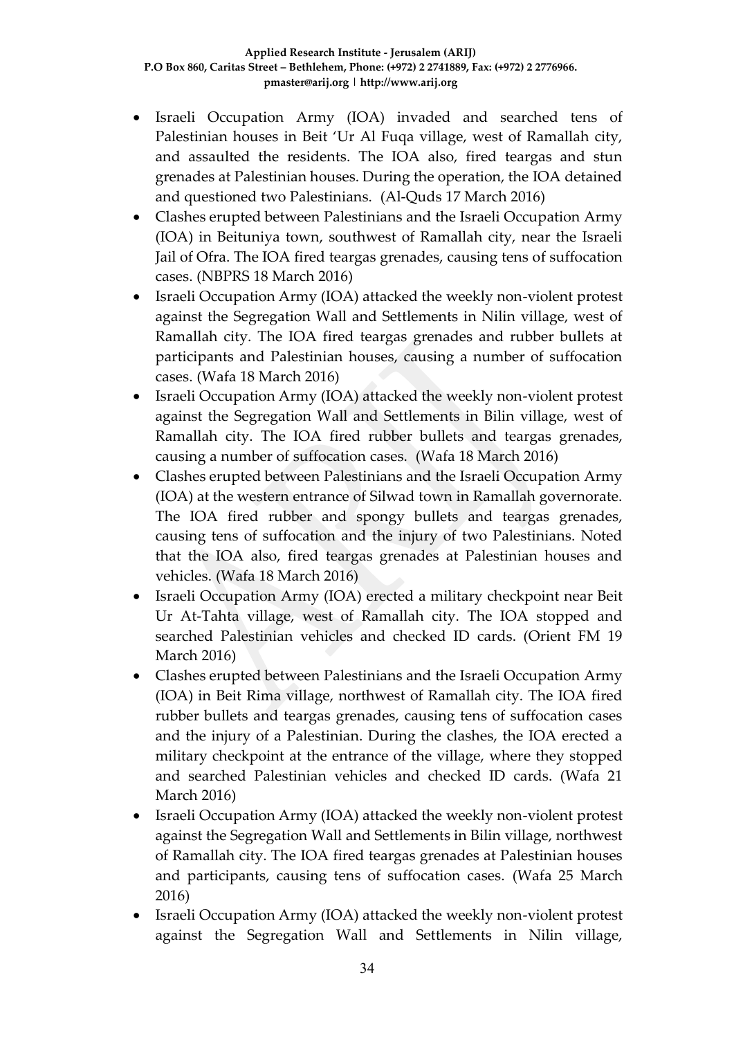- Israeli Occupation Army (IOA) invaded and searched tens of Palestinian houses in Beit 'Ur Al Fuqa village, west of Ramallah city, and assaulted the residents. The IOA also, fired teargas and stun grenades at Palestinian houses. During the operation, the IOA detained and questioned two Palestinians. (Al-Quds 17 March 2016)
- Clashes erupted between Palestinians and the Israeli Occupation Army (IOA) in Beituniya town, southwest of Ramallah city, near the Israeli Jail of Ofra. The IOA fired teargas grenades, causing tens of suffocation cases. (NBPRS 18 March 2016)
- Israeli Occupation Army (IOA) attacked the weekly non-violent protest against the Segregation Wall and Settlements in Nilin village, west of Ramallah city. The IOA fired teargas grenades and rubber bullets at participants and Palestinian houses, causing a number of suffocation cases. (Wafa 18 March 2016)
- Israeli Occupation Army (IOA) attacked the weekly non-violent protest against the Segregation Wall and Settlements in Bilin village, west of Ramallah city. The IOA fired rubber bullets and teargas grenades, causing a number of suffocation cases. (Wafa 18 March 2016)
- Clashes erupted between Palestinians and the Israeli Occupation Army (IOA) at the western entrance of Silwad town in Ramallah governorate. The IOA fired rubber and spongy bullets and teargas grenades, causing tens of suffocation and the injury of two Palestinians. Noted that the IOA also, fired teargas grenades at Palestinian houses and vehicles. (Wafa 18 March 2016)
- Israeli Occupation Army (IOA) erected a military checkpoint near Beit Ur At-Tahta village, west of Ramallah city. The IOA stopped and searched Palestinian vehicles and checked ID cards. (Orient FM 19 March 2016)
- Clashes erupted between Palestinians and the Israeli Occupation Army (IOA) in Beit Rima village, northwest of Ramallah city. The IOA fired rubber bullets and teargas grenades, causing tens of suffocation cases and the injury of a Palestinian. During the clashes, the IOA erected a military checkpoint at the entrance of the village, where they stopped and searched Palestinian vehicles and checked ID cards. (Wafa 21 March 2016)
- Israeli Occupation Army (IOA) attacked the weekly non-violent protest against the Segregation Wall and Settlements in Bilin village, northwest of Ramallah city. The IOA fired teargas grenades at Palestinian houses and participants, causing tens of suffocation cases. (Wafa 25 March 2016)
- Israeli Occupation Army (IOA) attacked the weekly non-violent protest against the Segregation Wall and Settlements in Nilin village,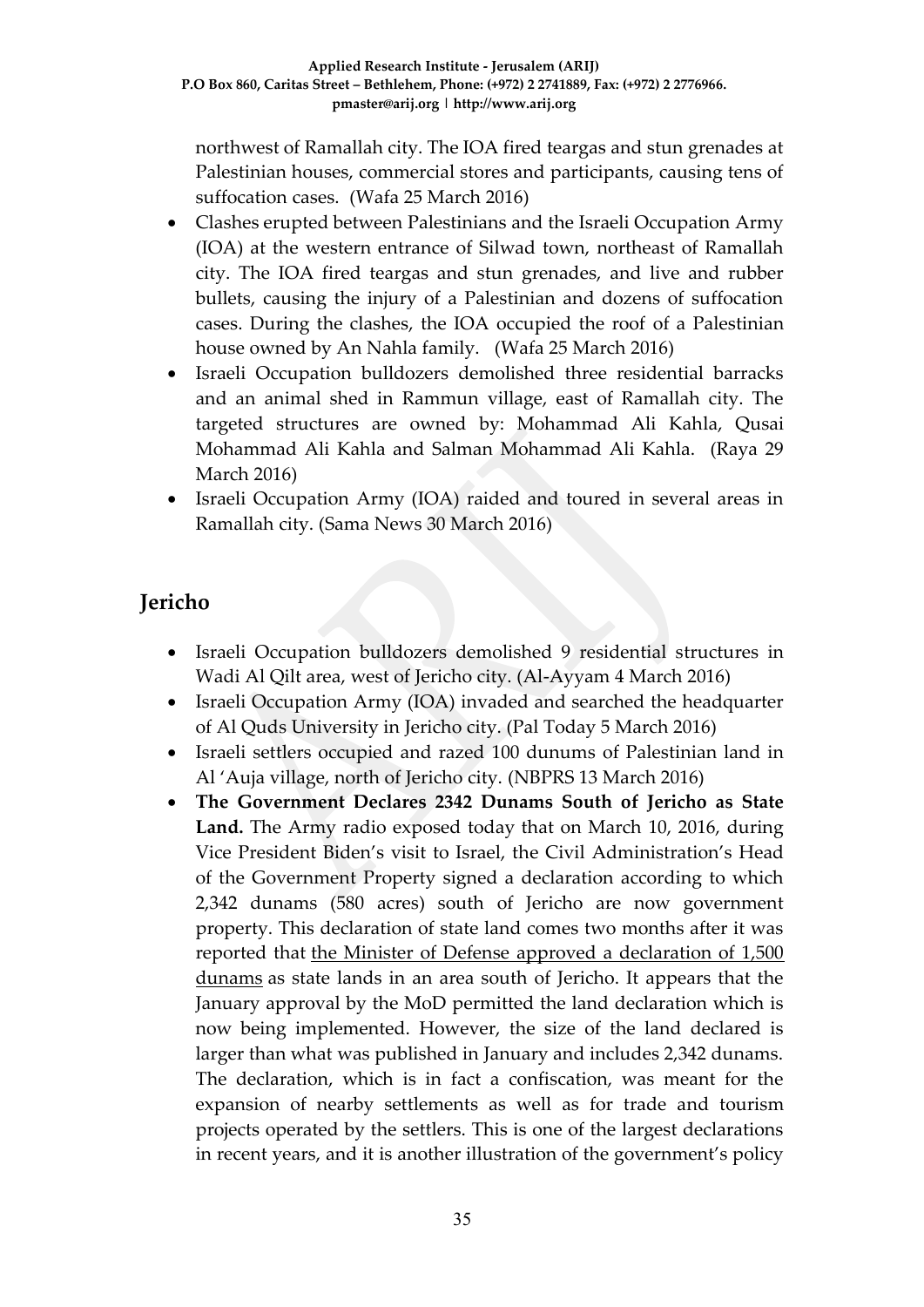northwest of Ramallah city. The IOA fired teargas and stun grenades at Palestinian houses, commercial stores and participants, causing tens of suffocation cases. (Wafa 25 March 2016)

- Clashes erupted between Palestinians and the Israeli Occupation Army (IOA) at the western entrance of Silwad town, northeast of Ramallah city. The IOA fired teargas and stun grenades, and live and rubber bullets, causing the injury of a Palestinian and dozens of suffocation cases. During the clashes, the IOA occupied the roof of a Palestinian house owned by An Nahla family. (Wafa 25 March 2016)
- Israeli Occupation bulldozers demolished three residential barracks and an animal shed in Rammun village, east of Ramallah city. The targeted structures are owned by: Mohammad Ali Kahla, Qusai Mohammad Ali Kahla and Salman Mohammad Ali Kahla. (Raya 29 March 2016)
- Israeli Occupation Army (IOA) raided and toured in several areas in Ramallah city. (Sama News 30 March 2016)

## Jericho

- Israeli Occupation bulldozers demolished 9 residential structures in Wadi Al Qilt area, west of Jericho city. (Al-Ayyam 4 March 2016)
- Israeli Occupation Army (IOA) invaded and searched the headquarter of Al Quds University in Jericho city. (Pal Today 5 March 2016)
- Israeli settlers occupied and razed 100 dunums of Palestinian land in Al 'Auja village, north of Jericho city. (NBPRS 13 March 2016)
- **The Government Declares 2342 Dunams South of Jericho as State Land.** The Army radio exposed today that on March 10, 2016, during Vice President Biden's visit to Israel, the Civil Administration's Head of the Government Property signed a declaration according to which 2,342 dunams (580 acres) south of Jericho are now government property. This declaration of state land comes two months after it was reported that the Minister of Defense approved a declaration of 1,500 dunams as state lands in an area south of Jericho. It appears that the January approval by the MoD permitted the land declaration which is now being implemented. However, the size of the land declared is larger than what was published in January and includes 2,342 dunams. The declaration, which is in fact a confiscation, was meant for the expansion of nearby settlements as well as for trade and tourism projects operated by the settlers. This is one of the largest declarations in recent years, and it is another illustration of the government's policy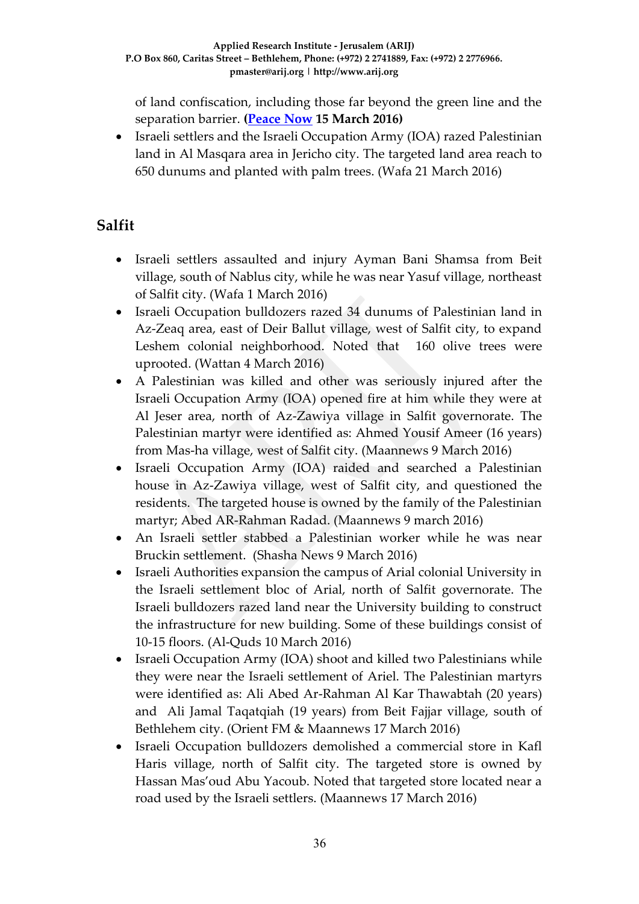of land confiscation, including those far beyond the green line and the separation barrier. **([Peace Now](#) 15 March 2016)**

- Israeli settlers and the Israeli Occupation Army (IOA) razed Palestinian land in Al Masqara area in Jericho city. The targeted land area reach to 650 dunums and planted with palm trees. (Wafa 21 March 2016)

## Salfit

- Israeli settlers assaulted and injury Ayman Bani Shamsa from Beit village, south of Nablus city, while he was near Yasuf village, northeast of Salfit city. (Wafa 1 March 2016)
- Israeli Occupation bulldozers razed 34 dunums of Palestinian land in Az-Zeaq area, east of Deir Ballut village, west of Salfit city, to expand Leshem colonial neighborhood. Noted that 160 olive trees were uprooted. (Wattan 4 March 2016)
- A Palestinian was killed and other was seriously injured after the Israeli Occupation Army (IOA) opened fire at him while they were at Al Jeser area, north of Az-Zawiya village in Salfit governorate. The Palestinian martyr were identified as: Ahmed Yousif Ameer (16 years) from Mas-ha village, west of Salfit city. (Maannews 9 March 2016)
- Israeli Occupation Army (IOA) raided and searched a Palestinian house in Az-Zawiya village, west of Salfit city, and questioned the residents. The targeted house is owned by the family of the Palestinian martyr; Abed AR-Rahman Radad. (Maannews 9 march 2016)
- An Israeli settler stabbed a Palestinian worker while he was near Bruckin settlement. (Shasha News 9 March 2016)
- Israeli Authorities expansion the campus of Arial colonial University in the Israeli settlement bloc of Arial, north of Salfit governorate. The Israeli bulldozers razed land near the University building to construct the infrastructure for new building. Some of these buildings consist of 10-15 floors. (Al-Quds 10 March 2016)
- Israeli Occupation Army (IOA) shoot and killed two Palestinians while they were near the Israeli settlement of Ariel. The Palestinian martyrs were identified as: Ali Abed Ar-Rahman Al Kar Thawabtah (20 years) and Ali Jamal Taqatqiah (19 years) from Beit Fajjar village, south of Bethlehem city. (Orient FM & Maannews 17 March 2016)
- Israeli Occupation bulldozers demolished a commercial store in Kafl Haris village, north of Salfit city. The targeted store is owned by Hassan Mas'oud Abu Yacoub. Noted that targeted store located near a road used by the Israeli settlers. (Maannews 17 March 2016)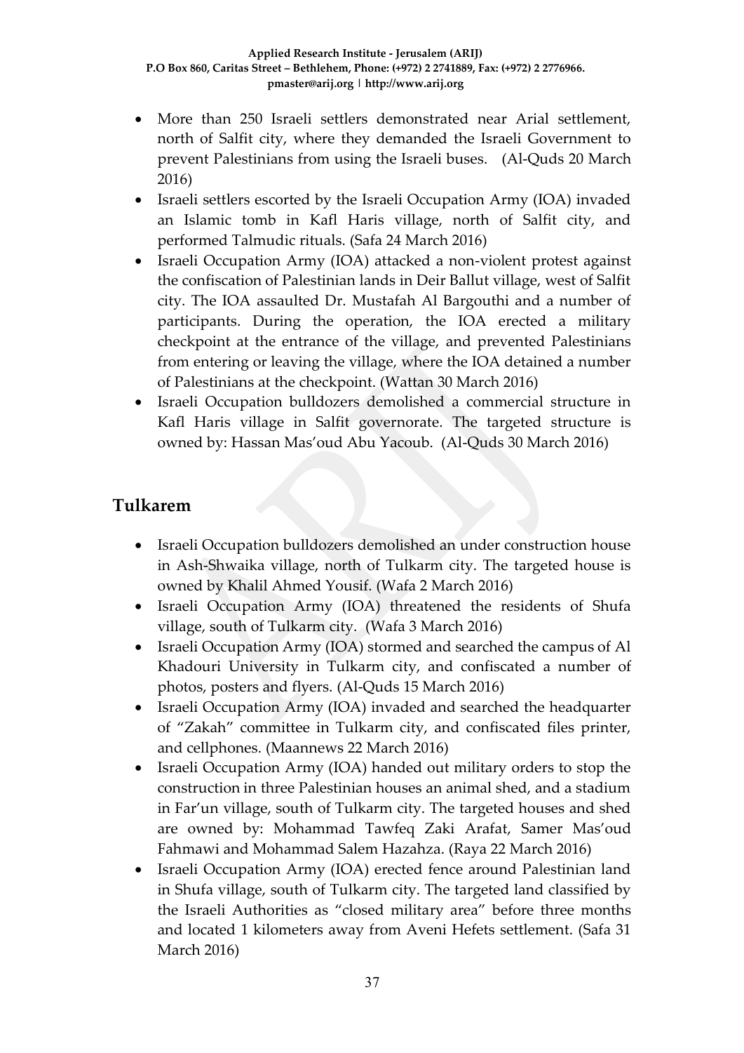- More than 250 Israeli settlers demonstrated near Arial settlement, north of Salfit city, where they demanded the Israeli Government to prevent Palestinians from using the Israeli buses. (Al-Quds 20 March 2016)
- Israeli settlers escorted by the Israeli Occupation Army (IOA) invaded an Islamic tomb in Kafl Haris village, north of Salfit city, and performed Talmudic rituals. (Safa 24 March 2016)
- Israeli Occupation Army (IOA) attacked a non-violent protest against the confiscation of Palestinian lands in Deir Ballut village, west of Salfit city. The IOA assaulted Dr. Mustafah Al Bargouthi and a number of participants. During the operation, the IOA erected a military checkpoint at the entrance of the village, and prevented Palestinians from entering or leaving the village, where the IOA detained a number of Palestinians at the checkpoint. (Wattan 30 March 2016)
- Israeli Occupation bulldozers demolished a commercial structure in Kafl Haris village in Salfit governorate. The targeted structure is owned by: Hassan Mas'oud Abu Yacoub. (Al-Quds 30 March 2016)

## Tulkarem

- Israeli Occupation bulldozers demolished an under construction house in Ash-Shwaika village, north of Tulkarm city. The targeted house is owned by Khalil Ahmed Yousif. (Wafa 2 March 2016)
- Israeli Occupation Army (IOA) threatened the residents of Shufa village, south of Tulkarm city. (Wafa 3 March 2016)
- Israeli Occupation Army (IOA) stormed and searched the campus of Al Khadouri University in Tulkarm city, and confiscated a number of photos, posters and flyers. (Al-Quds 15 March 2016)
- Israeli Occupation Army (IOA) invaded and searched the headquarter of "Zakah" committee in Tulkarm city, and confiscated files printer, and cellphones. (Maannews 22 March 2016)
- Israeli Occupation Army (IOA) handed out military orders to stop the construction in three Palestinian houses an animal shed, and a stadium in Far'un village, south of Tulkarm city. The targeted houses and shed are owned by: Mohammad Tawfeq Zaki Arafat, Samer Mas'oud Fahmawi and Mohammad Salem Hazahza. (Raya 22 March 2016)
- Israeli Occupation Army (IOA) erected fence around Palestinian land in Shufa village, south of Tulkarm city. The targeted land classified by the Israeli Authorities as "closed military area" before three months and located 1 kilometers away from Aveni Hefets settlement. (Safa 31 March 2016)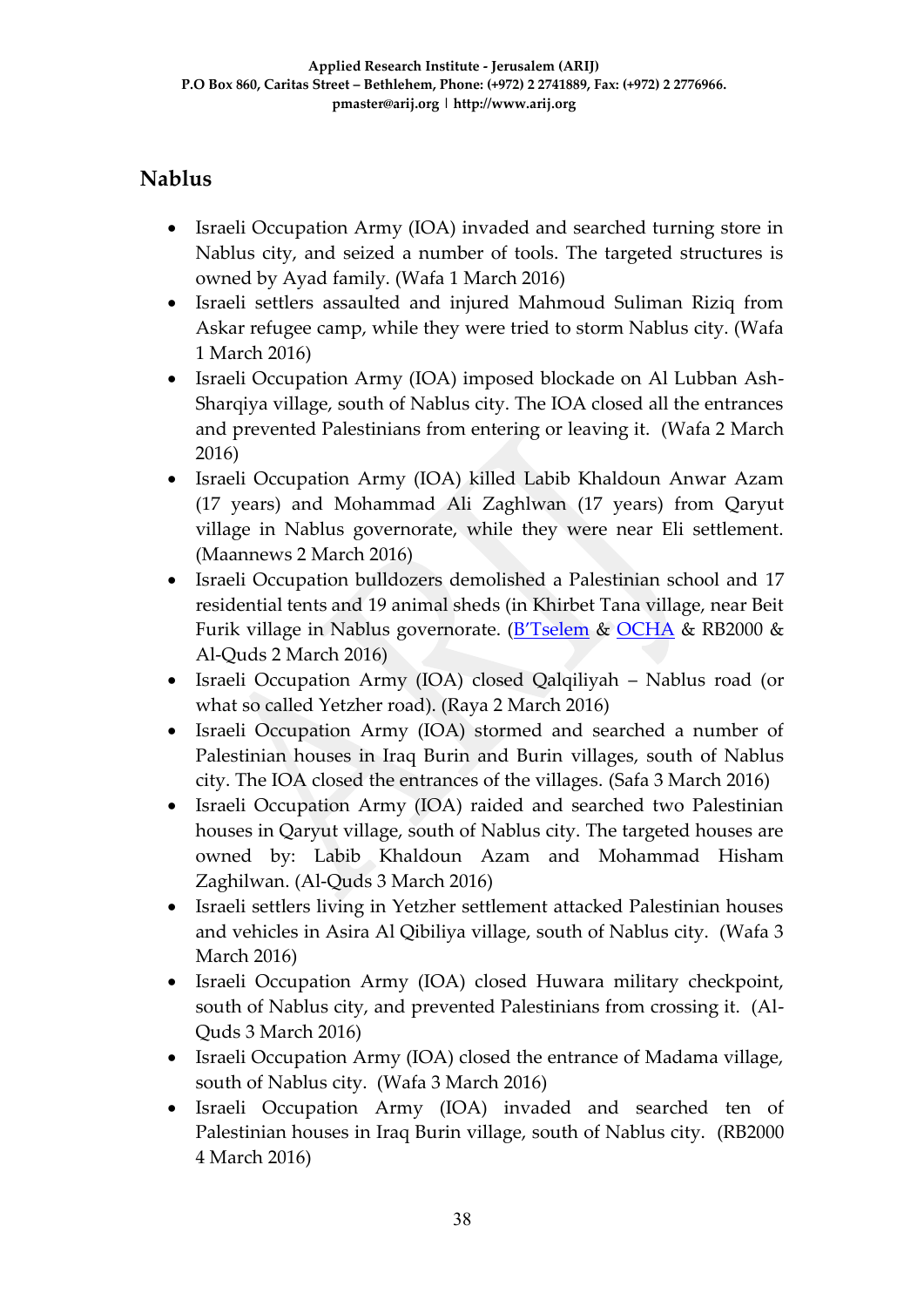## Nablus

- Israeli Occupation Army (IOA) invaded and searched turning store in Nablus city, and seized a number of tools. The targeted structures is owned by Ayad family. (Wafa 1 March 2016)
- Israeli settlers assaulted and injured Mahmoud Suliman Riziq from Askar refugee camp, while they were tried to storm Nablus city. (Wafa 1 March 2016)
- Israeli Occupation Army (IOA) imposed blockade on Al Lubban Ash-Sharqiya village, south of Nablus city. The IOA closed all the entrances and prevented Palestinians from entering or leaving it. (Wafa 2 March 2016)
- Israeli Occupation Army (IOA) killed Labib Khaldoun Anwar Azam (17 years) and Mohammad Ali Zaghlwan (17 years) from Qaryut village in Nablus governorate, while they were near Eli settlement. (Maannews 2 March 2016)
- Israeli Occupation bulldozers demolished a Palestinian school and 17 residential tents and 19 animal sheds (in Khirbet Tana village, near Beit Furik village in Nablus governorate. (B'Tselem & OCHA & RB2000 & Al-Quds 2 March 2016)
- Israeli Occupation Army (IOA) closed Qalqiliyah – Nablus road (or what so called Yetzher road). (Raya 2 March 2016)
- Israeli Occupation Army (IOA) stormed and searched a number of Palestinian houses in Iraq Burin and Burin villages, south of Nablus city. The IOA closed the entrances of the villages. (Safa 3 March 2016)
- Israeli Occupation Army (IOA) raided and searched two Palestinian houses in Qaryut village, south of Nablus city. The targeted houses are owned by: Labib Khaldoun Azam and Mohammad Hisham Zaghilwan. (Al-Quds 3 March 2016)
- Israeli settlers living in Yetzher settlement attacked Palestinian houses and vehicles in Asira Al Qibiliya village, south of Nablus city. (Wafa 3 March 2016)
- Israeli Occupation Army (IOA) closed Huwara military checkpoint, south of Nablus city, and prevented Palestinians from crossing it. (Al-Quds 3 March 2016)
- Israeli Occupation Army (IOA) closed the entrance of Madama village, south of Nablus city. (Wafa 3 March 2016)
- Israeli Occupation Army (IOA) invaded and searched ten of Palestinian houses in Iraq Burin village, south of Nablus city. (RB2000 4 March 2016)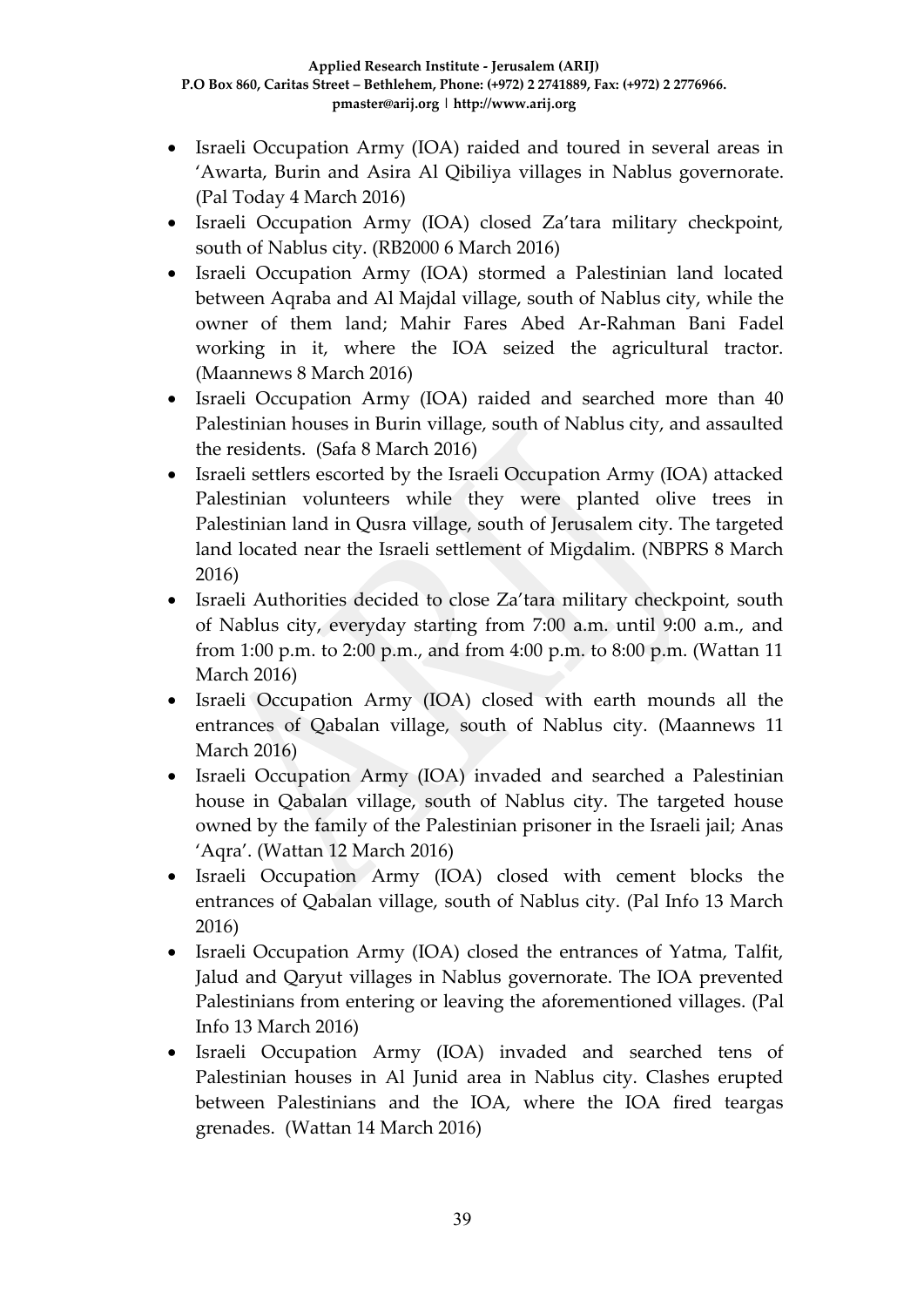- Israeli Occupation Army (IOA) raided and toured in several areas in 'Awarta, Burin and Asira Al Qibiliya villages in Nablus governorate. (Pal Today 4 March 2016)
- Israeli Occupation Army (IOA) closed Za'tara military checkpoint, south of Nablus city. (RB2000 6 March 2016)
- Israeli Occupation Army (IOA) stormed a Palestinian land located between Aqraba and Al Majdal village, south of Nablus city, while the owner of them land; Mahir Fares Abed Ar-Rahman Bani Fadel working in it, where the IOA seized the agricultural tractor. (Maannews 8 March 2016)
- Israeli Occupation Army (IOA) raided and searched more than 40 Palestinian houses in Burin village, south of Nablus city, and assaulted the residents. (Safa 8 March 2016)
- Israeli settlers escorted by the Israeli Occupation Army (IOA) attacked Palestinian volunteers while they were planted olive trees in Palestinian land in Qusra village, south of Jerusalem city. The targeted land located near the Israeli settlement of Migdalim. (NBPRS 8 March 2016)
- Israeli Authorities decided to close Za'tara military checkpoint, south of Nablus city, everyday starting from 7:00 a.m. until 9:00 a.m., and from 1:00 p.m. to 2:00 p.m., and from 4:00 p.m. to 8:00 p.m. (Wattan 11 March 2016)
- Israeli Occupation Army (IOA) closed with earth mounds all the entrances of Qabalan village, south of Nablus city. (Maannews 11 March 2016)
- Israeli Occupation Army (IOA) invaded and searched a Palestinian house in Qabalan village, south of Nablus city. The targeted house owned by the family of the Palestinian prisoner in the Israeli jail; Anas 'Aqra'. (Wattan 12 March 2016)
- Israeli Occupation Army (IOA) closed with cement blocks the entrances of Qabalan village, south of Nablus city. (Pal Info 13 March 2016)
- Israeli Occupation Army (IOA) closed the entrances of Yatma, Talfit, Jalud and Qaryut villages in Nablus governorate. The IOA prevented Palestinians from entering or leaving the aforementioned villages. (Pal Info 13 March 2016)
- Israeli Occupation Army (IOA) invaded and searched tens of Palestinian houses in Al Junid area in Nablus city. Clashes erupted between Palestinians and the IOA, where the IOA fired teargas grenades. (Wattan 14 March 2016)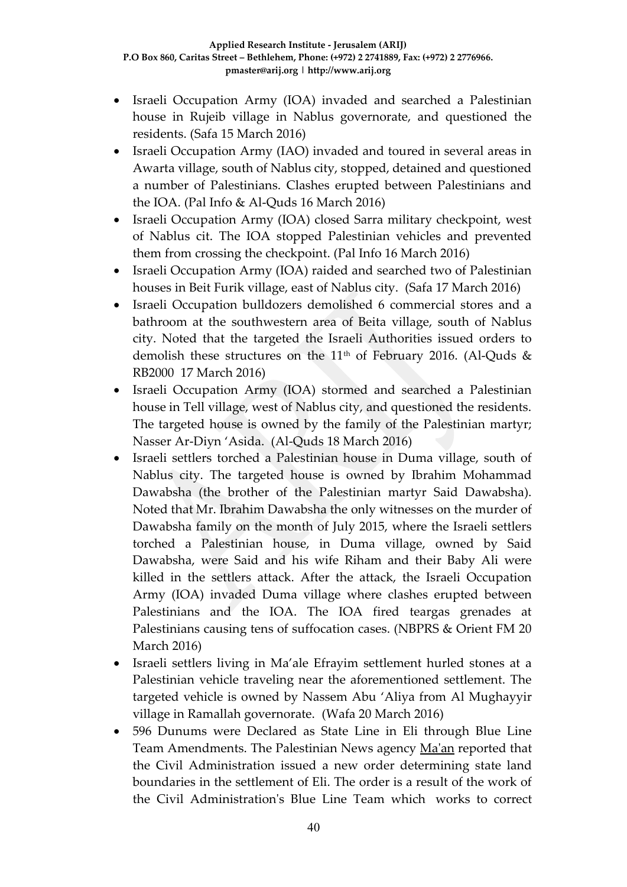- Israeli Occupation Army (IOA) invaded and searched a Palestinian house in Rujeib village in Nablus governorate, and questioned the residents. (Safa 15 March 2016)
- Israeli Occupation Army (IAO) invaded and toured in several areas in Awarta village, south of Nablus city, stopped, detained and questioned a number of Palestinians. Clashes erupted between Palestinians and the IOA. (Pal Info & Al-Quds 16 March 2016)
- Israeli Occupation Army (IOA) closed Sarra military checkpoint, west of Nablus cit. The IOA stopped Palestinian vehicles and prevented them from crossing the checkpoint. (Pal Info 16 March 2016)
- Israeli Occupation Army (IOA) raided and searched two of Palestinian houses in Beit Furik village, east of Nablus city. (Safa 17 March 2016)
- Israeli Occupation bulldozers demolished 6 commercial stores and a bathroom at the southwestern area of Beita village, south of Nablus city. Noted that the targeted the Israeli Authorities issued orders to demolish these structures on the 11th of February 2016. (Al-Quds & RB2000 17 March 2016)
- Israeli Occupation Army (IOA) stormed and searched a Palestinian house in Tell village, west of Nablus city, and questioned the residents. The targeted house is owned by the family of the Palestinian martyr; Nasser Ar-Diyn 'Asida. (Al-Quds 18 March 2016)
- Israeli settlers torched a Palestinian house in Duma village, south of Nablus city. The targeted house is owned by Ibrahim Mohammad Dawabsha (the brother of the Palestinian martyr Said Dawabsha). Noted that Mr. Ibrahim Dawabsha the only witnesses on the murder of Dawabsha family on the month of July 2015, where the Israeli settlers torched a Palestinian house, in Duma village, owned by Said Dawabsha, were Said and his wife Riham and their Baby Ali were killed in the settlers attack. After the attack, the Israeli Occupation Army (IOA) invaded Duma village where clashes erupted between Palestinians and the IOA. The IOA fired teargas grenades at Palestinians causing tens of suffocation cases. (NBPRS & Orient FM 20 March 2016)
- Israeli settlers living in Ma'ale Efrayim settlement hurled stones at a Palestinian vehicle traveling near the aforementioned settlement. The targeted vehicle is owned by Nassem Abu 'Aliya from Al Mughayyir village in Ramallah governorate. (Wafa 20 March 2016)
- 596 Dunums were Declared as State Line in Eli through Blue Line Team Amendments. The Palestinian News agency Ma'an reported that the Civil Administration issued a new order determining state land boundaries in the settlement of Eli. The order is a result of the work of the Civil Administration's Blue Line Team which works to correct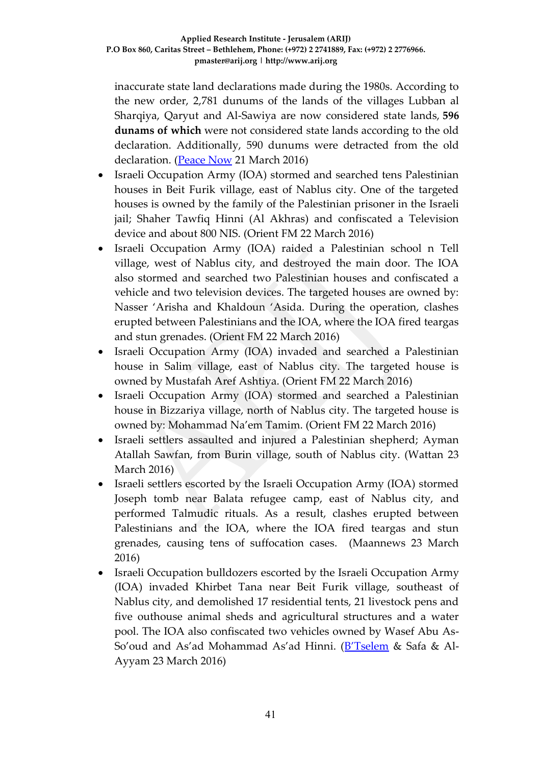inaccurate state land declarations made during the 1980s. According to the new order, 2,781 dunums of the lands of the villages Lubban al Sharqiya, Qaryut and Al-Sawiya are now considered state lands, **596 dunams of which** were not considered state lands according to the old declaration. Additionally, 590 dunums were detracted from the old declaration. (Peace Now 21 March 2016)

- Israeli Occupation Army (IOA) stormed and searched tens Palestinian houses in Beit Furik village, east of Nablus city. One of the targeted houses is owned by the family of the Palestinian prisoner in the Israeli jail; Shaher Tawfiq Hinni (Al Akhras) and confiscated a Television device and about 800 NIS. (Orient FM 22 March 2016)
- Israeli Occupation Army (IOA) raided a Palestinian school n Tell village, west of Nablus city, and destroyed the main door. The IOA also stormed and searched two Palestinian houses and confiscated a vehicle and two television devices. The targeted houses are owned by: Nasser 'Arisha and Khaldoun 'Asida. During the operation, clashes erupted between Palestinians and the IOA, where the IOA fired teargas and stun grenades. (Orient FM 22 March 2016)
- Israeli Occupation Army (IOA) invaded and searched a Palestinian house in Salim village, east of Nablus city. The targeted house is owned by Mustafah Aref Ashtiya. (Orient FM 22 March 2016)
- Israeli Occupation Army (IOA) stormed and searched a Palestinian house in Bizzariya village, north of Nablus city. The targeted house is owned by: Mohammad Na'em Tamim. (Orient FM 22 March 2016)
- Israeli settlers assaulted and injured a Palestinian shepherd; Ayman Atallah Sawfan, from Burin village, south of Nablus city. (Wattan 23 March 2016)
- Israeli settlers escorted by the Israeli Occupation Army (IOA) stormed Joseph tomb near Balata refugee camp, east of Nablus city, and performed Talmudic rituals. As a result, clashes erupted between Palestinians and the IOA, where the IOA fired teargas and stun grenades, causing tens of suffocation cases. (Maannews 23 March 2016)
- Israeli Occupation bulldozers escorted by the Israeli Occupation Army (IOA) invaded Khirbet Tana near Beit Furik village, southeast of Nablus city, and demolished 17 residential tents, 21 livestock pens and five outhouse animal sheds and agricultural structures and a water pool. The IOA also confiscated two vehicles owned by Wasef Abu As-So'oud and As'ad Mohammad As'ad Hinni. (B'Tselem & Safa & Al-Ayyam 23 March 2016)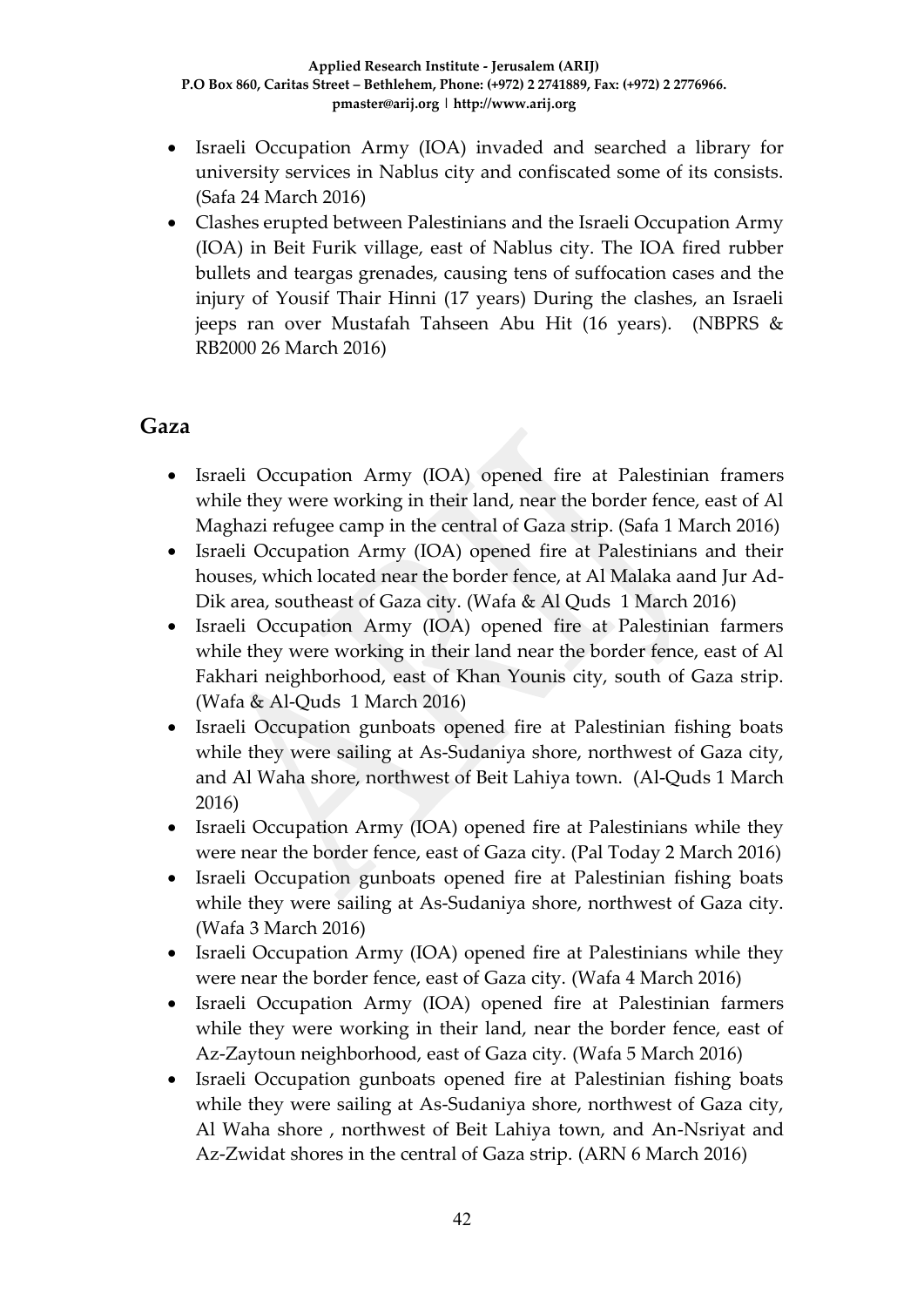- Israeli Occupation Army (IOA) invaded and searched a library for university services in Nablus city and confiscated some of its consists. (Safa 24 March 2016)
- Clashes erupted between Palestinians and the Israeli Occupation Army (IOA) in Beit Furik village, east of Nablus city. The IOA fired rubber bullets and teargas grenades, causing tens of suffocation cases and the injury of Yousif Thair Hinni (17 years) During the clashes, an Israeli jeeps ran over Mustafah Tahseen Abu Hit (16 years). (NBPRS & RB2000 26 March 2016)

## Gaza

- Israeli Occupation Army (IOA) opened fire at Palestinian framers while they were working in their land, near the border fence, east of Al Maghazi refugee camp in the central of Gaza strip. (Safa 1 March 2016)
- Israeli Occupation Army (IOA) opened fire at Palestinians and their houses, which located near the border fence, at Al Malaka aand Jur Ad-Dik area, southeast of Gaza city. (Wafa & Al Quds 1 March 2016)
- Israeli Occupation Army (IOA) opened fire at Palestinian farmers while they were working in their land near the border fence, east of Al Fakhari neighborhood, east of Khan Younis city, south of Gaza strip. (Wafa & Al-Quds 1 March 2016)
- Israeli Occupation gunboats opened fire at Palestinian fishing boats while they were sailing at As-Sudaniya shore, northwest of Gaza city, and Al Waha shore, northwest of Beit Lahiya town. (Al-Quds 1 March 2016)
- Israeli Occupation Army (IOA) opened fire at Palestinians while they were near the border fence, east of Gaza city. (Pal Today 2 March 2016)
- Israeli Occupation gunboats opened fire at Palestinian fishing boats while they were sailing at As-Sudaniya shore, northwest of Gaza city. (Wafa 3 March 2016)
- Israeli Occupation Army (IOA) opened fire at Palestinians while they were near the border fence, east of Gaza city. (Wafa 4 March 2016)
- Israeli Occupation Army (IOA) opened fire at Palestinian farmers while they were working in their land, near the border fence, east of Az-Zaytoun neighborhood, east of Gaza city. (Wafa 5 March 2016)
- Israeli Occupation gunboats opened fire at Palestinian fishing boats while they were sailing at As-Sudaniya shore, northwest of Gaza city, Al Waha shore , northwest of Beit Lahiya town, and An-Nsriyat and Az-Zwidat shores in the central of Gaza strip. (ARN 6 March 2016)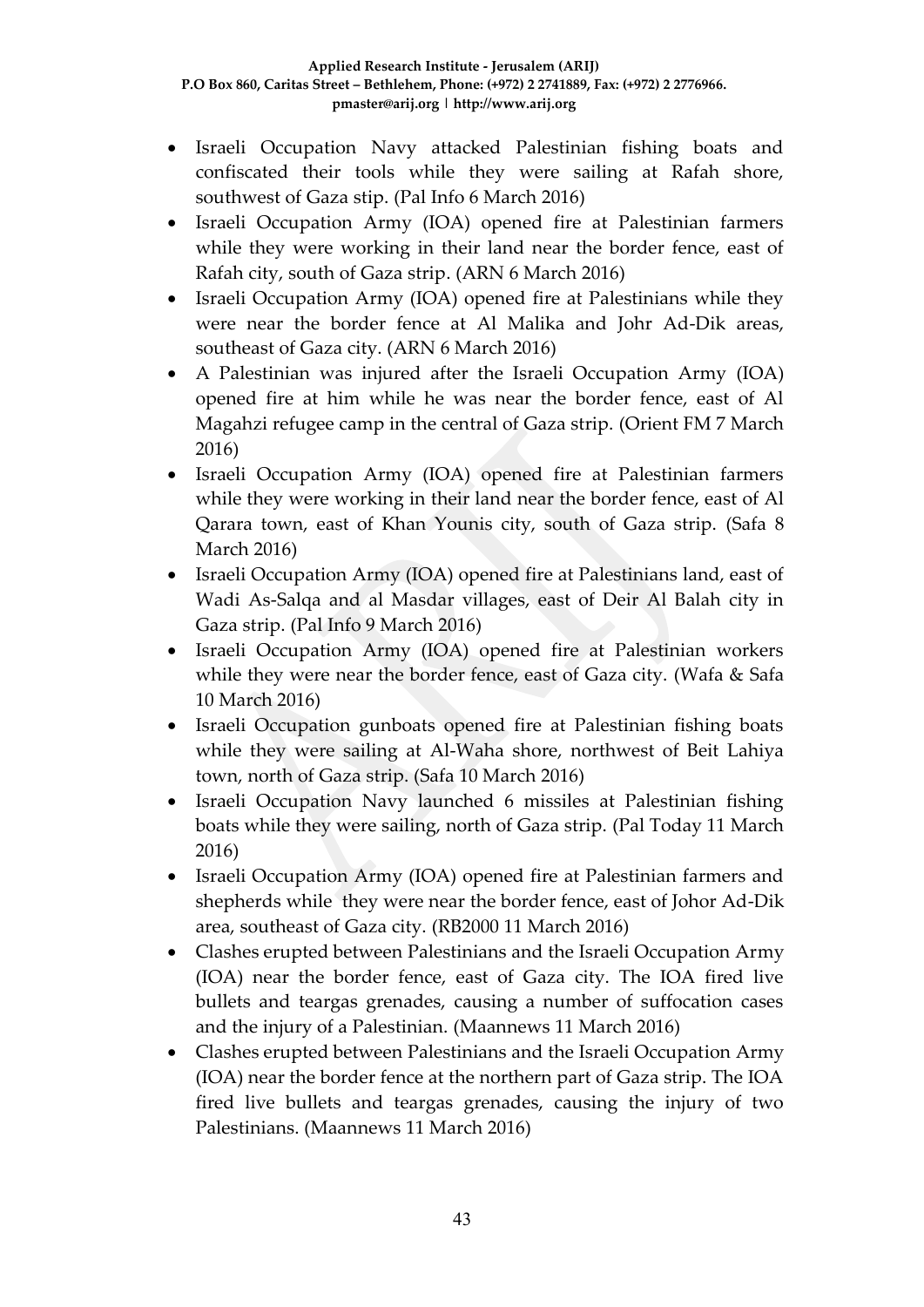- Israeli Occupation Navy attacked Palestinian fishing boats and confiscated their tools while they were sailing at Rafah shore, southwest of Gaza stip. (Pal Info 6 March 2016)
- Israeli Occupation Army (IOA) opened fire at Palestinian farmers while they were working in their land near the border fence, east of Rafah city, south of Gaza strip. (ARN 6 March 2016)
- Israeli Occupation Army (IOA) opened fire at Palestinians while they were near the border fence at Al Malika and Johr Ad-Dik areas, southeast of Gaza city. (ARN 6 March 2016)
- A Palestinian was injured after the Israeli Occupation Army (IOA) opened fire at him while he was near the border fence, east of Al Magahzi refugee camp in the central of Gaza strip. (Orient FM 7 March 2016)
- Israeli Occupation Army (IOA) opened fire at Palestinian farmers while they were working in their land near the border fence, east of Al Qarara town, east of Khan Younis city, south of Gaza strip. (Safa 8 March 2016)
- Israeli Occupation Army (IOA) opened fire at Palestinians land, east of Wadi As-Salqa and al Masdar villages, east of Deir Al Balah city in Gaza strip. (Pal Info 9 March 2016)
- Israeli Occupation Army (IOA) opened fire at Palestinian workers while they were near the border fence, east of Gaza city. (Wafa & Safa 10 March 2016)
- Israeli Occupation gunboats opened fire at Palestinian fishing boats while they were sailing at Al-Waha shore, northwest of Beit Lahiya town, north of Gaza strip. (Safa 10 March 2016)
- Israeli Occupation Navy launched 6 missiles at Palestinian fishing boats while they were sailing, north of Gaza strip. (Pal Today 11 March 2016)
- Israeli Occupation Army (IOA) opened fire at Palestinian farmers and shepherds while they were near the border fence, east of Johor Ad-Dik area, southeast of Gaza city. (RB2000 11 March 2016)
- Clashes erupted between Palestinians and the Israeli Occupation Army (IOA) near the border fence, east of Gaza city. The IOA fired live bullets and teargas grenades, causing a number of suffocation cases and the injury of a Palestinian. (Maannews 11 March 2016)
- Clashes erupted between Palestinians and the Israeli Occupation Army (IOA) near the border fence at the northern part of Gaza strip. The IOA fired live bullets and teargas grenades, causing the injury of two Palestinians. (Maannews 11 March 2016)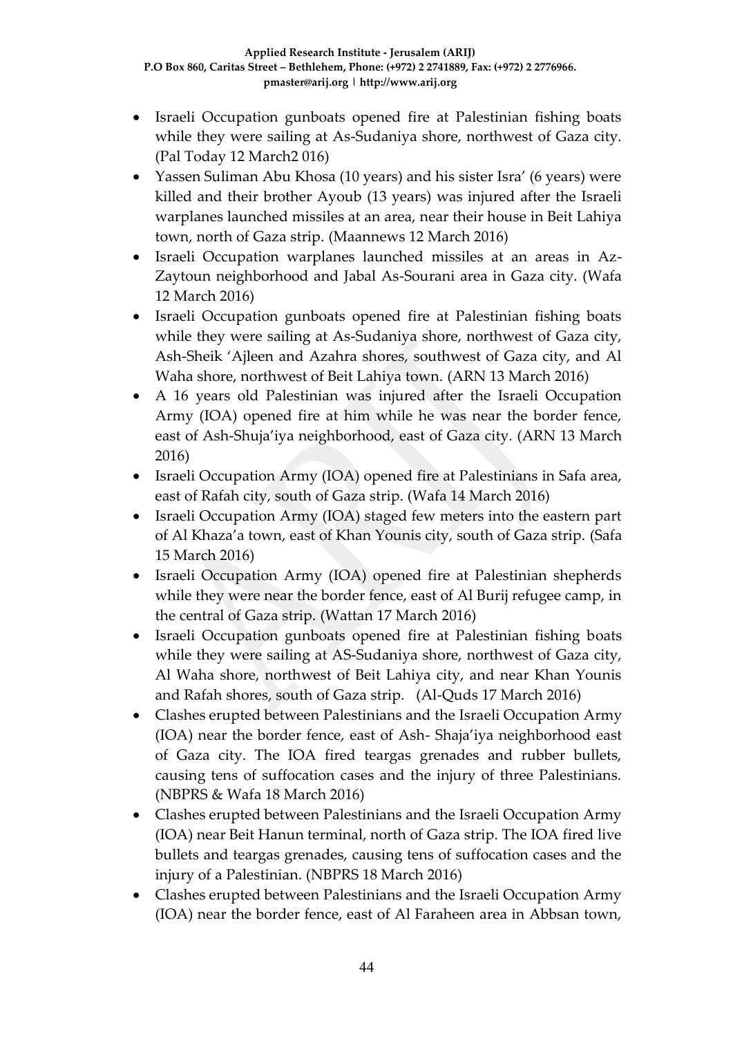- Israeli Occupation gunboats opened fire at Palestinian fishing boats while they were sailing at As-Sudaniya shore, northwest of Gaza city. (Pal Today 12 March2 016)
- Yassen Suliman Abu Khosa (10 years) and his sister Isra' (6 years) were killed and their brother Ayoub (13 years) was injured after the Israeli warplanes launched missiles at an area, near their house in Beit Lahiya town, north of Gaza strip. (Maannews 12 March 2016)
- Israeli Occupation warplanes launched missiles at an areas in Az-Zaytoun neighborhood and Jabal As-Sourani area in Gaza city. (Wafa 12 March 2016)
- Israeli Occupation gunboats opened fire at Palestinian fishing boats while they were sailing at As-Sudaniya shore, northwest of Gaza city, Ash-Sheik 'Ajleen and Azahra shores, southwest of Gaza city, and Al Waha shore, northwest of Beit Lahiya town. (ARN 13 March 2016)
- A 16 years old Palestinian was injured after the Israeli Occupation Army (IOA) opened fire at him while he was near the border fence, east of Ash-Shuja'iya neighborhood, east of Gaza city. (ARN 13 March 2016)
- Israeli Occupation Army (IOA) opened fire at Palestinians in Safa area, east of Rafah city, south of Gaza strip. (Wafa 14 March 2016)
- Israeli Occupation Army (IOA) staged few meters into the eastern part of Al Khaza'a town, east of Khan Younis city, south of Gaza strip. (Safa 15 March 2016)
- Israeli Occupation Army (IOA) opened fire at Palestinian shepherds while they were near the border fence, east of Al Burij refugee camp, in the central of Gaza strip. (Wattan 17 March 2016)
- Israeli Occupation gunboats opened fire at Palestinian fishing boats while they were sailing at AS-Sudaniya shore, northwest of Gaza city, Al Waha shore, northwest of Beit Lahiya city, and near Khan Younis and Rafah shores, south of Gaza strip. (Al-Quds 17 March 2016)
- Clashes erupted between Palestinians and the Israeli Occupation Army (IOA) near the border fence, east of Ash- Shaja'iya neighborhood east of Gaza city. The IOA fired teargas grenades and rubber bullets, causing tens of suffocation cases and the injury of three Palestinians. (NBPRS & Wafa 18 March 2016)
- Clashes erupted between Palestinians and the Israeli Occupation Army (IOA) near Beit Hanun terminal, north of Gaza strip. The IOA fired live bullets and teargas grenades, causing tens of suffocation cases and the injury of a Palestinian. (NBPRS 18 March 2016)
- Clashes erupted between Palestinians and the Israeli Occupation Army (IOA) near the border fence, east of Al Faraheen area in Abbsan town,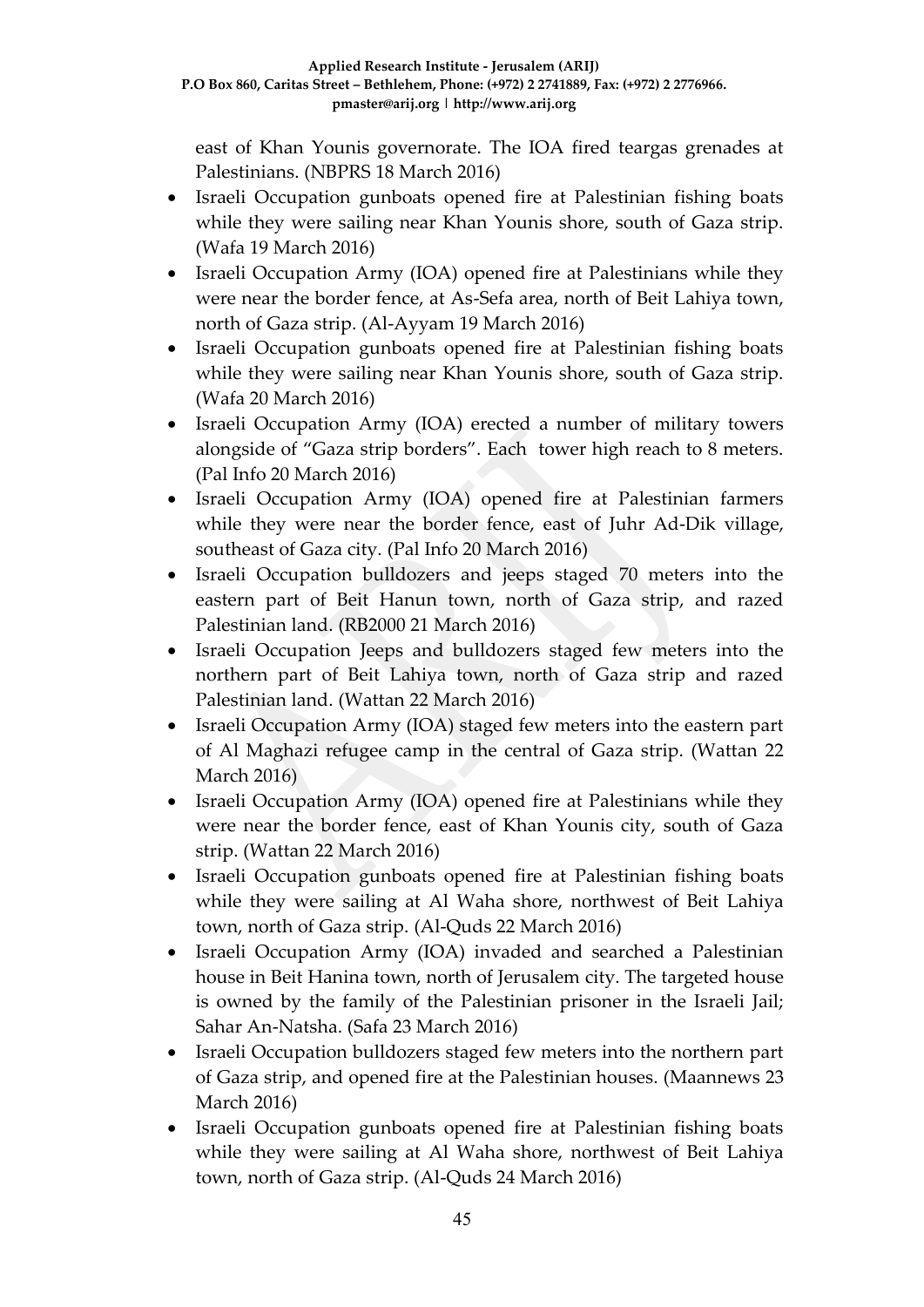east of Khan Younis governorate. The IOA fired teargas grenades at Palestinians. (NBPRS 18 March 2016)

- Israeli Occupation gunboats opened fire at Palestinian fishing boats while they were sailing near Khan Younis shore, south of Gaza strip. (Wafa 19 March 2016)
- Israeli Occupation Army (IOA) opened fire at Palestinians while they were near the border fence, at As-Sefa area, north of Beit Lahiya town, north of Gaza strip. (Al-Ayyam 19 March 2016)
- Israeli Occupation gunboats opened fire at Palestinian fishing boats while they were sailing near Khan Younis shore, south of Gaza strip. (Wafa 20 March 2016)
- Israeli Occupation Army (IOA) erected a number of military towers alongside of "Gaza strip borders". Each tower high reach to 8 meters. (Pal Info 20 March 2016)
- Israeli Occupation Army (IOA) opened fire at Palestinian farmers while they were near the border fence, east of Juhr Ad-Dik village, southeast of Gaza city. (Pal Info 20 March 2016)
- Israeli Occupation bulldozers and jeeps staged 70 meters into the eastern part of Beit Hanun town, north of Gaza strip, and razed Palestinian land. (RB2000 21 March 2016)
- Israeli Occupation Jeeps and bulldozers staged few meters into the northern part of Beit Lahiya town, north of Gaza strip and razed Palestinian land. (Wattan 22 March 2016)
- Israeli Occupation Army (IOA) staged few meters into the eastern part of Al Maghazi refugee camp in the central of Gaza strip. (Wattan 22 March 2016)
- Israeli Occupation Army (IOA) opened fire at Palestinians while they were near the border fence, east of Khan Younis city, south of Gaza strip. (Wattan 22 March 2016)
- Israeli Occupation gunboats opened fire at Palestinian fishing boats while they were sailing at Al Waha shore, northwest of Beit Lahiya town, north of Gaza strip. (Al-Quds 22 March 2016)
- Israeli Occupation Army (IOA) invaded and searched a Palestinian house in Beit Hanina town, north of Jerusalem city. The targeted house is owned by the family of the Palestinian prisoner in the Israeli Jail; Sahar An-Natsha. (Safa 23 March 2016)
- Israeli Occupation bulldozers staged few meters into the northern part of Gaza strip, and opened fire at the Palestinian houses. (Maannews 23 March 2016)
- Israeli Occupation gunboats opened fire at Palestinian fishing boats while they were sailing at Al Waha shore, northwest of Beit Lahiya town, north of Gaza strip. (Al-Quds 24 March 2016)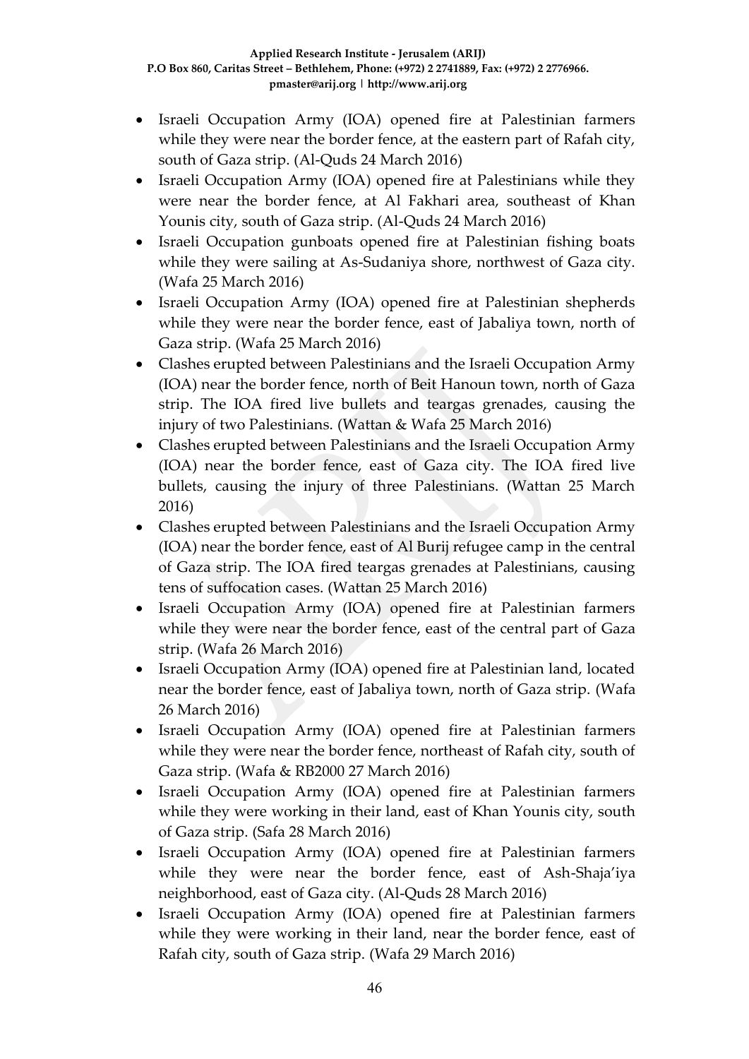- Israeli Occupation Army (IOA) opened fire at Palestinian farmers while they were near the border fence, at the eastern part of Rafah city, south of Gaza strip. (Al-Quds 24 March 2016)
- Israeli Occupation Army (IOA) opened fire at Palestinians while they were near the border fence, at Al Fakhari area, southeast of Khan Younis city, south of Gaza strip. (Al-Quds 24 March 2016)
- Israeli Occupation gunboats opened fire at Palestinian fishing boats while they were sailing at As-Sudaniya shore, northwest of Gaza city. (Wafa 25 March 2016)
- Israeli Occupation Army (IOA) opened fire at Palestinian shepherds while they were near the border fence, east of Jabaliya town, north of Gaza strip. (Wafa 25 March 2016)
- Clashes erupted between Palestinians and the Israeli Occupation Army (IOA) near the border fence, north of Beit Hanoun town, north of Gaza strip. The IOA fired live bullets and teargas grenades, causing the injury of two Palestinians. (Wattan & Wafa 25 March 2016)
- Clashes erupted between Palestinians and the Israeli Occupation Army (IOA) near the border fence, east of Gaza city. The IOA fired live bullets, causing the injury of three Palestinians. (Wattan 25 March 2016)
- Clashes erupted between Palestinians and the Israeli Occupation Army (IOA) near the border fence, east of Al Burij refugee camp in the central of Gaza strip. The IOA fired teargas grenades at Palestinians, causing tens of suffocation cases. (Wattan 25 March 2016)
- Israeli Occupation Army (IOA) opened fire at Palestinian farmers while they were near the border fence, east of the central part of Gaza strip. (Wafa 26 March 2016)
- Israeli Occupation Army (IOA) opened fire at Palestinian land, located near the border fence, east of Jabaliya town, north of Gaza strip. (Wafa 26 March 2016)
- Israeli Occupation Army (IOA) opened fire at Palestinian farmers while they were near the border fence, northeast of Rafah city, south of Gaza strip. (Wafa & RB2000 27 March 2016)
- Israeli Occupation Army (IOA) opened fire at Palestinian farmers while they were working in their land, east of Khan Younis city, south of Gaza strip. (Safa 28 March 2016)
- Israeli Occupation Army (IOA) opened fire at Palestinian farmers while they were near the border fence, east of Ash-Shaja'iya neighborhood, east of Gaza city. (Al-Quds 28 March 2016)
- Israeli Occupation Army (IOA) opened fire at Palestinian farmers while they were working in their land, near the border fence, east of Rafah city, south of Gaza strip. (Wafa 29 March 2016)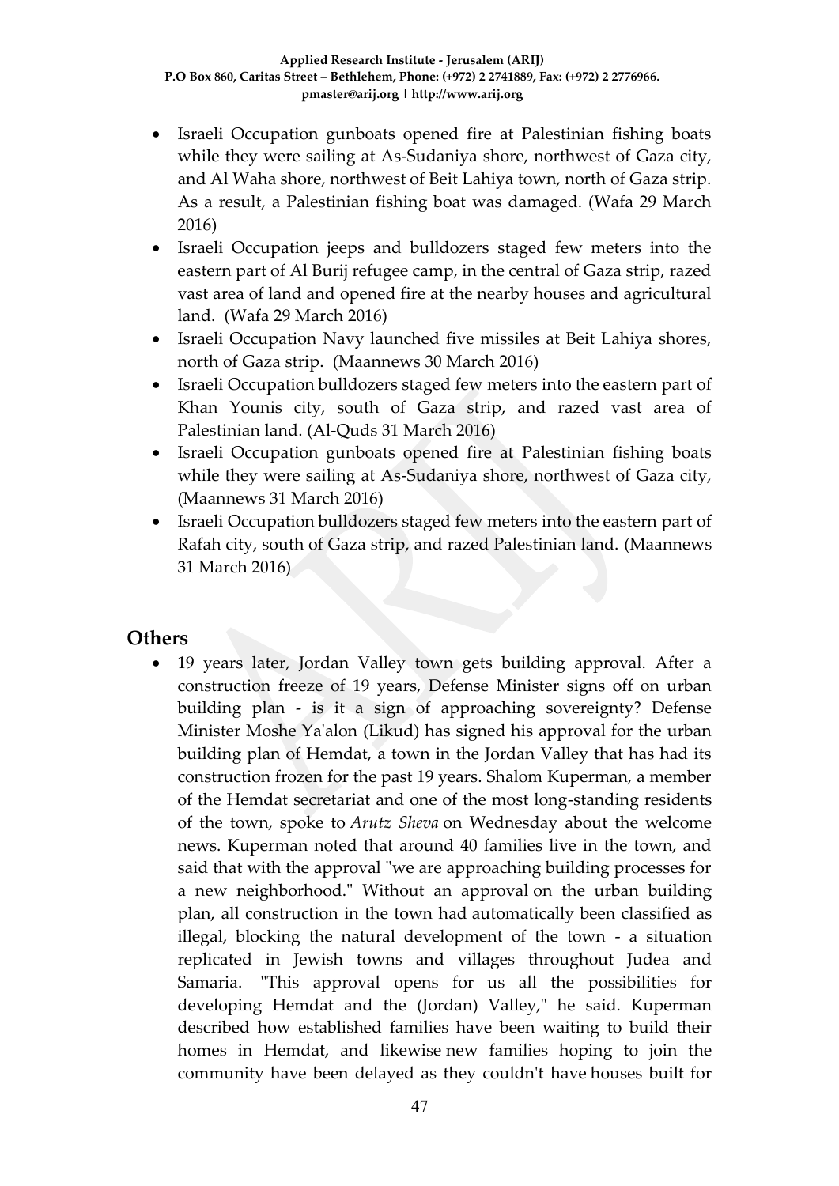- Israeli Occupation gunboats opened fire at Palestinian fishing boats while they were sailing at As-Sudaniya shore, northwest of Gaza city, and Al Waha shore, northwest of Beit Lahiya town, north of Gaza strip. As a result, a Palestinian fishing boat was damaged. (Wafa 29 March 2016)
- Israeli Occupation jeeps and bulldozers staged few meters into the eastern part of Al Burij refugee camp, in the central of Gaza strip, razed vast area of land and opened fire at the nearby houses and agricultural land. (Wafa 29 March 2016)
- Israeli Occupation Navy launched five missiles at Beit Lahiya shores, north of Gaza strip. (Maannews 30 March 2016)
- Israeli Occupation bulldozers staged few meters into the eastern part of Khan Younis city, south of Gaza strip, and razed vast area of Palestinian land. (Al-Quds 31 March 2016)
- Israeli Occupation gunboats opened fire at Palestinian fishing boats while they were sailing at As-Sudaniya shore, northwest of Gaza city, (Maannews 31 March 2016)
- Israeli Occupation bulldozers staged few meters into the eastern part of Rafah city, south of Gaza strip, and razed Palestinian land. (Maannews 31 March 2016)

## Others

- 19 years later, Jordan Valley town gets building approval. After a construction freeze of 19 years, Defense Minister signs off on urban building plan - is it a sign of approaching sovereignty? Defense Minister Moshe Ya'alon (Likud) has signed his approval for the urban building plan of Hemdat, a town in the Jordan Valley that has had its construction frozen for the past 19 years. Shalom Kuperman, a member of the Hemdat secretariat and one of the most long-standing residents of the town, spoke to *Arutz Sheva* on Wednesday about the welcome news. Kuperman noted that around 40 families live in the town, and said that with the approval "we are approaching building processes for a new neighborhood." Without an approval on the urban building plan, all construction in the town had automatically been classified as illegal, blocking the natural development of the town - a situation replicated in Jewish towns and villages throughout Judea and Samaria. "This approval opens for us all the possibilities for developing Hemdat and the (Jordan) Valley," he said. Kuperman described how established families have been waiting to build their homes in Hemdat, and likewise new families hoping to join the community have been delayed as they couldn't have houses built for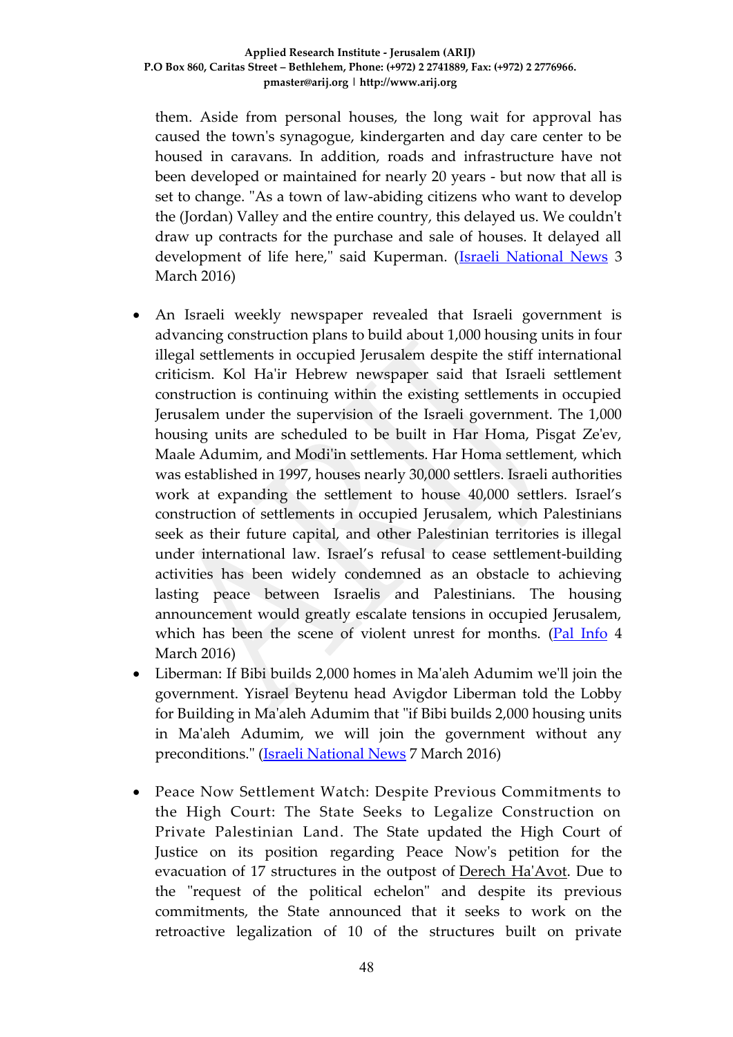them. Aside from personal houses, the long wait for approval has caused the town's synagogue, kindergarten and day care center to be housed in caravans. In addition, roads and infrastructure have not been developed or maintained for nearly 20 years - but now that all is set to change. "As a town of law-abiding citizens who want to develop the (Jordan) Valley and the entire country, this delayed us. We couldn't draw up contracts for the purchase and sale of houses. It delayed all development of life here," said Kuperman. (Israeli National News 3 March 2016)

- An Israeli weekly newspaper revealed that Israeli government is advancing construction plans to build about 1,000 housing units in four illegal settlements in occupied Jerusalem despite the stiff international criticism. Kol Ha'ir Hebrew newspaper said that Israeli settlement construction is continuing within the existing settlements in occupied Jerusalem under the supervision of the Israeli government. The 1,000 housing units are scheduled to be built in Har Homa, Pisgat Ze'ev, Maale Adumim, and Modi'in settlements. Har Homa settlement, which was established in 1997, houses nearly 30,000 settlers. Israeli authorities work at expanding the settlement to house 40,000 settlers. Israel's construction of settlements in occupied Jerusalem, which Palestinians seek as their future capital, and other Palestinian territories is illegal under international law. Israel's refusal to cease settlement-building activities has been widely condemned as an obstacle to achieving lasting peace between Israelis and Palestinians. The housing announcement would greatly escalate tensions in occupied Jerusalem, which has been the scene of violent unrest for months. (Pal Info 4 March 2016)
- Liberman: If Bibi builds 2,000 homes in Ma'aleh Adumim we'll join the government. Yisrael Beytenu head Avigdor Liberman told the Lobby for Building in Ma'aleh Adumim that "if Bibi builds 2,000 housing units in Ma'aleh Adumim, we will join the government without any preconditions." (Israeli National News 7 March 2016)
- Peace Now Settlement Watch: Despite Previous Commitments to the High Court: The State Seeks to Legalize Construction on Private Palestinian Land. The State updated the High Court of Justice on its position regarding Peace Now's petition for the evacuation of 17 structures in the outpost of Derech Ha'Avot. Due to the "request of the political echelon" and despite its previous commitments, the State announced that it seeks to work on the retroactive legalization of 10 of the structures built on private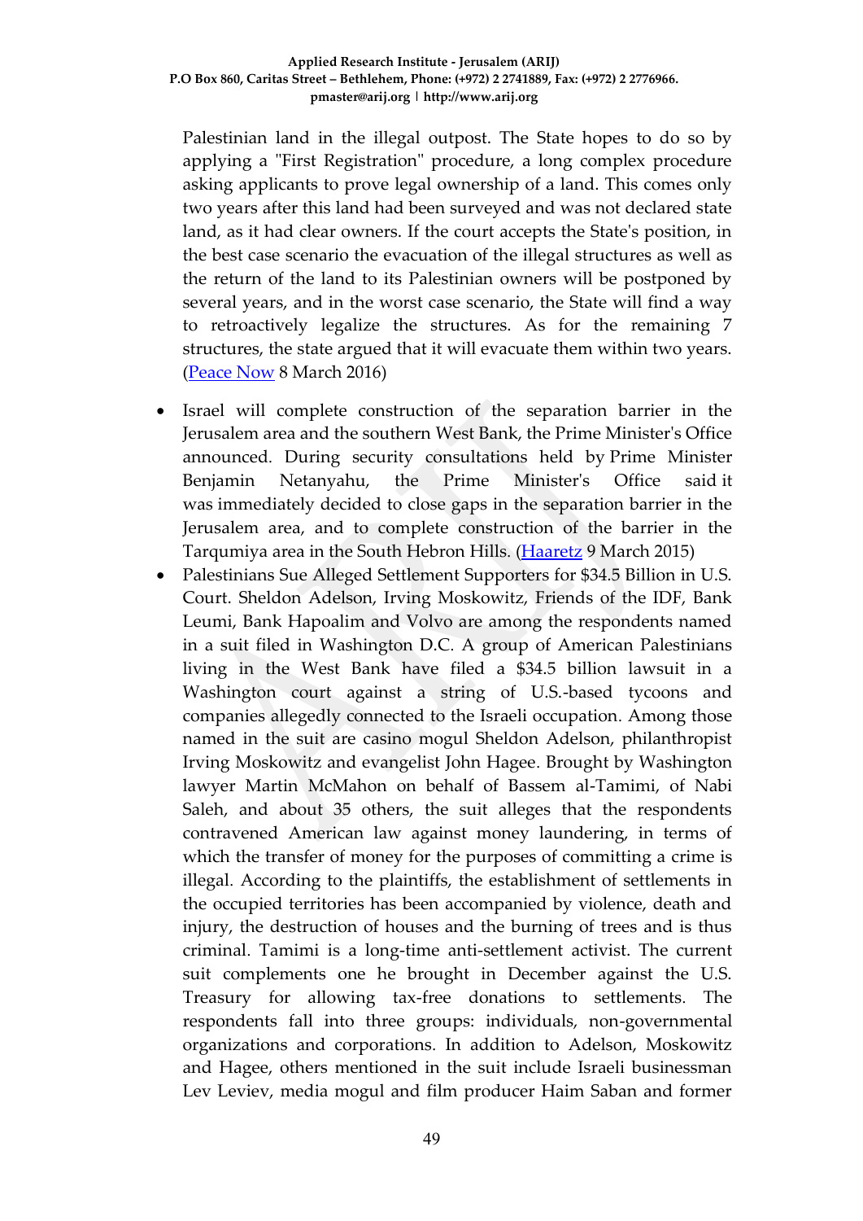Palestinian land in the illegal outpost. The State hopes to do so by applying a "First Registration" procedure, a long complex procedure asking applicants to prove legal ownership of a land. This comes only two years after this land had been surveyed and was not declared state land, as it had clear owners. If the court accepts the State's position, in the best case scenario the evacuation of the illegal structures as well as the return of the land to its Palestinian owners will be postponed by several years, and in the worst case scenario, the State will find a way to retroactively legalize the structures. As for the remaining 7 structures, the state argued that it will evacuate them within two years. (Peace Now 8 March 2016)

- Israel will complete construction of the separation barrier in the Jerusalem area and the southern West Bank, the Prime Minister's Office announced. During security consultations held by Prime Minister Benjamin Netanyahu, the Prime Minister's Office said it was immediately decided to close gaps in the separation barrier in the Jerusalem area, and to complete construction of the barrier in the Tarqumiya area in the South Hebron Hills. (Haaretz 9 March 2015)
- Palestinians Sue Alleged Settlement Supporters for $34.5 Billion in U.S. Court. Sheldon Adelson, Irving Moskowitz, Friends of the IDF, Bank Leumi, Bank Hapoalim and Volvo are among the respondents named in a suit filed in Washington D.C. A group of American Palestinians living in the West Bank have filed a $34.5 billion lawsuit in a Washington court against a string of U.S.-based tycoons and companies allegedly connected to the Israeli occupation. Among those named in the suit are casino mogul Sheldon Adelson, philanthropist Irving Moskowitz and evangelist John Hagee. Brought by Washington lawyer Martin McMahon on behalf of Bassem al-Tamimi, of Nabi Saleh, and about 35 others, the suit alleges that the respondents contravened American law against money laundering, in terms of which the transfer of money for the purposes of committing a crime is illegal. According to the plaintiffs, the establishment of settlements in the occupied territories has been accompanied by violence, death and injury, the destruction of houses and the burning of trees and is thus criminal. Tamimi is a long-time anti-settlement activist. The current suit complements one he brought in December against the U.S. Treasury for allowing tax-free donations to settlements. The respondents fall into three groups: individuals, non-governmental organizations and corporations. In addition to Adelson, Moskowitz and Hagee, others mentioned in the suit include Israeli businessman Lev Leviev, media mogul and film producer Haim Saban and former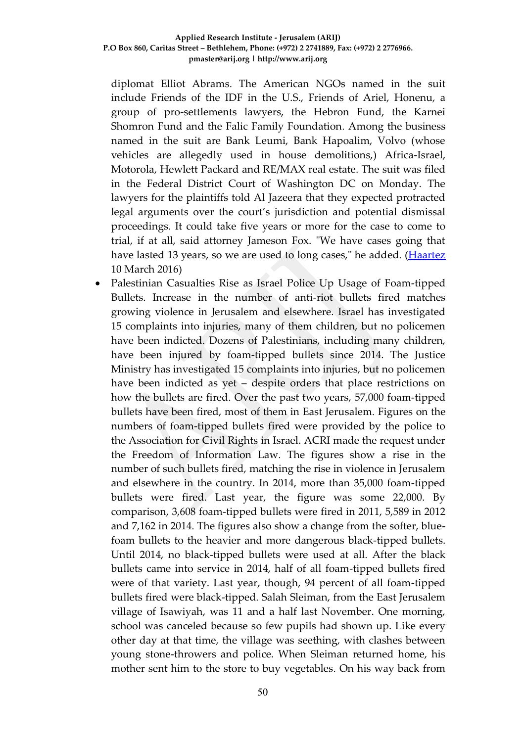diplomat Elliot Abrams. The American NGOs named in the suit include Friends of the IDF in the U.S., Friends of Ariel, Honenu, a group of pro-settlements lawyers, the Hebron Fund, the Karnei Shomron Fund and the Falic Family Foundation. Among the business named in the suit are Bank Leumi, Bank Hapoalim, Volvo (whose vehicles are allegedly used in house demolitions,) Africa-Israel, Motorola, Hewlett Packard and RE/MAX real estate. The suit was filed in the Federal District Court of Washington DC on Monday. The lawyers for the plaintiffs told Al Jazeera that they expected protracted legal arguments over the court's jurisdiction and potential dismissal proceedings. It could take five years or more for the case to come to trial, if at all, said attorney Jameson Fox. "We have cases going that have lasted 13 years, so we are used to long cases," he added. (Haartez 10 March 2016)

- Palestinian Casualties Rise as Israel Police Up Usage of Foam-tipped Bullets. Increase in the number of anti-riot bullets fired matches growing violence in Jerusalem and elsewhere. Israel has investigated 15 complaints into injuries, many of them children, but no policemen have been indicted. Dozens of Palestinians, including many children, have been injured by foam-tipped bullets since 2014. The Justice Ministry has investigated 15 complaints into injuries, but no policemen have been indicted as yet – despite orders that place restrictions on how the bullets are fired. Over the past two years, 57,000 foam-tipped bullets have been fired, most of them in East Jerusalem. Figures on the numbers of foam-tipped bullets fired were provided by the police to the Association for Civil Rights in Israel. ACRI made the request under the Freedom of Information Law. The figures show a rise in the number of such bullets fired, matching the rise in violence in Jerusalem and elsewhere in the country. In 2014, more than 35,000 foam-tipped bullets were fired. Last year, the figure was some 22,000. By comparison, 3,608 foam-tipped bullets were fired in 2011, 5,589 in 2012 and 7,162 in 2014. The figures also show a change from the softer, blue-foam bullets to the heavier and more dangerous black-tipped bullets. Until 2014, no black-tipped bullets were used at all. After the black bullets came into service in 2014, half of all foam-tipped bullets fired were of that variety. Last year, though, 94 percent of all foam-tipped bullets fired were black-tipped. Salah Sleiman, from the East Jerusalem village of Isawiyah, was 11 and a half last November. One morning, school was canceled because so few pupils had shown up. Like every other day at that time, the village was seething, with clashes between young stone-throwers and police. When Sleiman returned home, his mother sent him to the store to buy vegetables. On his way back from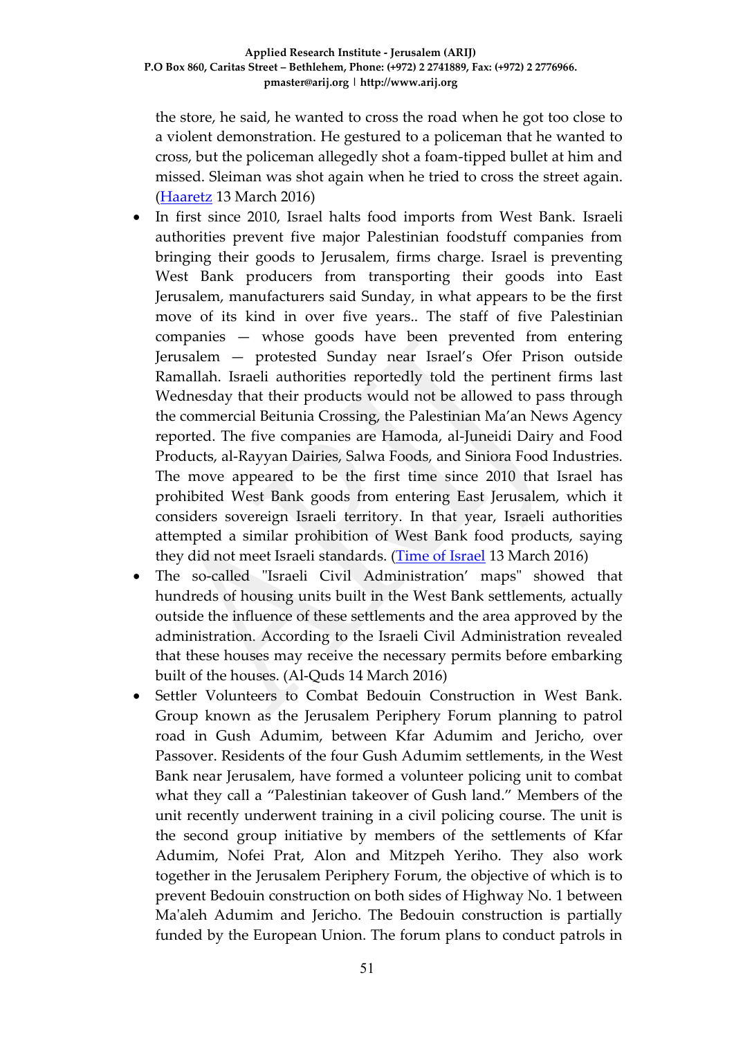the store, he said, he wanted to cross the road when he got too close to a violent demonstration. He gestured to a policeman that he wanted to cross, but the policeman allegedly shot a foam-tipped bullet at him and missed. Sleiman was shot again when he tried to cross the street again. (Haaretz 13 March 2016)

- In first since 2010, Israel halts food imports from West Bank. Israeli authorities prevent five major Palestinian foodstuff companies from bringing their goods to Jerusalem, firms charge. Israel is preventing West Bank producers from transporting their goods into East Jerusalem, manufacturers said Sunday, in what appears to be the first move of its kind in over five years.. The staff of five Palestinian companies — whose goods have been prevented from entering Jerusalem — protested Sunday near Israel's Ofer Prison outside Ramallah. Israeli authorities reportedly told the pertinent firms last Wednesday that their products would not be allowed to pass through the commercial Beitunia Crossing, the Palestinian Ma'an News Agency reported. The five companies are Hamoda, al-Juneidi Dairy and Food Products, al-Rayyan Dairies, Salwa Foods, and Siniora Food Industries. The move appeared to be the first time since 2010 that Israel has prohibited West Bank goods from entering East Jerusalem, which it considers sovereign Israeli territory. In that year, Israeli authorities attempted a similar prohibition of West Bank food products, saying they did not meet Israeli standards. (Time of Israel 13 March 2016)
- The so-called "Israeli Civil Administration' maps" showed that hundreds of housing units built in the West Bank settlements, actually outside the influence of these settlements and the area approved by the administration. According to the Israeli Civil Administration revealed that these houses may receive the necessary permits before embarking built of the houses. (Al-Quds 14 March 2016)
- Settler Volunteers to Combat Bedouin Construction in West Bank. Group known as the Jerusalem Periphery Forum planning to patrol road in Gush Adumim, between Kfar Adumim and Jericho, over Passover. Residents of the four Gush Adumim settlements, in the West Bank near Jerusalem, have formed a volunteer policing unit to combat what they call a "Palestinian takeover of Gush land." Members of the unit recently underwent training in a civil policing course. The unit is the second group initiative by members of the settlements of Kfar Adumim, Nofei Prat, Alon and Mitzpeh Yeriho. They also work together in the Jerusalem Periphery Forum, the objective of which is to prevent Bedouin construction on both sides of Highway No. 1 between Ma'aleh Adumim and Jericho. The Bedouin construction is partially funded by the European Union. The forum plans to conduct patrols in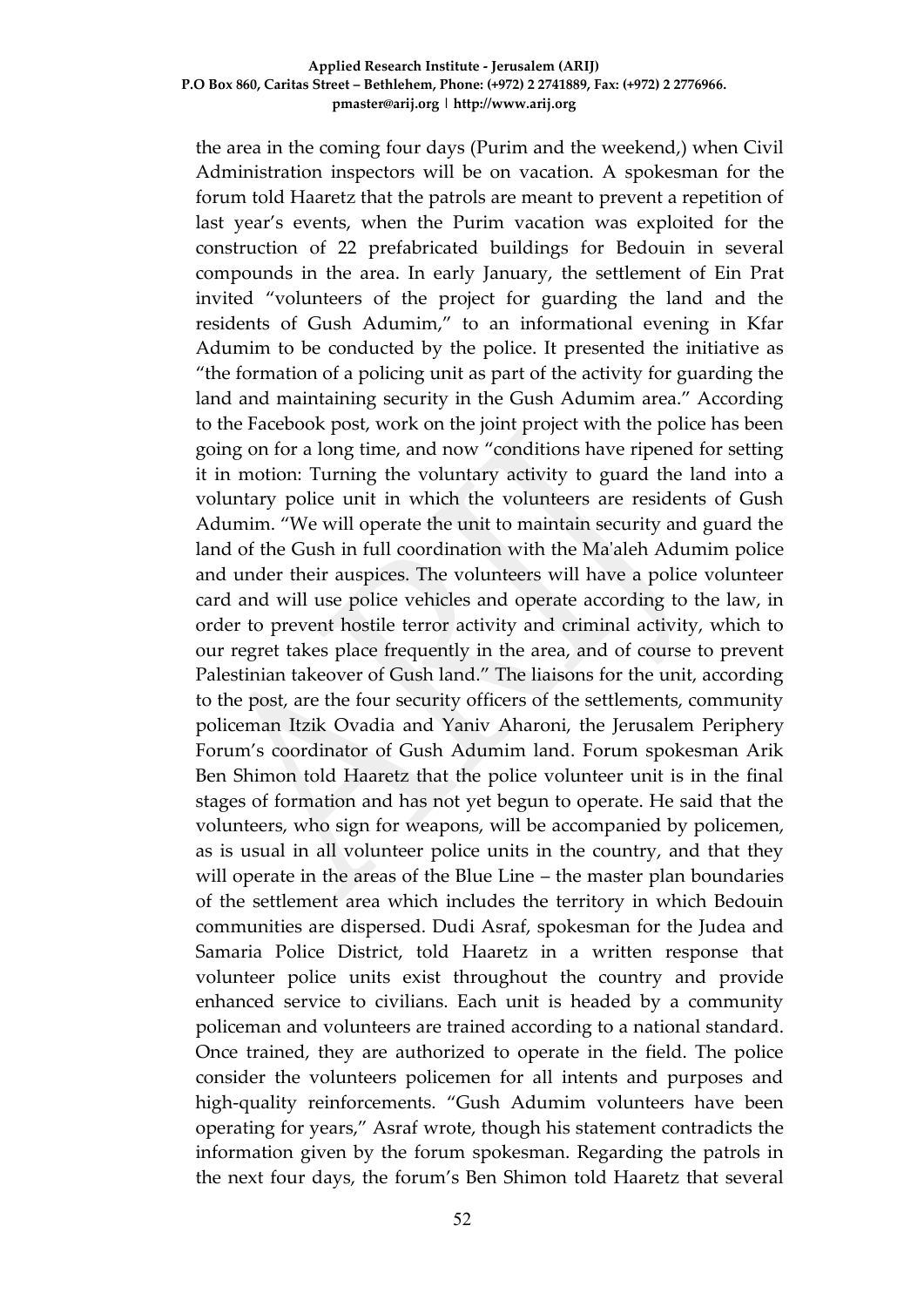the area in the coming four days (Purim and the weekend,) when Civil Administration inspectors will be on vacation. A spokesman for the forum told Haaretz that the patrols are meant to prevent a repetition of last year's events, when the Purim vacation was exploited for the construction of 22 prefabricated buildings for Bedouin in several compounds in the area. In early January, the settlement of Ein Prat invited "volunteers of the project for guarding the land and the residents of Gush Adumim," to an informational evening in Kfar Adumim to be conducted by the police. It presented the initiative as "the formation of a policing unit as part of the activity for guarding the land and maintaining security in the Gush Adumim area." According to the Facebook post, work on the joint project with the police has been going on for a long time, and now "conditions have ripened for setting it in motion: Turning the voluntary activity to guard the land into a voluntary police unit in which the volunteers are residents of Gush Adumim. "We will operate the unit to maintain security and guard the land of the Gush in full coordination with the Ma'aleh Adumim police and under their auspices. The volunteers will have a police volunteer card and will use police vehicles and operate according to the law, in order to prevent hostile terror activity and criminal activity, which to our regret takes place frequently in the area, and of course to prevent Palestinian takeover of Gush land." The liaisons for the unit, according to the post, are the four security officers of the settlements, community policeman Itzik Ovadia and Yaniv Aharoni, the Jerusalem Periphery Forum's coordinator of Gush Adumim land. Forum spokesman Arik Ben Shimon told Haaretz that the police volunteer unit is in the final stages of formation and has not yet begun to operate. He said that the volunteers, who sign for weapons, will be accompanied by policemen, as is usual in all volunteer police units in the country, and that they will operate in the areas of the Blue Line – the master plan boundaries of the settlement area which includes the territory in which Bedouin communities are dispersed. Dudi Asraf, spokesman for the Judea and Samaria Police District, told Haaretz in a written response that volunteer police units exist throughout the country and provide enhanced service to civilians. Each unit is headed by a community policeman and volunteers are trained according to a national standard. Once trained, they are authorized to operate in the field. The police consider the volunteers policemen for all intents and purposes and high-quality reinforcements. "Gush Adumim volunteers have been operating for years," Asraf wrote, though his statement contradicts the information given by the forum spokesman. Regarding the patrols in the next four days, the forum's Ben Shimon told Haaretz that several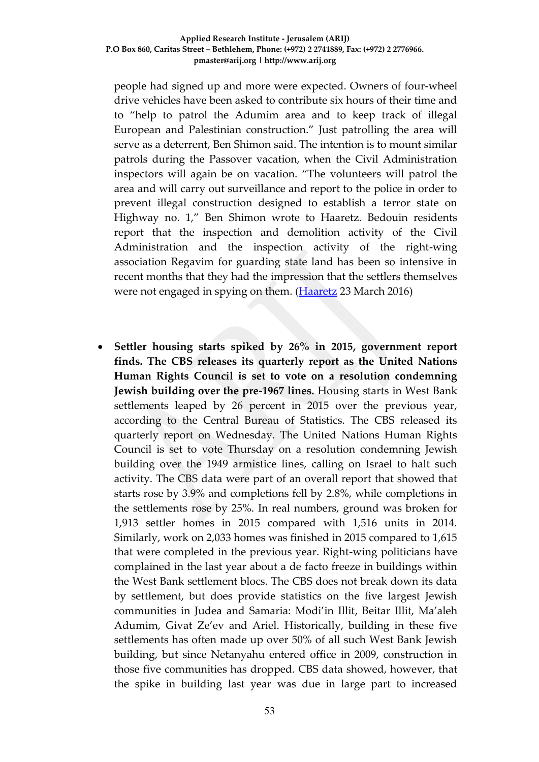people had signed up and more were expected. Owners of four-wheel drive vehicles have been asked to contribute six hours of their time and to "help to patrol the Adumim area and to keep track of illegal European and Palestinian construction." Just patrolling the area will serve as a deterrent, Ben Shimon said. The intention is to mount similar patrols during the Passover vacation, when the Civil Administration inspectors will again be on vacation. "The volunteers will patrol the area and will carry out surveillance and report to the police in order to prevent illegal construction designed to establish a terror state on Highway no. 1," Ben Shimon wrote to Haaretz. Bedouin residents report that the inspection and demolition activity of the Civil Administration and the inspection activity of the right-wing association Regavim for guarding state land has been so intensive in recent months that they had the impression that the settlers themselves were not engaged in spying on them. (Haaretz 23 March 2016)

- **Settler housing starts spiked by 26% in 2015, government report finds. The CBS releases its quarterly report as the United Nations Human Rights Council is set to vote on a resolution condemning Jewish building over the pre-1967 lines.** Housing starts in West Bank settlements leaped by 26 percent in 2015 over the previous year, according to the Central Bureau of Statistics. The CBS released its quarterly report on Wednesday. The United Nations Human Rights Council is set to vote Thursday on a resolution condemning Jewish building over the 1949 armistice lines, calling on Israel to halt such activity. The CBS data were part of an overall report that showed that starts rose by 3.9% and completions fell by 2.8%, while completions in the settlements rose by 25%. In real numbers, ground was broken for 1,913 settler homes in 2015 compared with 1,516 units in 2014. Similarly, work on 2,033 homes was finished in 2015 compared to 1,615 that were completed in the previous year. Right-wing politicians have complained in the last year about a de facto freeze in buildings within the West Bank settlement blocs. The CBS does not break down its data by settlement, but does provide statistics on the five largest Jewish communities in Judea and Samaria: Modi'in Illit, Beitar Illit, Ma'aleh Adumim, Givat Ze'ev and Ariel. Historically, building in these five settlements has often made up over 50% of all such West Bank Jewish building, but since Netanyahu entered office in 2009, construction in those five communities has dropped. CBS data showed, however, that the spike in building last year was due in large part to increased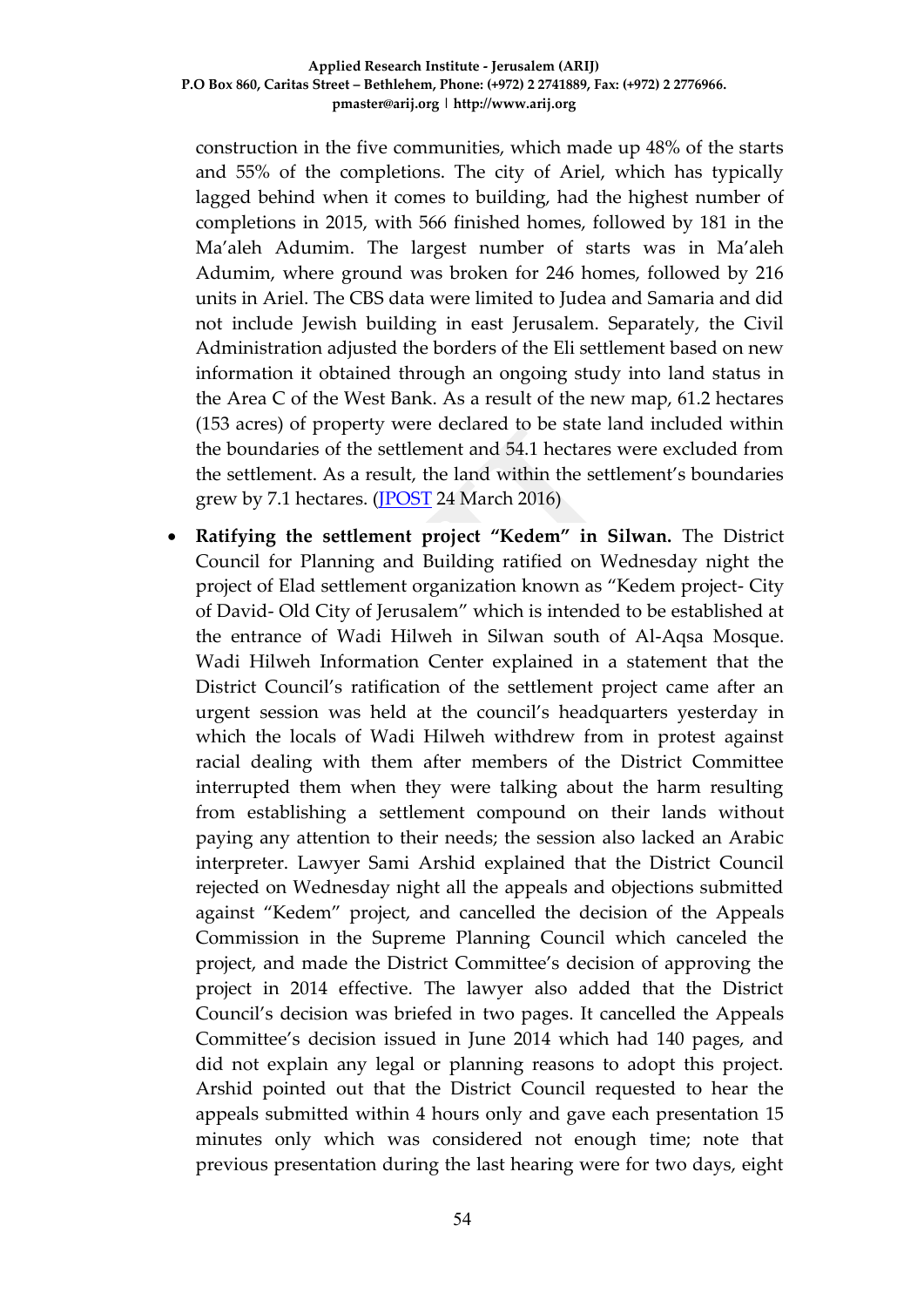construction in the five communities, which made up 48% of the starts and 55% of the completions. The city of Ariel, which has typically lagged behind when it comes to building, had the highest number of completions in 2015, with 566 finished homes, followed by 181 in the Ma'aleh Adumim. The largest number of starts was in Ma'aleh Adumim, where ground was broken for 246 homes, followed by 216 units in Ariel. The CBS data were limited to Judea and Samaria and did not include Jewish building in east Jerusalem. Separately, the Civil Administration adjusted the borders of the Eli settlement based on new information it obtained through an ongoing study into land status in the Area C of the West Bank. As a result of the new map, 61.2 hectares (153 acres) of property were declared to be state land included within the boundaries of the settlement and 54.1 hectares were excluded from the settlement. As a result, the land within the settlement's boundaries grew by 7.1 hectares. (JPOST 24 March 2016)

- **Ratifying the settlement project "Kedem" in Silwan.** The District Council for Planning and Building ratified on Wednesday night the project of Elad settlement organization known as "Kedem project- City of David- Old City of Jerusalem" which is intended to be established at the entrance of Wadi Hilweh in Silwan south of Al-Aqsa Mosque. Wadi Hilweh Information Center explained in a statement that the District Council's ratification of the settlement project came after an urgent session was held at the council's headquarters yesterday in which the locals of Wadi Hilweh withdrew from in protest against racial dealing with them after members of the District Committee interrupted them when they were talking about the harm resulting from establishing a settlement compound on their lands without paying any attention to their needs; the session also lacked an Arabic interpreter. Lawyer Sami Arshid explained that the District Council rejected on Wednesday night all the appeals and objections submitted against "Kedem" project, and cancelled the decision of the Appeals Commission in the Supreme Planning Council which canceled the project, and made the District Committee's decision of approving the project in 2014 effective. The lawyer also added that the District Council's decision was briefed in two pages. It cancelled the Appeals Committee's decision issued in June 2014 which had 140 pages, and did not explain any legal or planning reasons to adopt this project. Arshid pointed out that the District Council requested to hear the appeals submitted within 4 hours only and gave each presentation 15 minutes only which was considered not enough time; note that previous presentation during the last hearing were for two days, eight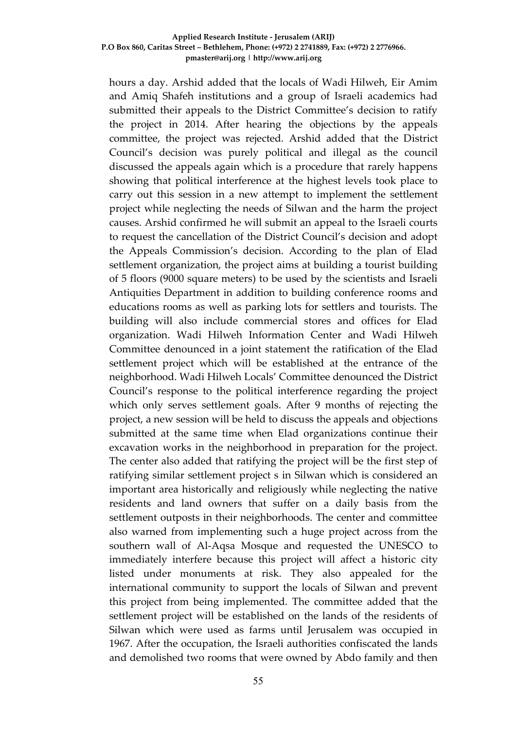hours a day. Arshid added that the locals of Wadi Hilweh, Eir Amim and Amiq Shafeh institutions and a group of Israeli academics had submitted their appeals to the District Committee's decision to ratify the project in 2014. After hearing the objections by the appeals committee, the project was rejected. Arshid added that the District Council's decision was purely political and illegal as the council discussed the appeals again which is a procedure that rarely happens showing that political interference at the highest levels took place to carry out this session in a new attempt to implement the settlement project while neglecting the needs of Silwan and the harm the project causes. Arshid confirmed he will submit an appeal to the Israeli courts to request the cancellation of the District Council's decision and adopt the Appeals Commission's decision. According to the plan of Elad settlement organization, the project aims at building a tourist building of 5 floors (9000 square meters) to be used by the scientists and Israeli Antiquities Department in addition to building conference rooms and educations rooms as well as parking lots for settlers and tourists. The building will also include commercial stores and offices for Elad organization. Wadi Hilweh Information Center and Wadi Hilweh Committee denounced in a joint statement the ratification of the Elad settlement project which will be established at the entrance of the neighborhood. Wadi Hilweh Locals' Committee denounced the District Council's response to the political interference regarding the project which only serves settlement goals. After 9 months of rejecting the project, a new session will be held to discuss the appeals and objections submitted at the same time when Elad organizations continue their excavation works in the neighborhood in preparation for the project. The center also added that ratifying the project will be the first step of ratifying similar settlement project s in Silwan which is considered an important area historically and religiously while neglecting the native residents and land owners that suffer on a daily basis from the settlement outposts in their neighborhoods. The center and committee also warned from implementing such a huge project across from the southern wall of Al-Aqsa Mosque and requested the UNESCO to immediately interfere because this project will affect a historic city listed under monuments at risk. They also appealed for the international community to support the locals of Silwan and prevent this project from being implemented. The committee added that the settlement project will be established on the lands of the residents of Silwan which were used as farms until Jerusalem was occupied in 1967. After the occupation, the Israeli authorities confiscated the lands and demolished two rooms that were owned by Abdo family and then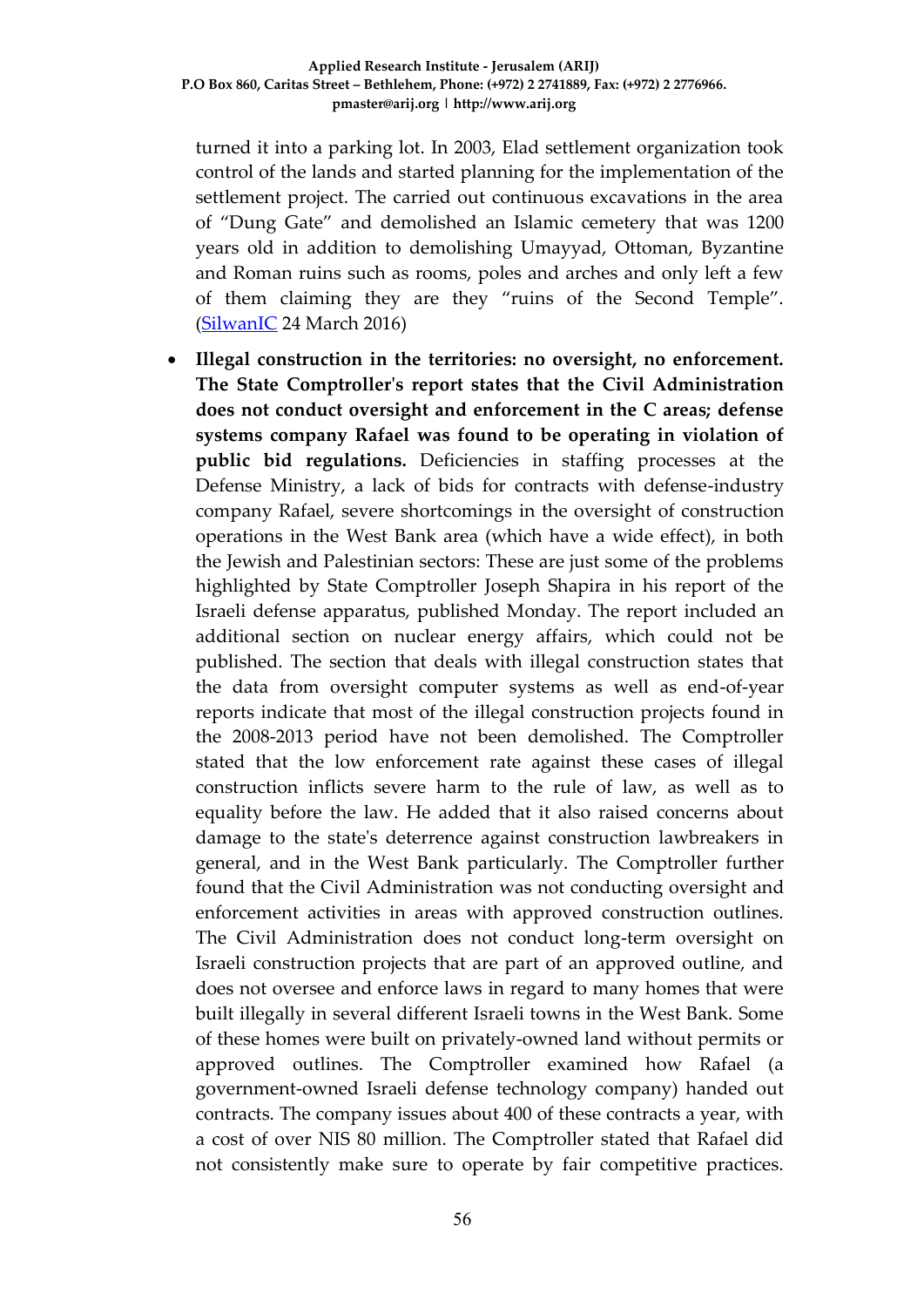turned it into a parking lot. In 2003, Elad settlement organization took control of the lands and started planning for the implementation of the settlement project. The carried out continuous excavations in the area of "Dung Gate" and demolished an Islamic cemetery that was 1200 years old in addition to demolishing Umayyad, Ottoman, Byzantine and Roman ruins such as rooms, poles and arches and only left a few of them claiming they are they "ruins of the Second Temple". (SilwanIC 24 March 2016)

- **Illegal construction in the territories: no oversight, no enforcement. The State Comptroller's report states that the Civil Administration does not conduct oversight and enforcement in the C areas; defense systems company Rafael was found to be operating in violation of public bid regulations.** Deficiencies in staffing processes at the Defense Ministry, a lack of bids for contracts with defense-industry company Rafael, severe shortcomings in the oversight of construction operations in the West Bank area (which have a wide effect), in both the Jewish and Palestinian sectors: These are just some of the problems highlighted by State Comptroller Joseph Shapira in his report of the Israeli defense apparatus, published Monday. The report included an additional section on nuclear energy affairs, which could not be published. The section that deals with illegal construction states that the data from oversight computer systems as well as end-of-year reports indicate that most of the illegal construction projects found in the 2008-2013 period have not demolished. The Comptroller stated that the low enforcement rate against these cases of illegal construction inflicts severe harm to the rule of law, as well as to equality before the law. He added that it also raised concerns about damage to the state's deterrence against construction lawbreakers in general, and in the West Bank particularly. The Comptroller further found that the Civil Administration was not conducting oversight and enforcement activities in areas with approved construction outlines. The Civil Administration does not conduct long-term oversight on Israeli construction projects that are part of an approved outline, and does not oversee and enforce laws in regard to many homes that were built illegally in several different Israeli towns in the West Bank. Some of these homes were built on privately-owned land without permits or approved outlines. The Comptroller examined how Rafael (a government-owned Israeli defense technology company) handed out contracts. The company issues about 400 of these contracts a year, with a cost of over NIS 80 million. The Comptroller stated that Rafael did not consistently make sure to operate by fair competitive practices.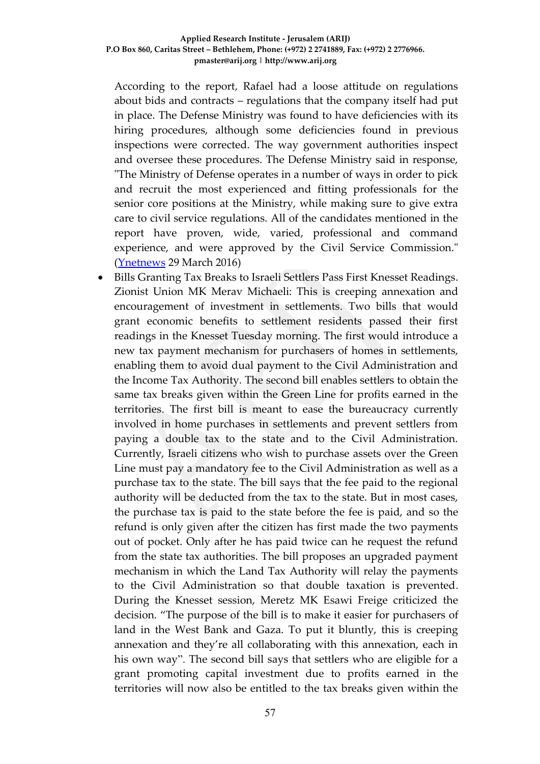According to the report, Rafael had a loose attitude on regulations about bids and contracts – regulations that the company itself had put in place. The Defense Ministry was found to have deficiencies with its hiring procedures, although some deficiencies found in previous inspections were corrected. The way government authorities inspect and oversee these procedures. The Defense Ministry said in response, "The Ministry of Defense operates in a number of ways in order to pick and recruit the most experienced and fitting professionals for the senior core positions at the Ministry, while making sure to give extra care to civil service regulations. All of the candidates mentioned in the report have proven, wide, varied, professional and command experience, and were approved by the Civil Service Commission." (Ynetnews 29 March 2016)

- Bills Granting Tax Breaks to Israeli Settlers Pass First Knesset Readings. Zionist Union MK Merav Michaeli: This is creeping annexation and encouragement of investment in settlements. Two bills that would grant economic benefits to settlement residents passed their first readings in the Knesset Tuesday morning. The first would introduce a new tax payment mechanism for purchasers of homes in settlements, enabling them to avoid dual payment to the Civil Administration and the Income Tax Authority. The second bill enables settlers to obtain the same tax breaks given within the Green Line for profits earned in the territories. The first bill is meant to ease the bureaucracy currently involved in home purchases in settlements and prevent settlers from paying a double tax to the state and to the Civil Administration. Currently, Israeli citizens who wish to purchase assets over the Green Line must pay a mandatory fee to the Civil Administration as well as a purchase tax to the state. The bill says that the fee paid to the regional authority will be deducted from the tax to the state. But in most cases, the purchase tax is paid to the state before the fee is paid, and so the refund is only given after the citizen has first made the two payments out of pocket. Only after he has paid twice can he request the refund from the state tax authorities. The bill proposes an upgraded payment mechanism in which the Land Tax Authority will relay the payments to the Civil Administration so that double taxation is prevented. During the Knesset session, Meretz MK Esawi Freige criticized the decision. "The purpose of the bill is to make it easier for purchasers of land in the West Bank and Gaza. To put it bluntly, this is creeping annexation and they're all collaborating with this annexation, each in his own way". The second bill says that settlers who are eligible for a grant promoting capital investment due to profits earned in the territories will now also be entitled to the tax breaks given within the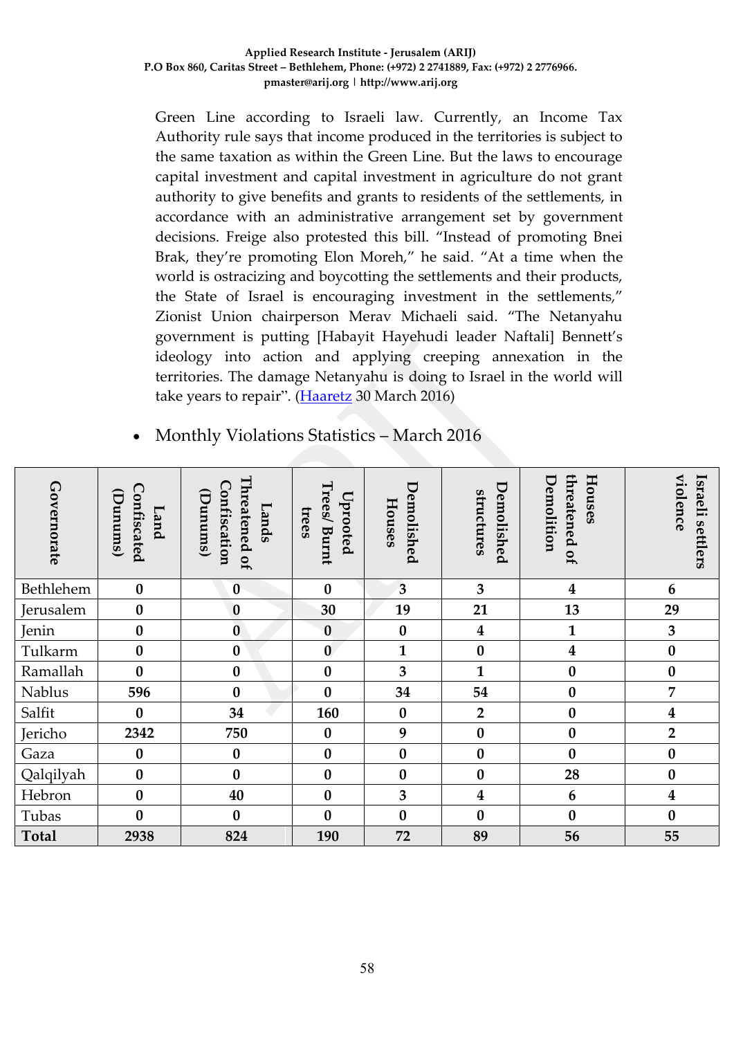Green Line according to Israeli law. Currently, an Income Tax Authority rule says that income produced in the territories is subject to the same taxation as within the Green Line. But the laws to encourage capital investment and capital investment in agriculture do not grant authority to give benefits and grants to residents of the settlements, in accordance with an administrative arrangement set by government decisions. Freige also protested this bill. "Instead of promoting Bnei Brak, they're promoting Elon Moreh," he said. "At a time when the world is ostracizing and boycotting the settlements and their products, the State of Israel is encouraging investment in the settlements," Zionist Union chairperson Merav Michaeli said. "The Netanyahu government is putting [Habayit Hayehudi leader Naftali] Bennett's ideology into action and applying creeping annexation in the territories. The damage Netanyahu is doing to Israel in the world will take years to repair". (Haaretz 30 March 2016)

- Monthly Violations Statistics – March 2016

| Governorate | Land Confiscated (Dunums) | Lands Threatened of Confiscation (Dunums) | Uprooted Trees/ Burnt trees | Demolished Houses | Demolished structures | Houses threatened of Demolition | Israeli settlers violence |
|---|---|---|---|---|---|---|---|
| Bethlehem | **0** | **0** | **0** | **3** | **3** | **4** | **6** |
| Jerusalem | **0** | **0** | **30** | **19** | **21** | **13** | **29** |
| Jenin | **0** | **0** | **0** | **0** | **4** | **1** | **3** |
| Tulkarm | **0** | **0** | **0** | **1** | **0** | **4** | **0** |
| Ramallah | **0** | **0** | **0** | **3** | **1** | **0** | **0** |
| Nablus | **596** | **0** | **0** | **34** | **54** | **0** | **7** |
| Salfit | **0** | **34** | **160** | **0** | **2** | **0** | **4** |
| Jericho | **2342** | **750** | **0** | **9** | **0** | **0** | **2** |
| Gaza | **0** | **0** | **0** | **0** | **0** | **0** | **0** |
| Qalqilyah | **0** | **0** | **0** | **0** | **0** | **28** | **0** |
| Hebron | **0** | **40** | **0** | **3** | **4** | **6** | **4** |
| Tubas | **0** | **0** | **0** | **0** | **0** | **0** | **0** |
| **Total** | **2938** | **824** | **190** | **72** | **89** | **56** | **55** |